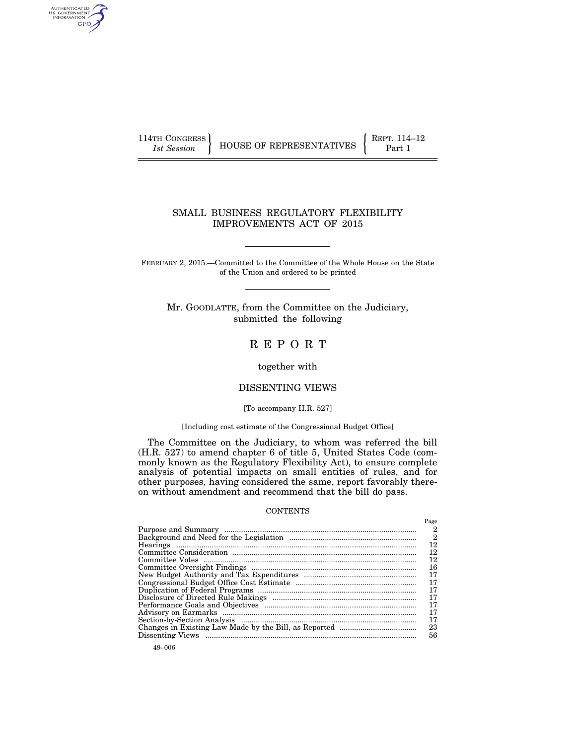114TH CONGRESS
*1st Session*

HOUSE OF REPRESENTATIVES

REPT. 114–12
Part 1

# SMALL BUSINESS REGULATORY FLEXIBILITY IMPROVEMENTS ACT OF 2015

FEBRUARY 2, 2015.—Committed to the Committee of the Whole House on the State of the Union and ordered to be printed

Mr. GOODLATTE, from the Committee on the Judiciary, submitted the following

## R E P O R T

together with

## DISSENTING VIEWS

[To accompany H.R. 527]

[Including cost estimate of the Congressional Budget Office]

The Committee on the Judiciary, to whom was referred the bill (H.R. 527) to amend chapter 6 of title 5, United States Code (commonly known as the Regulatory Flexibility Act), to ensure complete analysis of potential impacts on small entities of rules, and for other purposes, having considered the same, report favorably thereon without amendment and recommend that the bill do pass.

CONTENTS

| | Page |
|---|---|
| Purpose and Summary | 2 |
| Background and Need for the Legislation | 2 |
| Hearings | 12 |
| Committee Consideration | 12 |
| Committee Votes | 12 |
| Committee Oversight Findings | 16 |
| New Budget Authority and Tax Expenditures | 17 |
| Congressional Budget Office Cost Estimate | 17 |
| Duplication of Federal Programs | 17 |
| Disclosure of Directed Rule Makings | 17 |
| Performance Goals and Objectives | 17 |
| Advisory on Earmarks | 17 |
| Section-by-Section Analysis | 17 |
| Changes in Existing Law Made by the Bill, as Reported | 23 |
| Dissenting Views | 56 |

49–006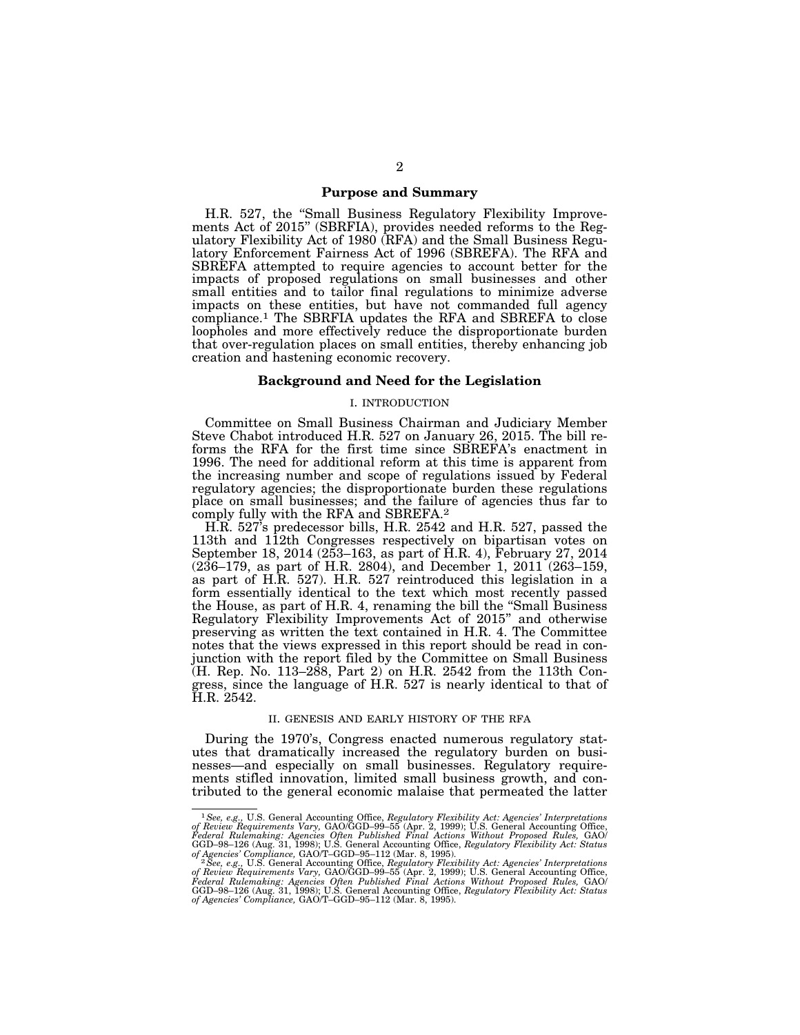## Purpose and Summary

H.R. 527, the "Small Business Regulatory Flexibility Improvements Act of 2015" (SBRFIA), provides needed reforms to the Regulatory Flexibility Act of 1980 (RFA) and the Small Business Regulatory Enforcement Fairness Act of 1996 (SBREFA). The RFA and SBREFA attempted to require agencies to account better for the impacts of proposed regulations on small businesses and other small entities and to tailor final regulations to minimize adverse impacts on these entities, but have not commanded full agency compliance.[1] The SBRFIA updates the RFA and SBREFA to close loopholes and more effectively reduce the disproportionate burden that over-regulation places on small entities, thereby enhancing job creation and hastening economic recovery.

## Background and Need for the Legislation

### I. INTRODUCTION

Committee on Small Business Chairman and Judiciary Member Steve Chabot introduced H.R. 527 on January 26, 2015. The bill reforms the RFA for the first time since SBREFA's enactment in 1996. The need for additional reform at this time is apparent from the increasing number and scope of regulations issued by Federal regulatory agencies; the disproportionate burden these regulations place on small businesses; and the failure of agencies thus far to comply fully with the RFA and SBREFA.[2]

H.R. 527's predecessor bills, H.R. 2542 and H.R. 527, passed the 113th and 112th Congresses respectively on bipartisan votes on September 18, 2014 (253–163, as part of H.R. 4), February 27, 2014 (236–179, as part of H.R. 2804), and December 1, 2011 (263–159, as part of H.R. 527). H.R. 527 reintroduced this legislation in a form essentially identical to the text which most recently passed the House, as part of H.R. 4, renaming the bill the "Small Business Regulatory Flexibility Improvements Act of 2015" and otherwise preserving as written the text contained in H.R. 4. The Committee notes that the views expressed in this report should be read in conjunction with the report filed by the Committee on Small Business (H. Rep. No. 113–288, Part 2) on H.R. 2542 from the 113th Congress, since the language of H.R. 527 is nearly identical to that of H.R. 2542.

### II. GENESIS AND EARLY HISTORY OF THE RFA

During the 1970's, Congress enacted numerous regulatory statutes that dramatically increased the regulatory burden on businesses—and especially on small businesses. Regulatory requirements stifled innovation, limited small business growth, and contributed to the general economic malaise that permeated the latter

---

[1] *See, e.g.,* U.S. General Accounting Office, *Regulatory Flexibility Act: Agencies' Interpretations of Review Requirements Vary,* GAO/GGD–99–55 (Apr. 2, 1999); U.S. General Accounting Office, *Federal Rulemaking: Agencies Often Published Final Actions Without Proposed Rules,* GAO/GGD–98–126 (Aug. 31, 1998); U.S. General Accounting Office, *Regulatory Flexibility Act: Status of Agencies' Compliance,* GAO/T–GGD–95–112 (Mar. 8, 1995).

[2] *See, e.g.,* U.S. General Accounting Office, *Regulatory Flexibility Act: Agencies' Interpretations of Review Requirements Vary,* GAO/GGD–99–55 (Apr. 2, 1999); U.S. General Accounting Office, *Federal Rulemaking: Agencies Often Published Final Actions Without Proposed Rules,* GAO/GGD–98–126 (Aug. 31, 1998); U.S. General Accounting Office, *Regulatory Flexibility Act: Status of Agencies' Compliance,* GAO/T–GGD–95–112 (Mar. 8, 1995).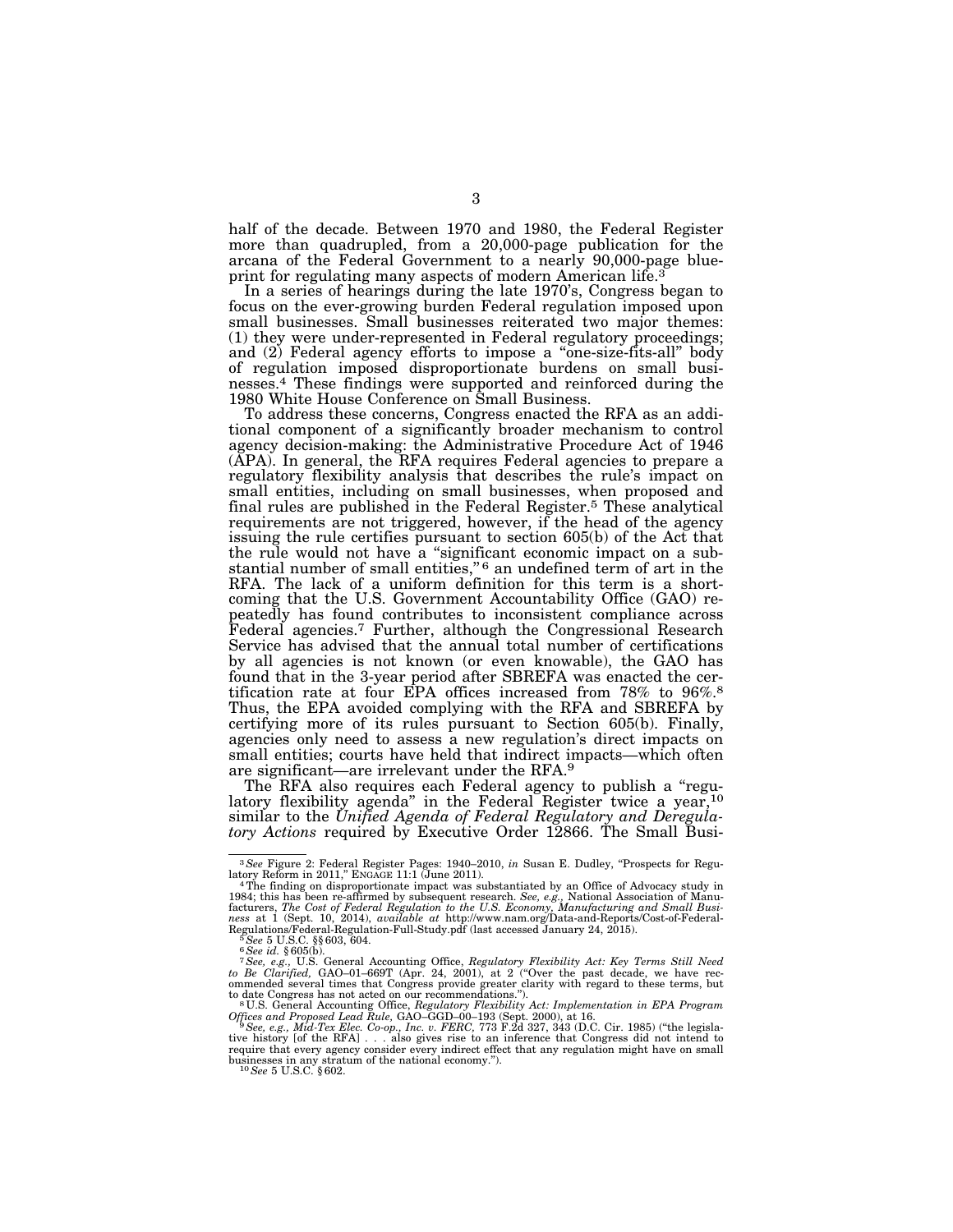half of the decade. Between 1970 and 1980, the Federal Register more than quadrupled, from a 20,000-page publication for the arcana of the Federal Government to a nearly 90,000-page blueprint for regulating many aspects of modern American life.[3]

In a series of hearings during the late 1970's, Congress began to focus on the ever-growing burden Federal regulation imposed upon small businesses. Small businesses reiterated two major themes: (1) they were under-represented in Federal regulatory proceedings; and (2) Federal agency efforts to impose a "one-size-fits-all" body of regulation imposed disproportionate burdens on small businesses.[4] These findings were supported and reinforced during the 1980 White House Conference on Small Business.

To address these concerns, Congress enacted the RFA as an additional component of a significantly broader mechanism to control agency decision-making: the Administrative Procedure Act of 1946 (APA). In general, the RFA requires Federal agencies to prepare a regulatory flexibility analysis that describes the rule's impact on small entities, including on small businesses, when proposed and final rules are published in the Federal Register.[5] These analytical requirements are not triggered, however, if the head of the agency issuing the rule certifies pursuant to section 605(b) of the Act that the rule would not have a "significant economic impact on a substantial number of small entities,"[6] an undefined term of art in the RFA. The lack of a uniform definition for this term is a shortcoming that the U.S. Government Accountability Office (GAO) repeatedly has found contributes to inconsistent compliance across Federal agencies.[7] Further, although the Congressional Research Service has advised that the annual total number of certifications by all agencies is not known (or even knowable), the GAO has found that in the 3-year period after SBREFA was enacted the certification rate at four EPA offices increased from 78% to 96%.[8] Thus, the EPA avoided complying with the RFA and SBREFA by certifying more of its rules pursuant to Section 605(b). Finally, agencies only need to assess a new regulation's direct impacts on small entities; courts have held that indirect impacts—which often are significant—are irrelevant under the RFA.[9]

The RFA also requires each Federal agency to publish a "regulatory flexibility agenda" in the Federal Register twice a year,[10] similar to the *Unified Agenda of Federal Regulatory and Deregulatory Actions* required by Executive Order 12866. The Small Busi-

---

[3] *See* Figure 2: Federal Register Pages: 1940–2010, *in* Susan E. Dudley, "Prospects for Regulatory Reform in 2011," ENGAGE 11:1 (June 2011).

[4] The finding on disproportionate impact was substantiated by an Office of Advocacy study in 1984; this has been re-affirmed by subsequent research. *See, e.g.*, National Association of Manufacturers, *The Cost of Federal Regulation to the U.S. Economy, Manufacturing and Small Business* at 1 (Sept. 10, 2014), *available at* http://www.nam.org/Data-and-Reports/Cost-of-Federal-Regulations/Federal-Regulation-Full-Study.pdf (last accessed January 24, 2015).

[5] *See* 5 U.S.C. §§ 603, 604.

[6] *See id.* § 605(b).

[7] *See, e.g.*, U.S. General Accounting Office, *Regulatory Flexibility Act: Key Terms Still Need to Be Clarified*, GAO–01–669T (Apr. 24, 2001), at 2 ("Over the past decade, we have recommended several times that Congress provide greater clarity with regard to these terms, but to date Congress has not acted on our recommendations.").

[8] U.S. General Accounting Office, *Regulatory Flexibility Act: Implementation in EPA Program Offices and Proposed Lead Rule*, GAO–GGD–00–193 (Sept. 2000), at 16.

[9] *See, e.g.*, *Mid-Tex Elec. Co-op., Inc. v. FERC*, 773 F.2d 327, 343 (D.C. Cir. 1985) ("the legislative history [of the RFA] . . . also gives rise to an inference that Congress did not intend to require that every agency consider every indirect effect that any regulation might have on small businesses in any stratum of the national economy.").

[10] *See* 5 U.S.C. § 602.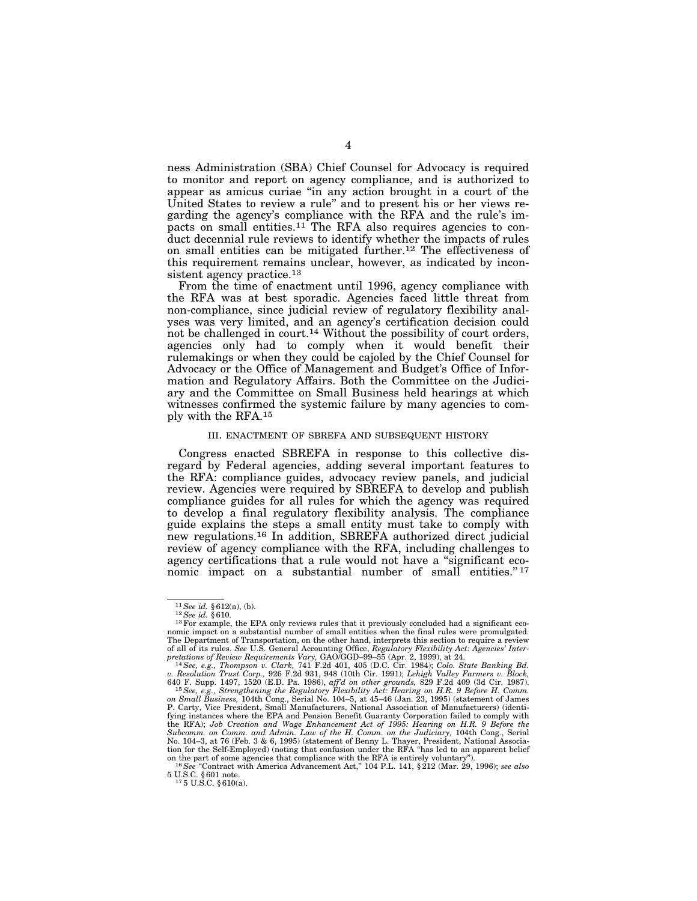ness Administration (SBA) Chief Counsel for Advocacy is required to monitor and report on agency compliance, and is authorized to appear as amicus curiae "in any action brought in a court of the United States to review a rule" and to present his or her views regarding the agency's compliance with the RFA and the rule's impacts on small entities.[11] The RFA also requires agencies to conduct decennial rule reviews to identify whether the impacts of rules on small entities can be mitigated further.[12] The effectiveness of this requirement remains unclear, however, as indicated by inconsistent agency practice.[13]

From the time of enactment until 1996, agency compliance with the RFA was at best sporadic. Agencies faced little threat from non-compliance, since judicial review of regulatory flexibility analyses was very limited, and an agency's certification decision could not be challenged in court.[14] Without the possibility of court orders, agencies only had to comply when it would benefit their rulemakings or when they could be cajoled by the Chief Counsel for Advocacy or the Office of Management and Budget's Office of Information and Regulatory Affairs. Both the Committee on the Judiciary and the Committee on Small Business held hearings at which witnesses confirmed the systemic failure by many agencies to comply with the RFA.[15]

## III. ENACTMENT OF SBREFA AND SUBSEQUENT HISTORY

Congress enacted SBREFA in response to this collective disregard by Federal agencies, adding several important features to the RFA: compliance guides, advocacy review panels, and judicial review. Agencies were required by SBREFA to develop and publish compliance guides for all rules for which the agency was required to develop a final regulatory flexibility analysis. The compliance guide explains the steps a small entity must take to comply with new regulations.[16] In addition, SBREFA authorized direct judicial review of agency compliance with the RFA, including challenges to agency certifications that a rule would not have a "significant economic impact on a substantial number of small entities."[17]

---

[11] *See id.* § 612(a), (b).

[12] *See id.* § 610.

[13] For example, the EPA only reviews rules that it previously concluded had a significant economic impact on a substantial number of small entities when the final rules were promulgated. The Department of Transportation, on the other hand, interprets this section to require a review of all of its rules. *See* U.S. General Accounting Office, *Regulatory Flexibility Act: Agencies' Interpretations of Review Requirements Vary,* GAO/GGD–99–55 (Apr. 2, 1999), at 24.

[14] *See, e.g., Thompson v. Clark,* 741 F.2d 401, 405 (D.C. Cir. 1984); *Colo. State Banking Bd. v. Resolution Trust Corp.,* 926 F.2d 931, 948 (10th Cir. 1991); *Lehigh Valley Farmers v. Block,* 640 F. Supp. 1497, 1520 (E.D. Pa. 1986), *aff'd on other grounds,* 829 F.2d 409 (3d Cir. 1987).

[15] *See, e.g., Strengthening the Regulatory Flexibility Act: Hearing on H.R. 9 Before H. Comm. on Small Business,* 104th Cong., Serial No. 104–5, at 45–46 (Jan. 23, 1995) (statement of James P. Carty, Vice President, Small Manufacturers, National Association of Manufacturers) (identifying instances where the EPA and Pension Benefit Guaranty Corporation failed to comply with the RFA); *Job Creation and Wage Enhancement Act of 1995: Hearing on H.R. 9 Before the Subcomm. on Comm. and Admin. Law of the H. Comm. on the Judiciary,* 104th Cong., Serial No. 104–3, at 76 (Feb. 3 & 6, 1995) (statement of Benny L. Thayer, President, National Association for the Self-Employed) (noting that confusion under the RFA "has led to an apparent belief on the part of some agencies that compliance with the RFA is entirely voluntary").

[16] *See* "Contract with America Advancement Act," 104 P.L. 141, § 212 (Mar. 29, 1996); *see also* 5 U.S.C. § 601 note.

[17] 5 U.S.C. § 610(a).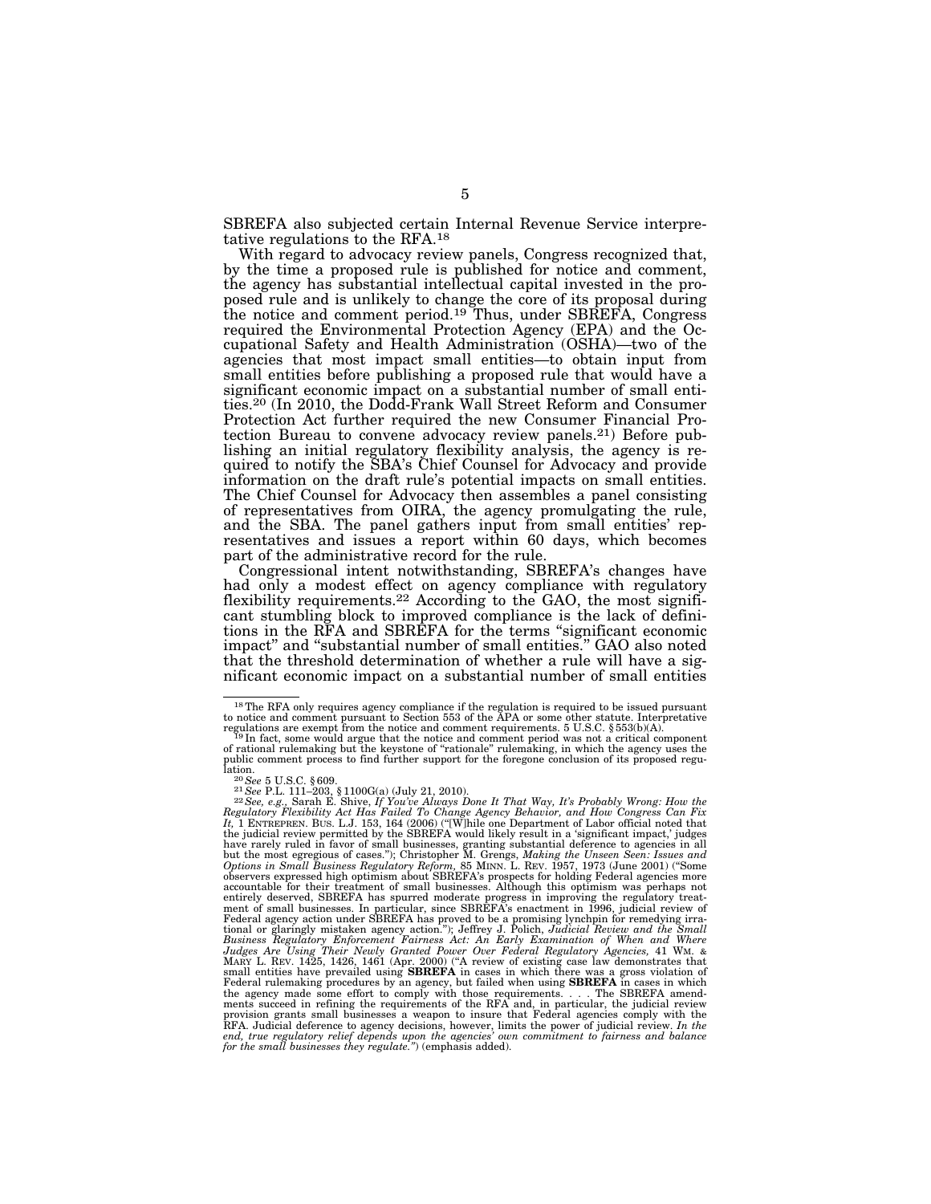SBREFA also subjected certain Internal Revenue Service interpretative regulations to the RFA.[18]

With regard to advocacy review panels, Congress recognized that, by the time a proposed rule is published for notice and comment, the agency has substantial intellectual capital invested in the proposed rule and is unlikely to change the core of its proposal during the notice and comment period.[19] Thus, under SBREFA, Congress required the Environmental Protection Agency (EPA) and the Occupational Safety and Health Administration (OSHA)—two of the agencies that most impact small entities—to obtain input from small entities before publishing a proposed rule that would have a significant economic impact on a substantial number of small entities.[20] (In 2010, the Dodd-Frank Wall Street Reform and Consumer Protection Act further required the new Consumer Financial Protection Bureau to convene advocacy review panels.[21]) Before publishing an initial regulatory flexibility analysis, the agency is required to notify the SBA's Chief Counsel for Advocacy and provide information on the draft rule's potential impacts on small entities. The Chief Counsel for Advocacy then assembles a panel consisting of representatives from OIRA, the agency promulgating the rule, and the SBA. The panel gathers input from small entities' representatives and issues a report within 60 days, which becomes part of the administrative record for the rule.

Congressional intent notwithstanding, SBREFA's changes have had only a modest effect on agency compliance with regulatory flexibility requirements.[22] According to the GAO, the most significant stumbling block to improved compliance is the lack of definitions in the RFA and SBREFA for the terms "significant economic impact" and "substantial number of small entities." GAO also noted that the threshold determination of whether a rule will have a significant economic impact on a substantial number of small entities

---

[18] The RFA only requires agency compliance if the regulation is required to be issued pursuant to notice and comment pursuant to Section 553 of the APA or some other statute. Interpretative regulations are exempt from the notice and comment requirements. 5 U.S.C. § 553(b)(A).

[19] In fact, some would argue that the notice and comment period was not a critical component of rational rulemaking but the keystone of "rationale" rulemaking, in which the agency uses the public comment process to find further support for the foregone conclusion of its proposed regulation.

[20] *See* 5 U.S.C. § 609.

[21] *See* P.L. 111–203, § 1100G(a) (July 21, 2010).

[22] *See, e.g.,* Sarah E. Shive, *If You've Always Done It That Way, It's Probably Wrong: How the Regulatory Flexibility Act Has Failed To Change Agency Behavior, and How Congress Can Fix It,* 1 ENTREPREN. BUS. L.J. 153, 164 (2006) ("[W]hile one Department of Labor official noted that the judicial review permitted by the SBREFA would likely result in a 'significant impact,' judges have rarely ruled in favor of small businesses, granting substantial deference to agencies in all but the most egregious of cases."); Christopher M. Grengs, *Making the Unseen Seen: Issues and Options in Small Business Regulatory Reform,* 85 MINN. L. REV. 1957, 1973 (June 2001) ("Some observers expressed high optimism about SBREFA's prospects for holding Federal agencies more accountable for their treatment of small businesses. Although this optimism was perhaps not entirely deserved, SBREFA has spurred moderate progress in improving the regulatory treatment of small businesses. In particular, since SBREFA's enactment in 1996, judicial review of Federal agency action under SBREFA has proved to be a promising lynchpin for remedying irrational or glaringly mistaken agency action."); Jeffrey J. Polich, *Judicial Review and the Small Business Regulatory Enforcement Fairness Act: An Early Examination of When and Where Judges Are Using Their Newly Granted Power Over Federal Regulatory Agencies,* 41 WM. & MARY L. REV. 1425, 1426, 1461 (Apr. 2000) ("A review of existing case law demonstrates that small entities have prevailed using **SBREFA** in cases in which there was a gross violation of Federal rulemaking procedures by an agency, but failed when using **SBREFA** in cases in which the agency made some effort to comply with those requirements. . . . The SBREFA amendments succeed in refining the requirements of the RFA and, in particular, the judicial review provision grants small businesses a weapon to insure that Federal agencies comply with the RFA. Judicial deference to agency decisions, however, limits the power of judicial review. *In the end, true regulatory relief depends upon the agencies' own commitment to fairness and balance for the small businesses they regulate.*") (emphasis added).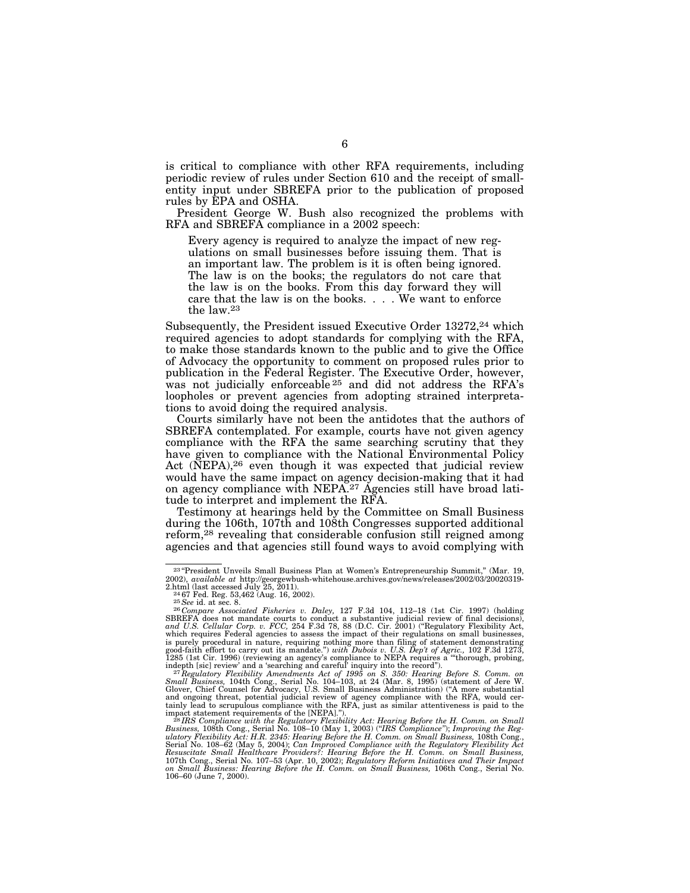is critical to compliance with other RFA requirements, including periodic review of rules under Section 610 and the receipt of small-entity input under SBREFA prior to the publication of proposed rules by EPA and OSHA.

President George W. Bush also recognized the problems with RFA and SBREFA compliance in a 2002 speech:

> Every agency is required to analyze the impact of new regulations on small businesses before issuing them. That is an important law. The problem is it is often being ignored. The law is on the books; the regulators do not care that the law is on the books. From this day forward they will care that the law is on the books. . . . We want to enforce the law.[23]

Subsequently, the President issued Executive Order 13272,[24] which required agencies to adopt standards for complying with the RFA, to make those standards known to the public and to give the Office of Advocacy the opportunity to comment on proposed rules prior to publication in the Federal Register. The Executive Order, however, was not judicially enforceable[25] and did not address the RFA's loopholes or prevent agencies from adopting strained interpretations to avoid doing the required analysis.

Courts similarly have not been the antidotes that the authors of SBREFA contemplated. For example, courts have not given agency compliance with the RFA the same searching scrutiny that they have given to compliance with the National Environmental Policy Act (NEPA),[26] even though it was expected that judicial review would have the same impact on agency decision-making that it had on agency compliance with NEPA.[27] Agencies still have broad latitude to interpret and implement the RFA.

Testimony at hearings held by the Committee on Small Business during the 106th, 107th and 108th Congresses supported additional reform,[28] revealing that considerable confusion still reigned among agencies and that agencies still found ways to avoid complying with

---

[23] "President Unveils Small Business Plan at Women's Entrepreneurship Summit," (Mar. 19, 2002), *available at* http://georgewbush-whitehouse.archives.gov/news/releases/2002/03/20020319-2.html (last accessed July 25, 2011).

[24] 67 Fed. Reg. 53,462 (Aug. 16, 2002).

[25] *See* id. at sec. 8.

[26] *Compare Associated Fisheries v. Daley,* 127 F.3d 104, 112–18 (1st Cir. 1997) (holding SBREFA does not mandate courts to conduct a substantive judicial review of final decisions), *and U.S. Cellular Corp. v. FCC,* 254 F.3d 78, 88 (D.C. Cir. 2001) ("Regulatory Flexibility Act, which requires Federal agencies to assess the impact of their regulations on small businesses, is purely procedural in nature, requiring nothing more than filing of statement demonstrating good-faith effort to carry out its mandate.") *with Dubois v. U.S. Dep't of Agric.,* 102 F.3d 1273, 1285 (1st Cir. 1996) (reviewing an agency's compliance to NEPA requires a '"thorough, probing, indepth [sic] review' and a 'searching and careful' inquiry into the record").

[27] *Regulatory Flexibility Amendments Act of 1995 on S. 350: Hearing Before S. Comm. on Small Business,* 104th Cong., Serial No. 104–103, at 24 (Mar. 8, 1995) (statement of Jere W. Glover, Chief Counsel for Advocacy, U.S. Small Business Administration) ("A more substantial and ongoing threat, potential judicial review of agency compliance with the RFA, would certainly lead to scrupulous compliance with the RFA, just as similar attentiveness is paid to the impact statement requirements of the [NEPA].").

[28] *IRS Compliance with the Regulatory Flexibility Act: Hearing Before the H. Comm. on Small Business,* 108th Cong., Serial No. 108–10 (May 1, 2003) ("*IRS Compliance*"); *Improving the Regulatory Flexibility Act: H.R. 2345: Hearing Before the H. Comm. on Small Business,* 108th Cong., Serial No. 108–62 (May 5, 2004); *Can Improved Compliance with the Regulatory Flexibility Act Resuscitate Small Healthcare Providers?: Hearing Before the H. Comm. on Small Business,* 107th Cong., Serial No. 107–53 (Apr. 10, 2002); *Regulatory Reform Initiatives and Their Impact on Small Business: Hearing Before the H. Comm. on Small Business,* 106th Cong., Serial No. 106–60 (June 7, 2000).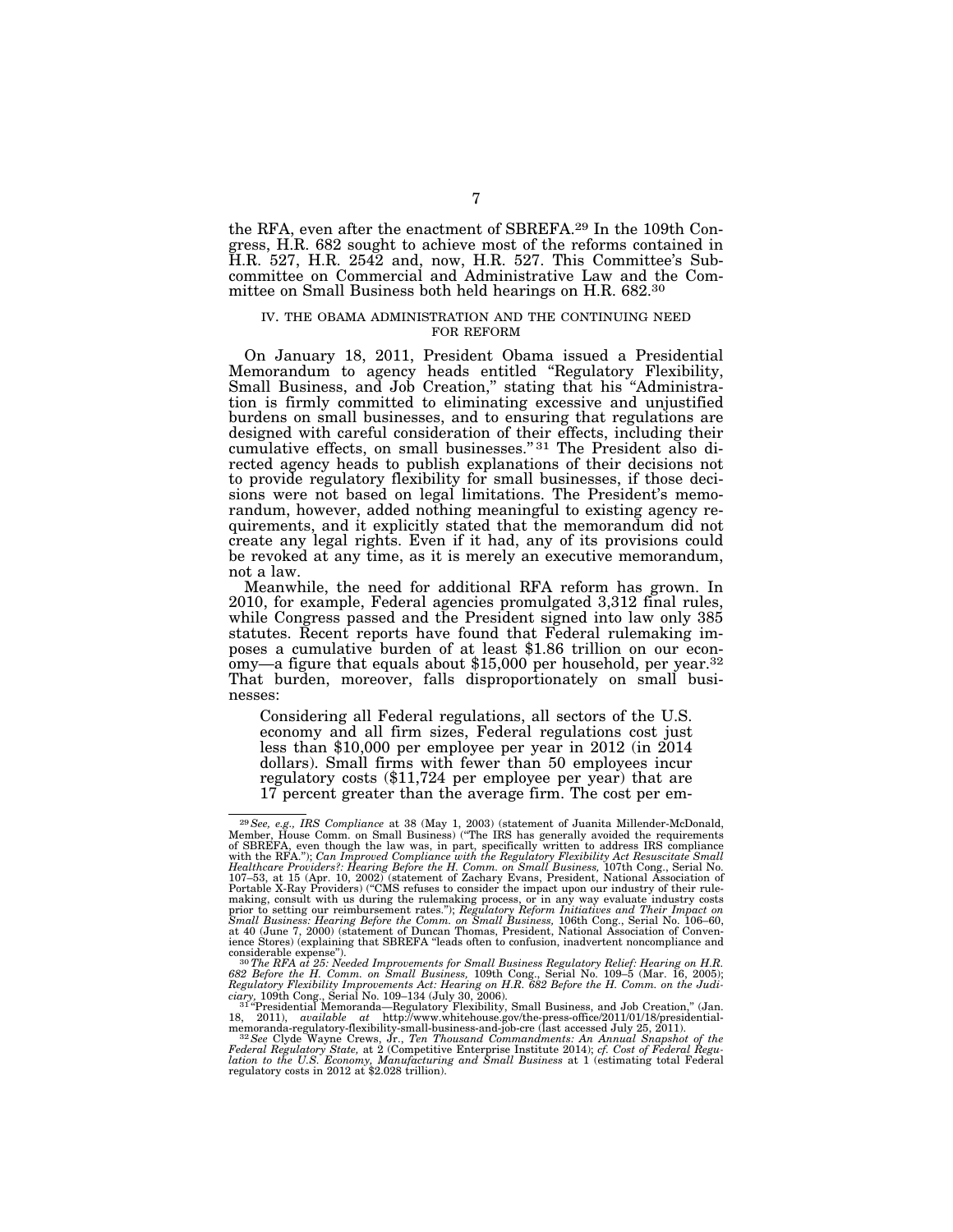the RFA, even after the enactment of SBREFA.[29] In the 109th Congress, H.R. 682 sought to achieve most of the reforms contained in H.R. 527, H.R. 2542 and, now, H.R. 527. This Committee's Subcommittee on Commercial and Administrative Law and the Committee on Small Business both held hearings on H.R. 682.[30]

## IV. THE OBAMA ADMINISTRATION AND THE CONTINUING NEED FOR REFORM

On January 18, 2011, President Obama issued a Presidential Memorandum to agency heads entitled "Regulatory Flexibility, Small Business, and Job Creation," stating that his "Administration is firmly committed to eliminating excessive and unjustified burdens on small businesses, and to ensuring that regulations are designed with careful consideration of their effects, including their cumulative effects, on small businesses."[31] The President also directed agency heads to publish explanations of their decisions not to provide regulatory flexibility for small businesses, if those decisions were not based on legal limitations. The President's memorandum, however, added nothing meaningful to existing agency requirements, and it explicitly stated that the memorandum did not create any legal rights. Even if it had, any of its provisions could be revoked at any time, as it is merely an executive memorandum, not a law.

Meanwhile, the need for additional RFA reform has grown. In 2010, for example, Federal agencies promulgated 3,312 final rules, while Congress passed and the President signed into law only 385 statutes. Recent reports have found that Federal rulemaking imposes a cumulative burden of at least $1.86 trillion on our economy—a figure that equals about $15,000 per household, per year.[32] That burden, moreover, falls disproportionately on small businesses:

> Considering all Federal regulations, all sectors of the U.S. economy and all firm sizes, Federal regulations cost just less than $10,000 per employee per year in 2012 (in 2014 dollars). Small firms with fewer than 50 employees incur regulatory costs ($11,724 per employee per year) that are 17 percent greater than the average firm. The cost per em-

---

[29] *See, e.g., IRS Compliance* at 38 (May 1, 2003) (statement of Juanita Millender-McDonald, Member, House Comm. on Small Business) ("The IRS has generally avoided the requirements of SBREFA, even though the law was, in part, specifically written to address IRS compliance with the RFA."); *Can Improved Compliance with the Regulatory Flexibility Act Resuscitate Small Healthcare Providers?: Hearing Before the H. Comm. on Small Business,* 107th Cong., Serial No. 107–53, at 15 (Apr. 10, 2002) (statement of Zachary Evans, President, National Association of Portable X-Ray Providers) ("CMS refuses to consider the impact upon our industry of their rulemaking, consult with us during the rulemaking process, or in any way evaluate industry costs prior to setting our reimbursement rates."); *Regulatory Reform Initiatives and Their Impact on Small Business: Hearing Before the Comm. on Small Business,* 106th Cong., Serial No. 106–60, at 40 (June 7, 2000) (statement of Duncan Thomas, President, National Association of Convenience Stores) (explaining that SBREFA "leads often to confusion, inadvertent noncompliance and considerable expense").

[30] *The RFA at 25: Needed Improvements for Small Business Regulatory Relief: Hearing on H.R. 682 Before the H. Comm. on Small Business,* 109th Cong., Serial No. 109–5 (Mar. 16, 2005); *Regulatory Flexibility Improvements Act: Hearing on H.R. 682 Before the H. Comm. on the Judiciary,* 109th Cong., Serial No. 109–134 (July 30, 2006).

[31] "Presidential Memoranda—Regulatory Flexibility, Small Business, and Job Creation," (Jan. 18, 2011), *available at* http://www.whitehouse.gov/the-press-office/2011/01/18/presidential-memoranda-regulatory-flexibility-small-business-and-job-cre (last accessed July 25, 2011).

[32] *See* Clyde Wayne Crews, Jr., *Ten Thousand Commandments: An Annual Snapshot of the Federal Regulatory State,* at 2 (Competitive Enterprise Institute 2014); *cf. Cost of Federal Regulation to the U.S. Economy, Manufacturing and Small Business* at 1 (estimating total Federal regulatory costs in 2012 at $2.028 trillion).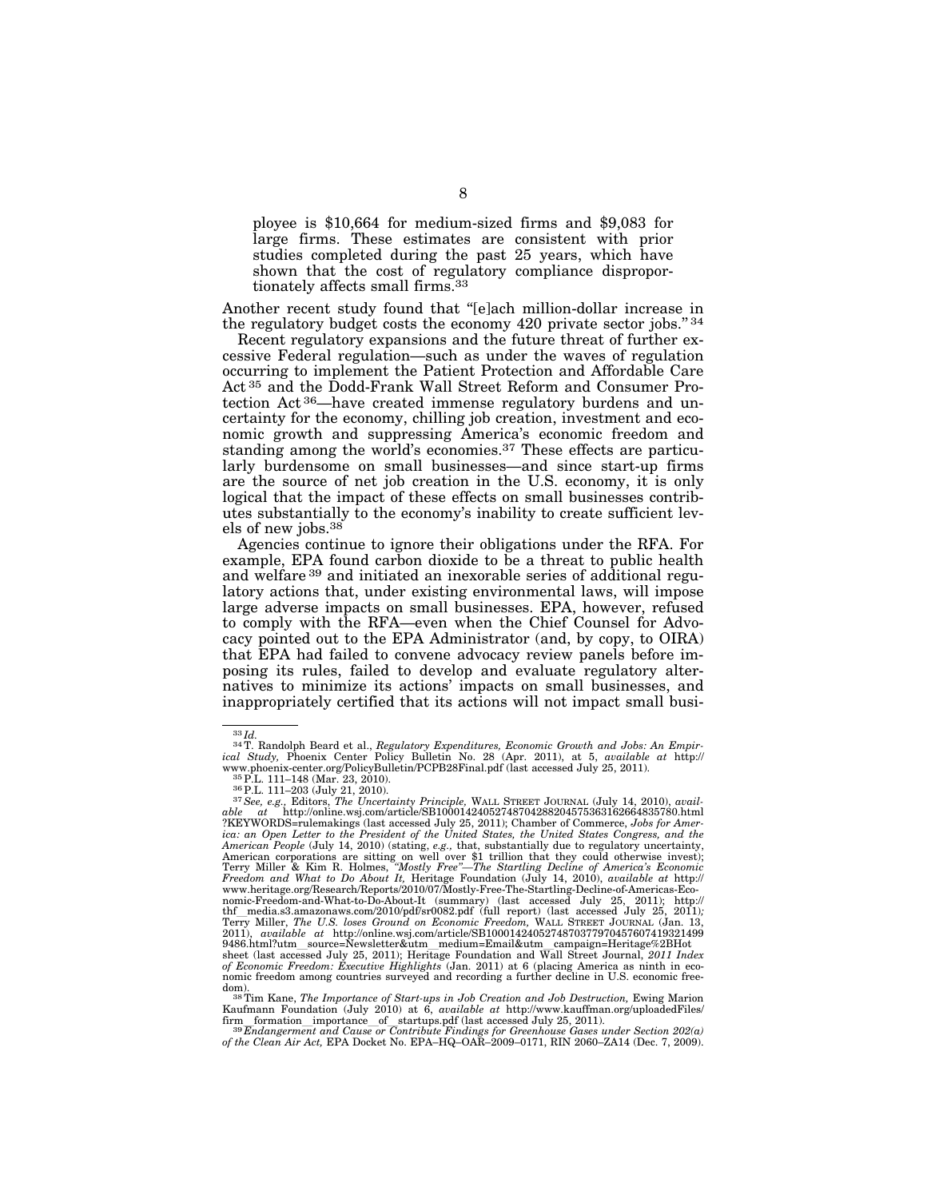ployee is $10,664 for medium-sized firms and $9,083 for large firms. These estimates are consistent with prior studies completed during the past 25 years, which have shown that the cost of regulatory compliance disproportionately affects small firms.[33]

Another recent study found that "[e]ach million-dollar increase in the regulatory budget costs the economy 420 private sector jobs."[34]

Recent regulatory expansions and the future threat of further excessive Federal regulation—such as under the waves of regulation occurring to implement the Patient Protection and Affordable Care Act[35] and the Dodd-Frank Wall Street Reform and Consumer Protection Act[36]—have created immense regulatory burdens and uncertainty for the economy, chilling job creation, investment and economic growth and suppressing America's economic freedom and standing among the world's economies.[37] These effects are particularly burdensome on small businesses—and since start-up firms are the source of net job creation in the U.S. economy, it is only logical that the impact of these effects on small businesses contributes substantially to the economy's inability to create sufficient levels of new jobs.[38]

Agencies continue to ignore their obligations under the RFA. For example, EPA found carbon dioxide to be a threat to public health and welfare[39] and initiated an inexorable series of additional regulatory actions that, under existing environmental laws, will impose large adverse impacts on small businesses. EPA, however, refused to comply with the RFA—even when the Chief Counsel for Advocacy pointed out to the EPA Administrator (and, by copy, to OIRA) that EPA had failed to convene advocacy review panels before imposing its rules, failed to develop and evaluate regulatory alternatives to minimize its actions' impacts on small businesses, and inappropriately certified that its actions will not impact small busi-

---

[33] *Id.*

[34] T. Randolph Beard et al., *Regulatory Expenditures, Economic Growth and Jobs: An Empirical Study,* Phoenix Center Policy Bulletin No. 28 (Apr. 2011), at 5, *available at* http://www.phoenix-center.org/PolicyBulletin/PCPB28Final.pdf (last accessed July 25, 2011).

[35] P.L. 111–148 (Mar. 23, 2010).

[36] P.L. 111–203 (July 21, 2010).

[37] *See, e.g.,* Editors, *The Uncertainty Principle,* WALL STREET JOURNAL (July 14, 2010), *available at* http://online.wsj.com/article/SB10001424052748704288204575363162664835780.html?KEYWORDS=rulemakings (last accessed July 25, 2011); Chamber of Commerce, *Jobs for America: an Open Letter to the President of the United States, the United States Congress, and the American People* (July 14, 2010) (stating, *e.g.,* that, substantially due to regulatory uncertainty, American corporations are sitting on well over $1 trillion that they could otherwise invest); Terry Miller & Kim R. Holmes, *"Mostly Free"—The Startling Decline of America's Economic Freedom and What to Do About It,* Heritage Foundation (July 14, 2010), *available at* http://www.heritage.org/Research/Reports/2010/07/Mostly-Free-The-Startling-Decline-of-Americas-Economic-Freedom-and-What-to-Do-About-It (summary) (last accessed July 25, 2011); http://thf_media.s3.amazonaws.com/2010/pdf/sr0082.pdf (full report) (last accessed July 25, 2011); Terry Miller, *The U.S. loses Ground on Economic Freedom,* WALL STREET JOURNAL (Jan. 13, 2011), *available at* http://online.wsj.com/article/SB10001424052748703779704576074193214999486.html?utm_source=Newsletter&utm_medium=Email&utm_campaign=Heritage%2BHot sheet (last accessed July 25, 2011); Heritage Foundation and Wall Street Journal, *2011 Index of Economic Freedom: Executive Highlights* (Jan. 2011) at 6 (placing America as ninth in economic freedom among countries surveyed and recording a further decline in U.S. economic freedom).

[38] Tim Kane, *The Importance of Start-ups in Job Creation and Job Destruction,* Ewing Marion Kaufmann Foundation (July 2010) at 6, *available at* http://www.kauffman.org/uploadedFiles/firm_formation_importance_of_startups.pdf (last accessed July 25, 2011).

[39] *Endangerment and Cause or Contribute Findings for Greenhouse Gases under Section 202(a) of the Clean Air Act,* EPA Docket No. EPA–HQ–OAR–2009–0171, RIN 2060–ZA14 (Dec. 7, 2009).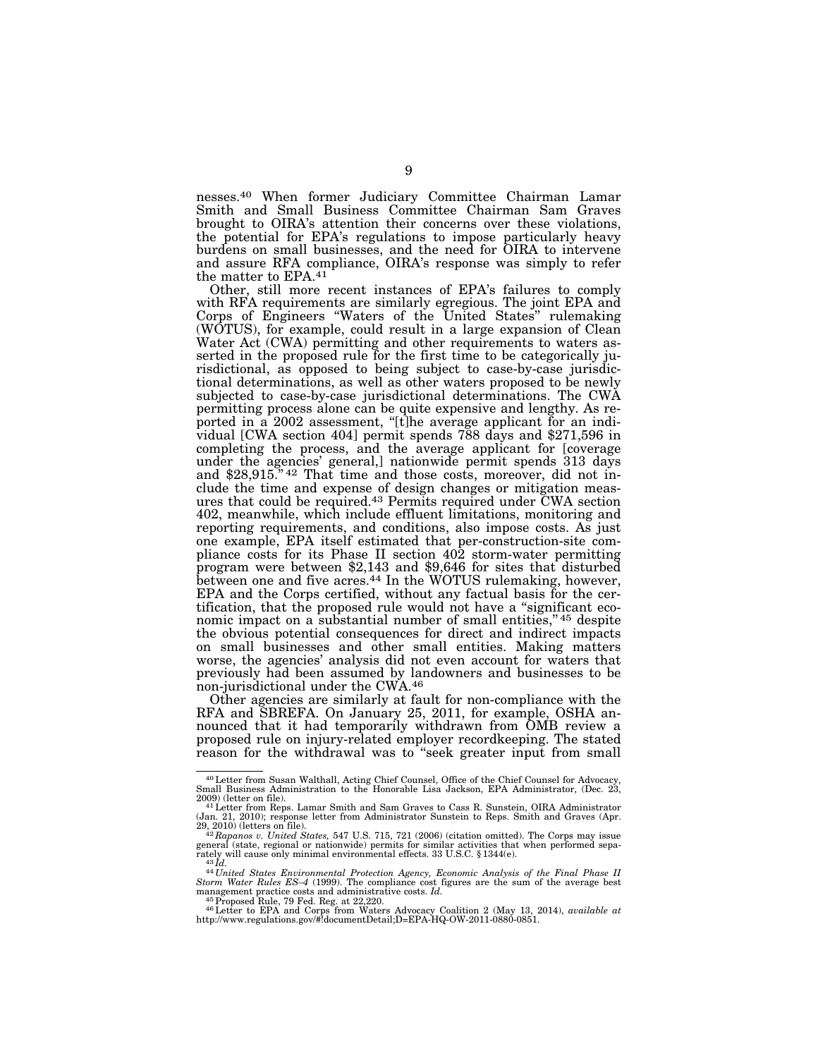nesses.[40] When former Judiciary Committee Chairman Lamar Smith and Small Business Committee Chairman Sam Graves brought to OIRA's attention their concerns over these violations, the potential for EPA's regulations to impose particularly heavy burdens on small businesses, and the need for OIRA to intervene and assure RFA compliance, OIRA's response was simply to refer the matter to EPA.[41]

Other, still more recent instances of EPA's failures to comply with RFA requirements are similarly egregious. The joint EPA and Corps of Engineers "Waters of the United States" rulemaking (WOTUS), for example, could result in a large expansion of Clean Water Act (CWA) permitting and other requirements to waters asserted in the proposed rule for the first time to be categorically jurisdictional, as opposed to being subject to case-by-case jurisdictional determinations, as well as other waters proposed to be newly subjected to case-by-case jurisdictional determinations. The CWA permitting process alone can be quite expensive and lengthy. As reported in a 2002 assessment, "[t]he average applicant for an individual [CWA section 404] permit spends 788 days and $271,596 in completing the process, and the average applicant for [coverage under the agencies' general,] nationwide permit spends 313 days and $28,915."[42] That time and those costs, moreover, did not include the time and expense of design changes or mitigation measures that could be required.[43] Permits required under CWA section 402, meanwhile, which include effluent limitations, monitoring and reporting requirements, and conditions, also impose costs. As just one example, EPA itself estimated that per-construction-site compliance costs for its Phase II section 402 storm-water permitting program were between $2,143 and $9,646 for sites that disturbed between one and five acres.[44] In the WOTUS rulemaking, however, EPA and the Corps certified, without any factual basis for the certification, that the proposed rule would not have a "significant economic impact on a substantial number of small entities,"[45] despite the obvious potential consequences for direct and indirect impacts on small businesses and other small entities. Making matters worse, the agencies' analysis did not even account for waters that previously had been assumed by landowners and businesses to be non-jurisdictional under the CWA.[46]

Other agencies are similarly at fault for non-compliance with the RFA and SBREFA. On January 25, 2011, for example, OSHA announced that it had temporarily withdrawn from OMB review a proposed rule on injury-related employer recordkeeping. The stated reason for the withdrawal was to "seek greater input from small

---

[40] Letter from Susan Walthall, Acting Chief Counsel, Office of the Chief Counsel for Advocacy, Small Business Administration to the Honorable Lisa Jackson, EPA Administrator, (Dec. 23, 2009) (letter on file).

[41] Letter from Reps. Lamar Smith and Sam Graves to Cass R. Sunstein, OIRA Administrator (Jan. 21, 2010); response letter from Administrator Sunstein to Reps. Smith and Graves (Apr. 29, 2010) (letters on file).

[42] *Rapanos v. United States,* 547 U.S. 715, 721 (2006) (citation omitted). The Corps may issue general (state, regional or nationwide) permits for similar activities that when performed separately will cause only minimal environmental effects. 33 U.S.C. § 1344(e).

[43] *Id.*

[44] *United States Environmental Protection Agency, Economic Analysis of the Final Phase II Storm Water Rules ES–4* (1999). The compliance cost figures are the sum of the average best management practice costs and administrative costs. *Id.*

[45] Proposed Rule, 79 Fed. Reg. at 22,220.

[46] Letter to EPA and Corps from Waters Advocacy Coalition 2 (May 13, 2014), *available at* http://www.regulations.gov/#!documentDetail;D=EPA-HQ-OW-2011-0880-0851.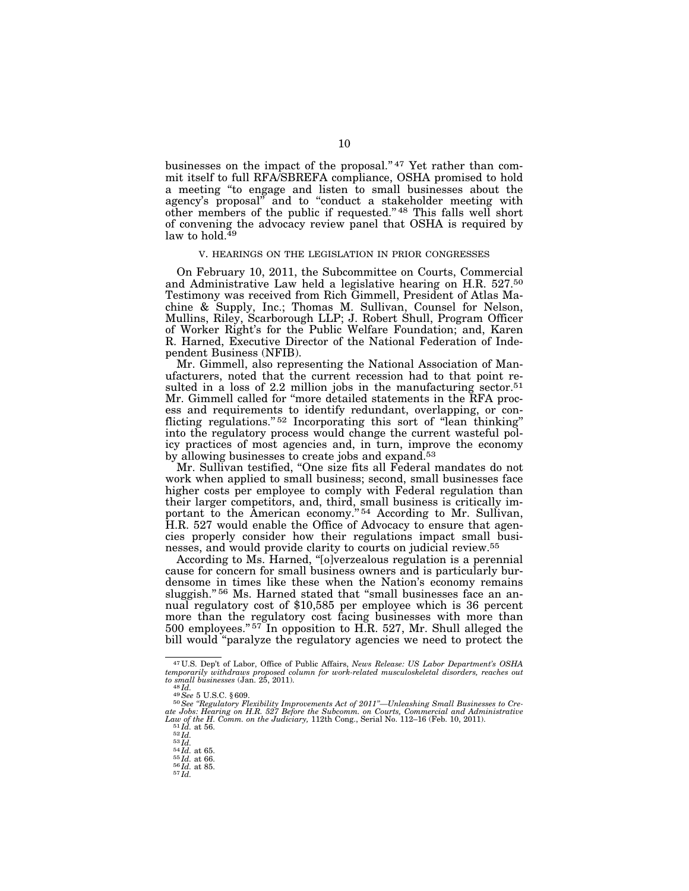businesses on the impact of the proposal."[47] Yet rather than commit itself to full RFA/SBREFA compliance, OSHA promised to hold a meeting "to engage and listen to small businesses about the agency's proposal" and to "conduct a stakeholder meeting with other members of the public if requested."[48] This falls well short of convening the advocacy review panel that OSHA is required by law to hold.[49]

## V. HEARINGS ON THE LEGISLATION IN PRIOR CONGRESSES

On February 10, 2011, the Subcommittee on Courts, Commercial and Administrative Law held a legislative hearing on H.R. 527.[50] Testimony was received from Rich Gimmell, President of Atlas Machine & Supply, Inc.; Thomas M. Sullivan, Counsel for Nelson, Mullins, Riley, Scarborough LLP; J. Robert Shull, Program Officer of Worker Right's for the Public Welfare Foundation; and, Karen R. Harned, Executive Director of the National Federation of Independent Business (NFIB).

Mr. Gimmell, also representing the National Association of Manufacturers, noted that the current recession had to that point resulted in a loss of 2.2 million jobs in the manufacturing sector.[51] Mr. Gimmell called for "more detailed statements in the RFA process and requirements to identify redundant, overlapping, or conflicting regulations."[52] Incorporating this sort of "lean thinking" into the regulatory process would change the current wasteful policy practices of most agencies and, in turn, improve the economy by allowing businesses to create jobs and expand.[53]

Mr. Sullivan testified, "One size fits all Federal mandates do not work when applied to small business; second, small businesses face higher costs per employee to comply with Federal regulation than their larger competitors, and, third, small business is critically important to the American economy."[54] According to Mr. Sullivan, H.R. 527 would enable the Office of Advocacy to ensure that agencies properly consider how their regulations impact small businesses, and would provide clarity to courts on judicial review.[55]

According to Ms. Harned, "[o]verzealous regulation is a perennial cause for concern for small business owners and is particularly burdensome in times like these when the Nation's economy remains sluggish."[56] Ms. Harned stated that "small businesses face an annual regulatory cost of $10,585 per employee which is 36 percent more than the regulatory cost facing businesses with more than 500 employees."[57] In opposition to H.R. 527, Mr. Shull alleged the bill would "paralyze the regulatory agencies we need to protect the

---

[47] U.S. Dep't of Labor, Office of Public Affairs, *News Release: US Labor Department's OSHA temporarily withdraws proposed column for work-related musculoskeletal disorders, reaches out to small businesses* (Jan. 25, 2011).

[48] *Id.*

[49] *See* 5 U.S.C. § 609.

[50] *See "Regulatory Flexibility Improvements Act of 2011"—Unleashing Small Businesses to Create Jobs: Hearing on H.R. 527 Before the Subcomm. on Courts, Commercial and Administrative Law of the H. Comm. on the Judiciary,* 112th Cong., Serial No. 112–16 (Feb. 10, 2011).

[51] *Id.* at 56.

[52] *Id.*

[53] *Id.*

[54] *Id.* at 65.

[55] *Id.* at 66.

[56] *Id.* at 85.

[57] *Id.*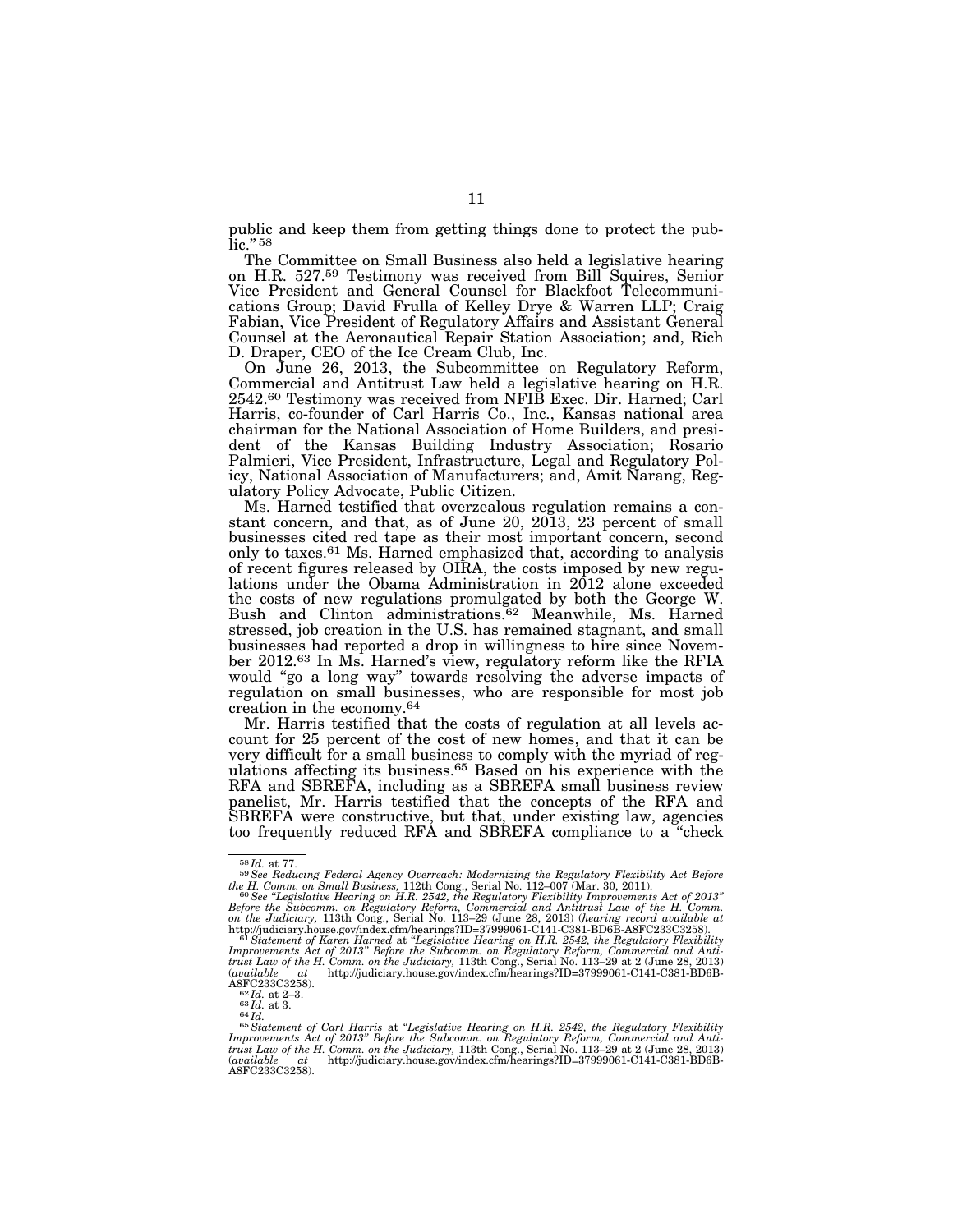public and keep them from getting things done to protect the public."[58]

The Committee on Small Business also held a legislative hearing on H.R. 527.[59] Testimony was received from Bill Squires, Senior Vice President and General Counsel for Blackfoot Telecommunications Group; David Frulla of Kelley Drye & Warren LLP; Craig Fabian, Vice President of Regulatory Affairs and Assistant General Counsel at the Aeronautical Repair Station Association; and, Rich D. Draper, CEO of the Ice Cream Club, Inc.

On June 26, 2013, the Subcommittee on Regulatory Reform, Commercial and Antitrust Law held a legislative hearing on H.R. 2542.[60] Testimony was received from NFIB Exec. Dir. Harned; Carl Harris, co-founder of Carl Harris Co., Inc., Kansas national area chairman for the National Association of Home Builders, and president of the Kansas Building Industry Association; Rosario Palmieri, Vice President, Infrastructure, Legal and Regulatory Policy, National Association of Manufacturers; and, Amit Narang, Regulatory Policy Advocate, Public Citizen.

Ms. Harned testified that overzealous regulation remains a constant concern, and that, as of June 20, 2013, 23 percent of small businesses cited red tape as their most important concern, second only to taxes.[61] Ms. Harned emphasized that, according to analysis of recent figures released by OIRA, the costs imposed by new regulations under the Obama Administration in 2012 alone exceeded the costs of new regulations promulgated by both the George W. Bush and Clinton administrations.[62] Meanwhile, Ms. Harned stressed, job creation in the U.S. has remained stagnant, and small businesses had reported a drop in willingness to hire since November 2012.[63] In Ms. Harned's view, regulatory reform like the RFIA would "go a long way" towards resolving the adverse impacts of regulation on small businesses, who are responsible for most job creation in the economy.[64]

Mr. Harris testified that the costs of regulation at all levels account for 25 percent of the cost of new homes, and that it can be very difficult for a small business to comply with the myriad of regulations affecting its business.[65] Based on his experience with the RFA and SBREFA, including as a SBREFA small business review panelist, Mr. Harris testified that the concepts of the RFA and SBREFA were constructive, but that, under existing law, agencies too frequently reduced RFA and SBREFA compliance to a "check

---

[58] *Id.* at 77.

[59] *See Reducing Federal Agency Overreach: Modernizing the Regulatory Flexibility Act Before the H. Comm. on Small Business,* 112th Cong., Serial No. 112–007 (Mar. 30, 2011).

[60] *See "Legislative Hearing on H.R. 2542, the Regulatory Flexibility Improvements Act of 2013" Before the Subcomm. on Regulatory Reform, Commercial and Antitrust Law of the H. Comm. on the Judiciary,* 113th Cong., Serial No. 113–29 (June 28, 2013) (*hearing record available at* http://judiciary.house.gov/index.cfm/hearings?ID=37999061-C141-C381-BD6B-A8FC233C3258).

[61] *Statement of Karen Harned* at *"Legislative Hearing on H.R. 2542, the Regulatory Flexibility Improvements Act of 2013" Before the Subcomm. on Regulatory Reform, Commercial and Antitrust Law of the H. Comm. on the Judiciary,* 113th Cong., Serial No. 113–29 at 2 (June 28, 2013) (*available at* http://judiciary.house.gov/index.cfm/hearings?ID=37999061-C141-C381-BD6B-A8FC233C3258).

[62] *Id.* at 2–3.

[63] *Id.* at 3.

[64] *Id.*

[65] *Statement of Carl Harris* at *"Legislative Hearing on H.R. 2542, the Regulatory Flexibility Improvements Act of 2013" Before the Subcomm. on Regulatory Reform, Commercial and Antitrust Law of the H. Comm. on the Judiciary,* 113th Cong., Serial No. 113–29 at 2 (June 28, 2013) (*available at* http://judiciary.house.gov/index.cfm/hearings?ID=37999061-C141-C381-BD6B-A8FC233C3258).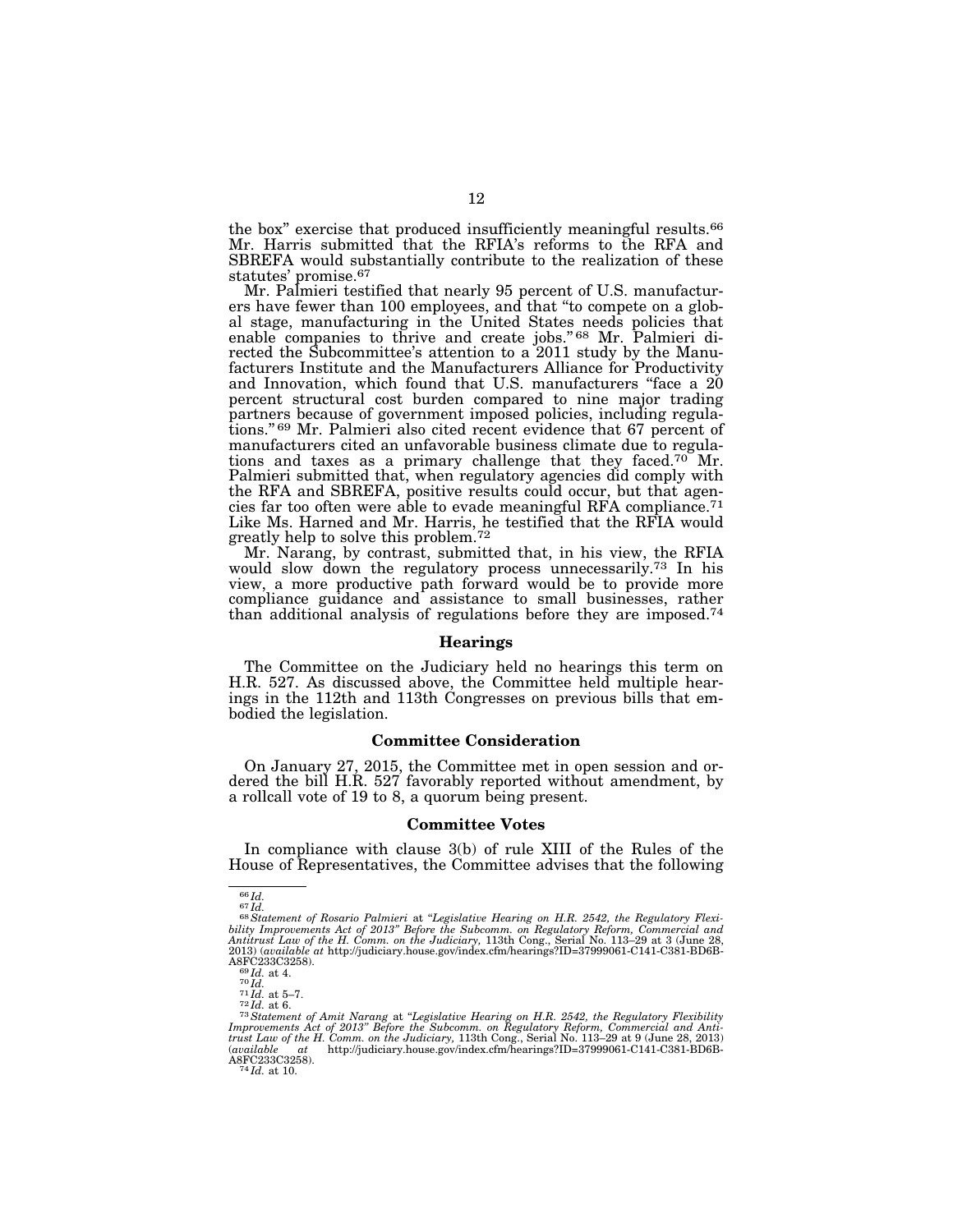the box" exercise that produced insufficiently meaningful results.[66] Mr. Harris submitted that the RFIA's reforms to the RFA and SBREFA would substantially contribute to the realization of these statutes' promise.[67]

Mr. Palmieri testified that nearly 95 percent of U.S. manufacturers have fewer than 100 employees, and that "to compete on a global stage, manufacturing in the United States needs policies that enable companies to thrive and create jobs."[68] Mr. Palmieri directed the Subcommittee's attention to a 2011 study by the Manufacturers Institute and the Manufacturers Alliance for Productivity and Innovation, which found that U.S. manufacturers "face a 20 percent structural cost burden compared to nine major trading partners because of government imposed policies, including regulations."[69] Mr. Palmieri also cited recent evidence that 67 percent of manufacturers cited an unfavorable business climate due to regulations and taxes as a primary challenge that they faced.[70] Mr. Palmieri submitted that, when regulatory agencies did comply with the RFA and SBREFA, positive results could occur, but that agencies far too often were able to evade meaningful RFA compliance.[71] Like Ms. Harned and Mr. Harris, he testified that the RFIA would greatly help to solve this problem.[72]

Mr. Narang, by contrast, submitted that, in his view, the RFIA would slow down the regulatory process unnecessarily.[73] In his view, a more productive path forward would be to provide more compliance guidance and assistance to small businesses, rather than additional analysis of regulations before they are imposed.[74]

## Hearings

The Committee on the Judiciary held no hearings this term on H.R. 527. As discussed above, the Committee held multiple hearings in the 112th and 113th Congresses on previous bills that embodied the legislation.

## Committee Consideration

On January 27, 2015, the Committee met in open session and ordered the bill H.R. 527 favorably reported without amendment, by a rollcall vote of 19 to 8, a quorum being present.

## Committee Votes

In compliance with clause 3(b) of rule XIII of the Rules of the House of Representatives, the Committee advises that the following

---

[66] *Id.*

[67] *Id.*

[68] *Statement of Rosario Palmieri* at *"Legislative Hearing on H.R. 2542, the Regulatory Flexibility Improvements Act of 2013" Before the Subcomm. on Regulatory Reform, Commercial and Antitrust Law of the H. Comm. on the Judiciary,* 113th Cong., Serial No. 113–29 at 3 (June 28, 2013) (*available at* http://judiciary.house.gov/index.cfm/hearings?ID=37999061-C141-C381-BD6B-A8FC233C3258).

[69] *Id.* at 4.

[70] *Id.*

[71] *Id.* at 5–7.

[72] *Id.* at 6.

[73] *Statement of Amit Narang* at *"Legislative Hearing on H.R. 2542, the Regulatory Flexibility Improvements Act of 2013" Before the Subcomm. on Regulatory Reform, Commercial and Antitrust Law of the H. Comm. on the Judiciary,* 113th Cong., Serial No. 113–29 at 9 (June 28, 2013) (*available at* http://judiciary.house.gov/index.cfm/hearings?ID=37999061-C141-C381-BD6B-A8FC233C3258).

[74] *Id.* at 10.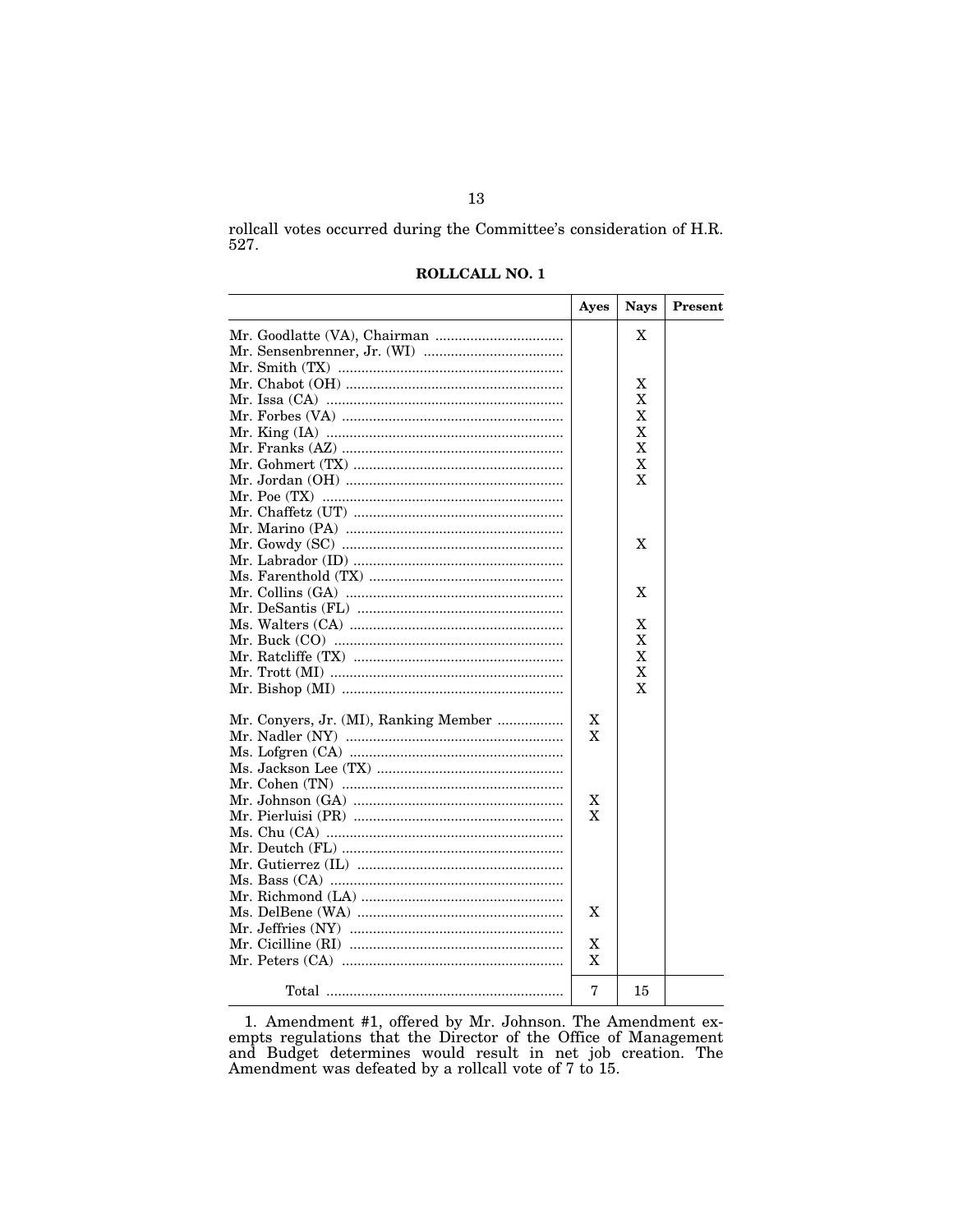rollcall votes occurred during the Committee's consideration of H.R. 527.

**ROLLCALL NO. 1**

| | Ayes | Nays | Present |
|---|---|---|---|
| Mr. Goodlatte (VA), Chairman | | X | |
| Mr. Sensenbrenner, Jr. (WI) | | | |
| Mr. Smith (TX) | | | |
| Mr. Chabot (OH) | | X | |
| Mr. Issa (CA) | | X | |
| Mr. Forbes (VA) | | X | |
| Mr. King (IA) | | X | |
| Mr. Franks (AZ) | | X | |
| Mr. Gohmert (TX) | | X | |
| Mr. Jordan (OH) | | X | |
| Mr. Poe (TX) | | | |
| Mr. Chaffetz (UT) | | | |
| Mr. Marino (PA) | | | |
| Mr. Gowdy (SC) | | X | |
| Mr. Labrador (ID) | | | |
| Ms. Farenthold (TX) | | | |
| Mr. Collins (GA) | | X | |
| Mr. DeSantis (FL) | | | |
| Ms. Walters (CA) | | X | |
| Mr. Buck (CO) | | X | |
| Mr. Ratcliffe (TX) | | X | |
| Mr. Trott (MI) | | X | |
| Mr. Bishop (MI) | | X | |
| Mr. Conyers, Jr. (MI), Ranking Member | X | | |
| Mr. Nadler (NY) | X | | |
| Ms. Lofgren (CA) | | | |
| Ms. Jackson Lee (TX) | | | |
| Mr. Cohen (TN) | | | |
| Mr. Johnson (GA) | X | | |
| Mr. Pierluisi (PR) | X | | |
| Ms. Chu (CA) | | | |
| Mr. Deutch (FL) | | | |
| Mr. Gutierrez (IL) | | | |
| Ms. Bass (CA) | | | |
| Mr. Richmond (LA) | | | |
| Ms. DelBene (WA) | X | | |
| Mr. Jeffries (NY) | | | |
| Mr. Cicilline (RI) | X | | |
| Mr. Peters (CA) | X | | |
| Total | 7 | 15 | |

1. Amendment #1, offered by Mr. Johnson. The Amendment exempts regulations that the Director of the Office of Management and Budget determines would result in net job creation. The Amendment was defeated by a rollcall vote of 7 to 15.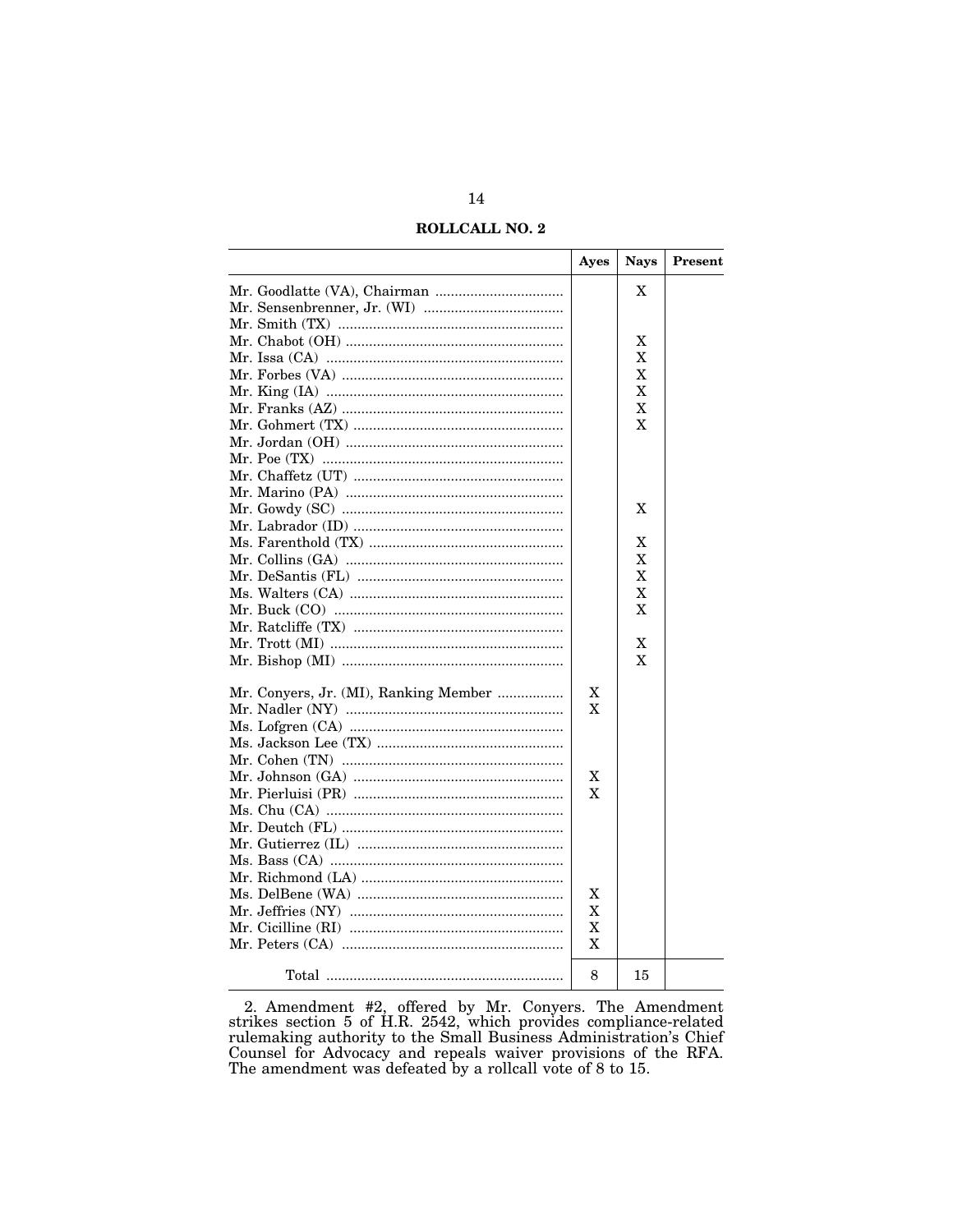**ROLLCALL NO. 2**

| | Ayes | Nays | Present |
|---|---|---|---|
| Mr. Goodlatte (VA), Chairman | | X | |
| Mr. Sensenbrenner, Jr. (WI) | | | |
| Mr. Smith (TX) | | | |
| Mr. Chabot (OH) | | X | |
| Mr. Issa (CA) | | X | |
| Mr. Forbes (VA) | | X | |
| Mr. King (IA) | | X | |
| Mr. Franks (AZ) | | X | |
| Mr. Gohmert (TX) | | X | |
| Mr. Jordan (OH) | | | |
| Mr. Poe (TX) | | | |
| Mr. Chaffetz (UT) | | | |
| Mr. Marino (PA) | | | |
| Mr. Gowdy (SC) | | X | |
| Mr. Labrador (ID) | | | |
| Ms. Farenthold (TX) | | X | |
| Mr. Collins (GA) | | X | |
| Mr. DeSantis (FL) | | X | |
| Ms. Walters (CA) | | X | |
| Mr. Buck (CO) | | X | |
| Mr. Ratcliffe (TX) | | | |
| Mr. Trott (MI) | | X | |
| Mr. Bishop (MI) | | X | |
| Mr. Conyers, Jr. (MI), Ranking Member | X | | |
| Mr. Nadler (NY) | X | | |
| Ms. Lofgren (CA) | | | |
| Ms. Jackson Lee (TX) | | | |
| Mr. Cohen (TN) | | | |
| Mr. Johnson (GA) | X | | |
| Mr. Pierluisi (PR) | X | | |
| Ms. Chu (CA) | | | |
| Mr. Deutch (FL) | | | |
| Mr. Gutierrez (IL) | | | |
| Ms. Bass (CA) | | | |
| Mr. Richmond (LA) | | | |
| Ms. DelBene (WA) | X | | |
| Mr. Jeffries (NY) | X | | |
| Mr. Cicilline (RI) | X | | |
| Mr. Peters (CA) | X | | |
| Total | 8 | 15 | |

2. Amendment #2, offered by Mr. Conyers. The Amendment strikes section 5 of H.R. 2542, which provides compliance-related rulemaking authority to the Small Business Administration's Chief Counsel for Advocacy and repeals waiver provisions of the RFA. The amendment was defeated by a rollcall vote of 8 to 15.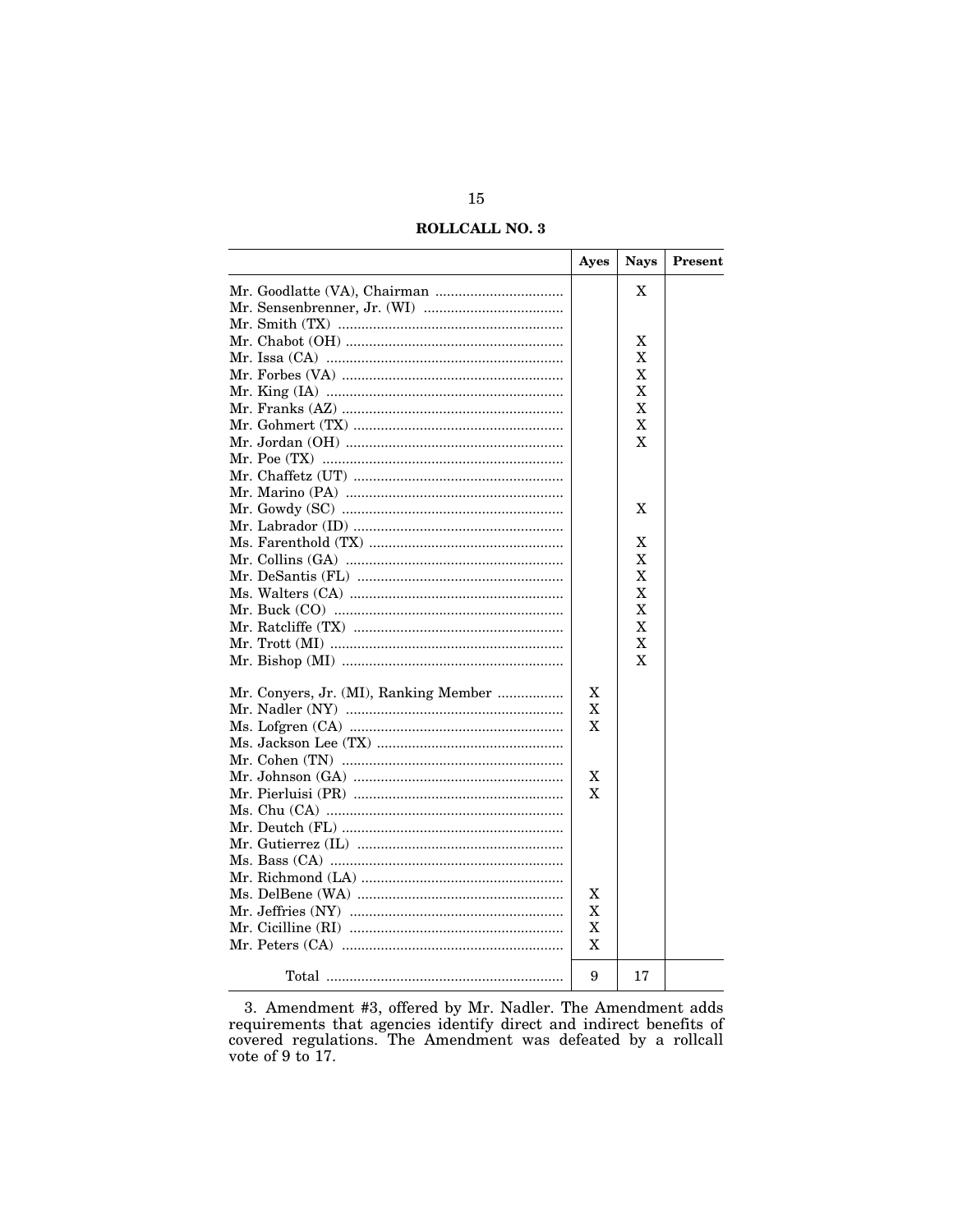**ROLLCALL NO. 3**

| | Ayes | Nays | Present |
|---|---|---|---|
| Mr. Goodlatte (VA), Chairman | | X | |
| Mr. Sensenbrenner, Jr. (WI) | | | |
| Mr. Smith (TX) | | | |
| Mr. Chabot (OH) | | X | |
| Mr. Issa (CA) | | X | |
| Mr. Forbes (VA) | | X | |
| Mr. King (IA) | | X | |
| Mr. Franks (AZ) | | X | |
| Mr. Gohmert (TX) | | X | |
| Mr. Jordan (OH) | | X | |
| Mr. Poe (TX) | | | |
| Mr. Chaffetz (UT) | | | |
| Mr. Marino (PA) | | | |
| Mr. Gowdy (SC) | | X | |
| Mr. Labrador (ID) | | | |
| Ms. Farenthold (TX) | | X | |
| Mr. Collins (GA) | | X | |
| Mr. DeSantis (FL) | | X | |
| Ms. Walters (CA) | | X | |
| Mr. Buck (CO) | | X | |
| Mr. Ratcliffe (TX) | | X | |
| Mr. Trott (MI) | | X | |
| Mr. Bishop (MI) | | X | |
| Mr. Conyers, Jr. (MI), Ranking Member | X | | |
| Mr. Nadler (NY) | X | | |
| Ms. Lofgren (CA) | X | | |
| Ms. Jackson Lee (TX) | | | |
| Mr. Cohen (TN) | | | |
| Mr. Johnson (GA) | X | | |
| Mr. Pierluisi (PR) | X | | |
| Ms. Chu (CA) | | | |
| Mr. Deutch (FL) | | | |
| Mr. Gutierrez (IL) | | | |
| Ms. Bass (CA) | | | |
| Mr. Richmond (LA) | | | |
| Ms. DelBene (WA) | X | | |
| Mr. Jeffries (NY) | X | | |
| Mr. Cicilline (RI) | X | | |
| Mr. Peters (CA) | X | | |
| Total | 9 | 17 | |

3. Amendment #3, offered by Mr. Nadler. The Amendment adds requirements that agencies identify direct and indirect benefits of covered regulations. The Amendment was defeated by a rollcall vote of 9 to 17.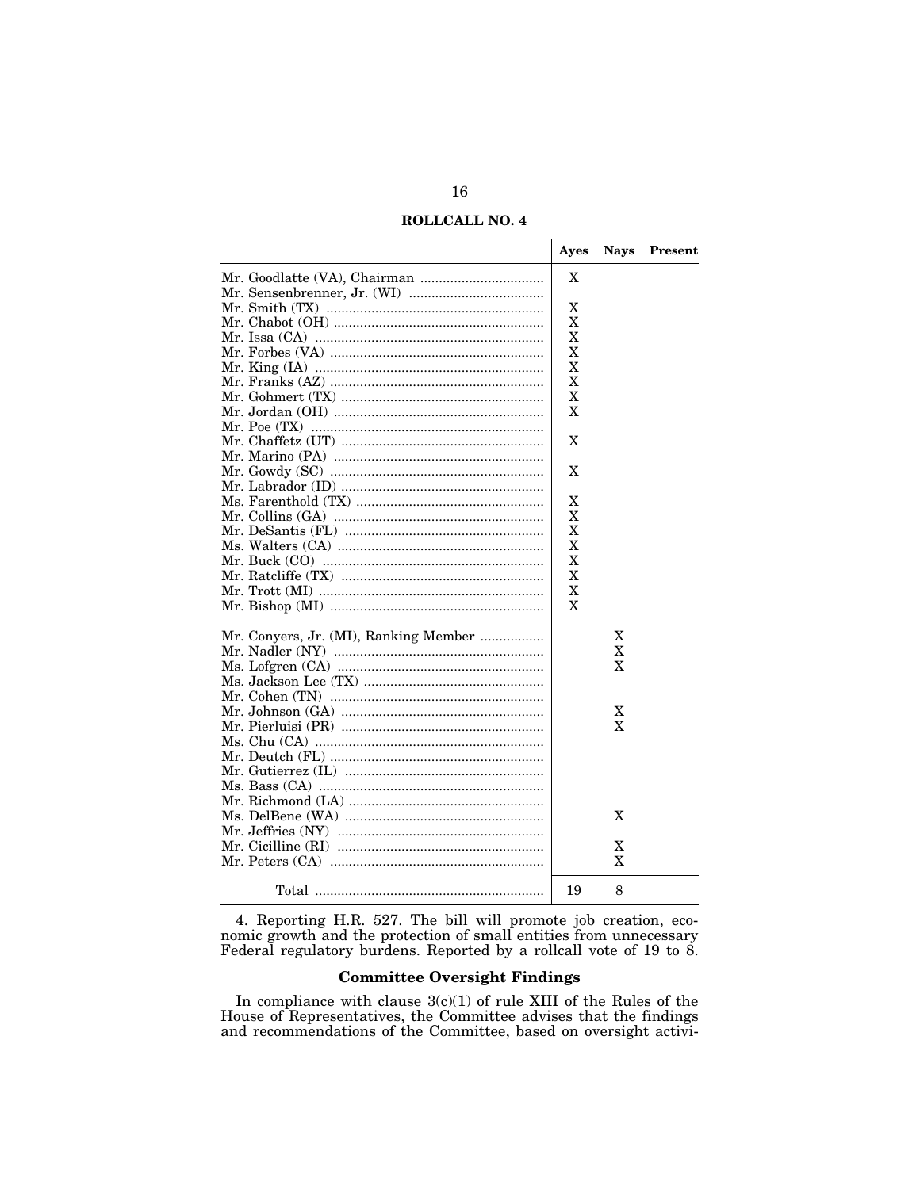**ROLLCALL NO. 4**

| | Ayes | Nays | Present |
|---|---|---|---|
| Mr. Goodlatte (VA), Chairman | X | | |
| Mr. Sensenbrenner, Jr. (WI) | | | |
| Mr. Smith (TX) | X | | |
| Mr. Chabot (OH) | X | | |
| Mr. Issa (CA) | X | | |
| Mr. Forbes (VA) | X | | |
| Mr. King (IA) | X | | |
| Mr. Franks (AZ) | X | | |
| Mr. Gohmert (TX) | X | | |
| Mr. Jordan (OH) | X | | |
| Mr. Poe (TX) | | | |
| Mr. Chaffetz (UT) | X | | |
| Mr. Marino (PA) | | | |
| Mr. Gowdy (SC) | X | | |
| Mr. Labrador (ID) | | | |
| Ms. Farenthold (TX) | X | | |
| Mr. Collins (GA) | X | | |
| Mr. DeSantis (FL) | X | | |
| Ms. Walters (CA) | X | | |
| Mr. Buck (CO) | X | | |
| Mr. Ratcliffe (TX) | X | | |
| Mr. Trott (MI) | X | | |
| Mr. Bishop (MI) | X | | |
| Mr. Conyers, Jr. (MI), Ranking Member | | X | |
| Mr. Nadler (NY) | | X | |
| Ms. Lofgren (CA) | | X | |
| Ms. Jackson Lee (TX) | | | |
| Mr. Cohen (TN) | | | |
| Mr. Johnson (GA) | | X | |
| Mr. Pierluisi (PR) | | X | |
| Ms. Chu (CA) | | | |
| Mr. Deutch (FL) | | | |
| Mr. Gutierrez (IL) | | | |
| Ms. Bass (CA) | | | |
| Mr. Richmond (LA) | | | |
| Ms. DelBene (WA) | | X | |
| Mr. Jeffries (NY) | | | |
| Mr. Cicilline (RI) | | X | |
| Mr. Peters (CA) | | X | |
| Total | 19 | 8 | |

4. Reporting H.R. 527. The bill will promote job creation, economic growth and the protection of small entities from unnecessary Federal regulatory burdens. Reported by a rollcall vote of 19 to 8.

### Committee Oversight Findings

In compliance with clause 3(c)(1) of rule XIII of the Rules of the House of Representatives, the Committee advises that the findings and recommendations of the Committee, based on oversight activi-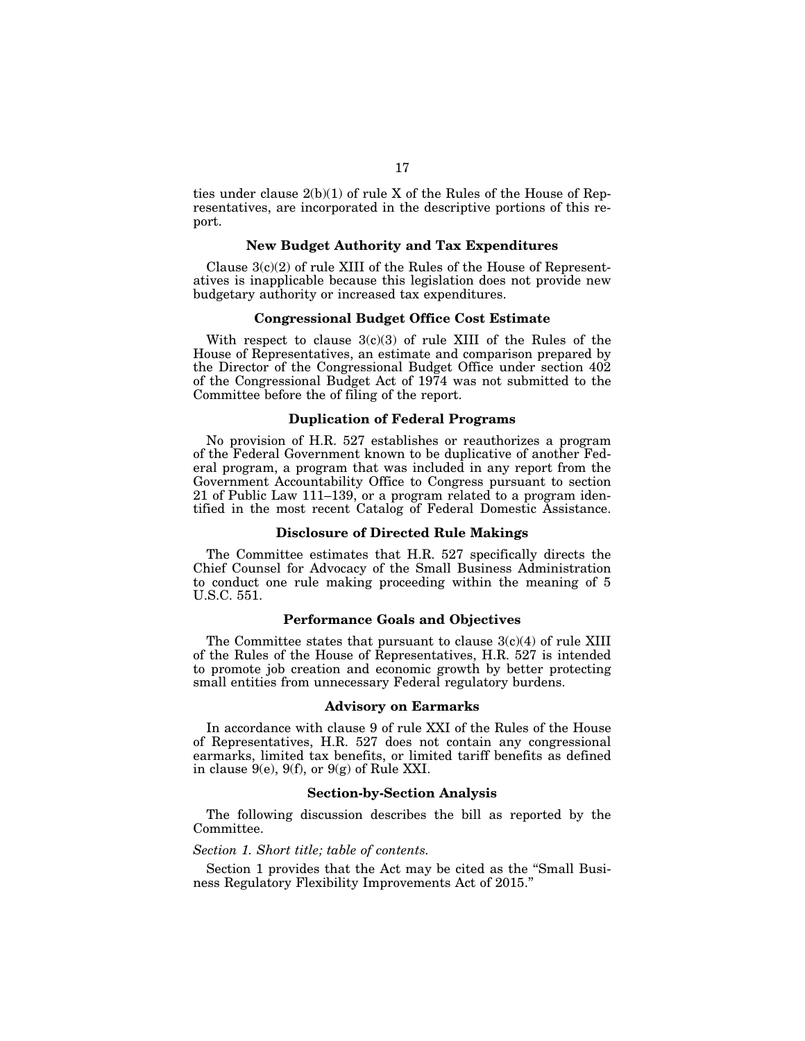ties under clause 2(b)(1) of rule X of the Rules of the House of Representatives, are incorporated in the descriptive portions of this report.

**New Budget Authority and Tax Expenditures**

Clause 3(c)(2) of rule XIII of the Rules of the House of Representatives is inapplicable because this legislation does not provide new budgetary authority or increased tax expenditures.

**Congressional Budget Office Cost Estimate**

With respect to clause 3(c)(3) of rule XIII of the Rules of the House of Representatives, an estimate and comparison prepared by the Director of the Congressional Budget Office under section 402 of the Congressional Budget Act of 1974 was not submitted to the Committee before the of filing of the report.

**Duplication of Federal Programs**

No provision of H.R. 527 establishes or reauthorizes a program of the Federal Government known to be duplicative of another Federal program, a program that was included in any report from the Government Accountability Office to Congress pursuant to section 21 of Public Law 111–139, or a program related to a program identified in the most recent Catalog of Federal Domestic Assistance.

**Disclosure of Directed Rule Makings**

The Committee estimates that H.R. 527 specifically directs the Chief Counsel for Advocacy of the Small Business Administration to conduct one rule making proceeding within the meaning of 5 U.S.C. 551.

**Performance Goals and Objectives**

The Committee states that pursuant to clause 3(c)(4) of rule XIII of the Rules of the House of Representatives, H.R. 527 is intended to promote job creation and economic growth by better protecting small entities from unnecessary Federal regulatory burdens.

**Advisory on Earmarks**

In accordance with clause 9 of rule XXI of the Rules of the House of Representatives, H.R. 527 does not contain any congressional earmarks, limited tax benefits, or limited tariff benefits as defined in clause 9(e), 9(f), or 9(g) of Rule XXI.

**Section-by-Section Analysis**

The following discussion describes the bill as reported by the Committee.

*Section 1. Short title; table of contents.*

Section 1 provides that the Act may be cited as the "Small Business Regulatory Flexibility Improvements Act of 2015."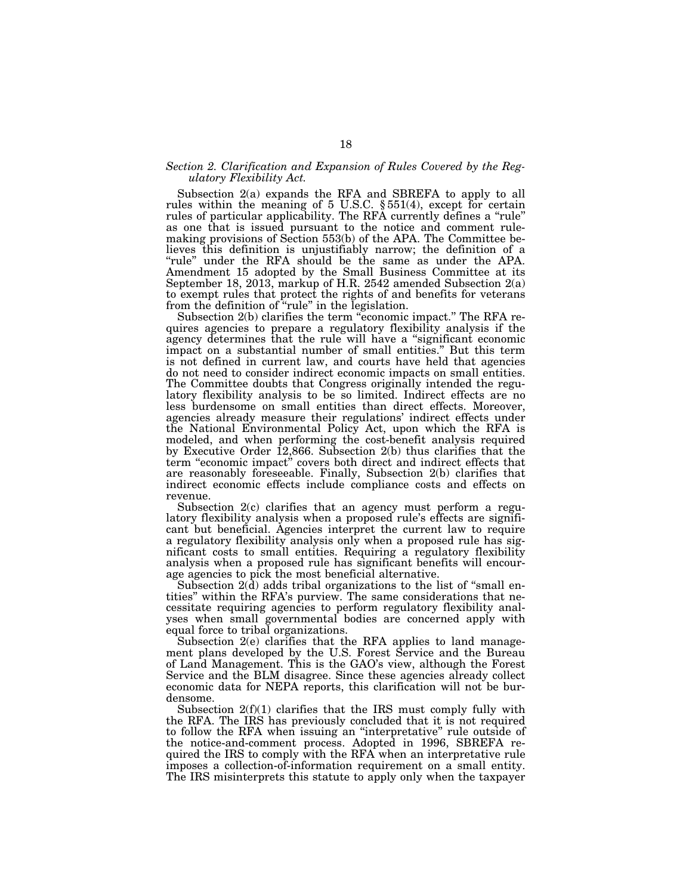*Section 2. Clarification and Expansion of Rules Covered by the Regulatory Flexibility Act.*

Subsection 2(a) expands the RFA and SBREFA to apply to all rules within the meaning of 5 U.S.C. § 551(4), except for certain rules of particular applicability. The RFA currently defines a "rule" as one that is issued pursuant to the notice and comment rulemaking provisions of Section 553(b) of the APA. The Committee believes this definition is unjustifiably narrow; the definition of a "rule" under the RFA should be the same as under the APA. Amendment 15 adopted by the Small Business Committee at its September 18, 2013, markup of H.R. 2542 amended Subsection 2(a) to exempt rules that protect the rights of and benefits for veterans from the definition of "rule" in the legislation.

Subsection 2(b) clarifies the term "economic impact." The RFA requires agencies to prepare a regulatory flexibility analysis if the agency determines that the rule will have a "significant economic impact on a substantial number of small entities." But this term is not defined in current law, and courts have held that agencies do not need to consider indirect economic impacts on small entities. The Committee doubts that Congress originally intended the regulatory flexibility analysis to be so limited. Indirect effects are no less burdensome on small entities than direct effects. Moreover, agencies already measure their regulations' indirect effects under the National Environmental Policy Act, upon which the RFA is modeled, and when performing the cost-benefit analysis required by Executive Order 12,866. Subsection 2(b) thus clarifies that the term "economic impact" covers both direct and indirect effects that are reasonably foreseeable. Finally, Subsection 2(b) clarifies that indirect economic effects include compliance costs and effects on revenue.

Subsection 2(c) clarifies that an agency must perform a regulatory flexibility analysis when a proposed rule's effects are significant but beneficial. Agencies interpret the current law to require a regulatory flexibility analysis only when a proposed rule has significant costs to small entities. Requiring a regulatory flexibility analysis when a proposed rule has significant benefits will encourage agencies to pick the most beneficial alternative.

Subsection 2(d) adds tribal organizations to the list of "small entities" within the RFA's purview. The same considerations that necessitate requiring agencies to perform regulatory flexibility analyses when small governmental bodies are concerned apply with equal force to tribal organizations.

Subsection 2(e) clarifies that the RFA applies to land management plans developed by the U.S. Forest Service and the Bureau of Land Management. This is the GAO's view, although the Forest Service and the BLM disagree. Since these agencies already collect economic data for NEPA reports, this clarification will not be burdensome.

Subsection 2(f)(1) clarifies that the IRS must comply fully with the RFA. The IRS has previously concluded that it is not required to follow the RFA when issuing an "interpretative" rule outside of the notice-and-comment process. Adopted in 1996, SBREFA required the IRS to comply with the RFA when an interpretative rule imposes a collection-of-information requirement on a small entity. The IRS misinterprets this statute to apply only when the taxpayer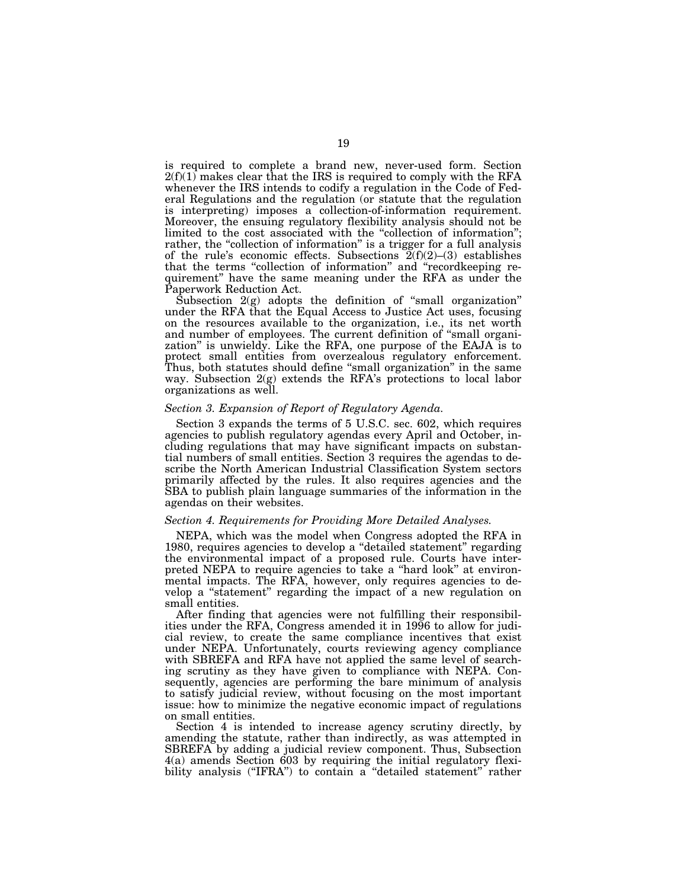is required to complete a brand new, never-used form. Section 2(f)(1) makes clear that the IRS is required to comply with the RFA whenever the IRS intends to codify a regulation in the Code of Federal Regulations and the regulation (or statute that the regulation is interpreting) imposes a collection-of-information requirement. Moreover, the ensuing regulatory flexibility analysis should not be limited to the cost associated with the "collection of information"; rather, the "collection of information" is a trigger for a full analysis of the rule's economic effects. Subsections 2(f)(2)–(3) establishes that the terms "collection of information" and "recordkeeping requirement" have the same meaning under the RFA as under the Paperwork Reduction Act.

Subsection 2(g) adopts the definition of "small organization" under the RFA that the Equal Access to Justice Act uses, focusing on the resources available to the organization, i.e., its net worth and number of employees. The current definition of "small organization" is unwieldy. Like the RFA, one purpose of the EAJA is to protect small entities from overzealous regulatory enforcement. Thus, both statutes should define "small organization" in the same way. Subsection 2(g) extends the RFA's protections to local labor organizations as well.

*Section 3. Expansion of Report of Regulatory Agenda.*

Section 3 expands the terms of 5 U.S.C. sec. 602, which requires agencies to publish regulatory agendas every April and October, including regulations that may have significant impacts on substantial numbers of small entities. Section 3 requires the agendas to describe the North American Industrial Classification System sectors primarily affected by the rules. It also requires agencies and the SBA to publish plain language summaries of the information in the agendas on their websites.

*Section 4. Requirements for Providing More Detailed Analyses.*

NEPA, which was the model when Congress adopted the RFA in 1980, requires agencies to develop a "detailed statement" regarding the environmental impact of a proposed rule. Courts have interpreted NEPA to require agencies to take a "hard look" at environmental impacts. The RFA, however, only requires agencies to develop a "statement" regarding the impact of a new regulation on small entities.

After finding that agencies were not fulfilling their responsibilities under the RFA, Congress amended it in 1996 to allow for judicial review, to create the same compliance incentives that exist under NEPA. Unfortunately, courts reviewing agency compliance with SBREFA and RFA have not applied the same level of searching scrutiny as they have given to compliance with NEPA. Consequently, agencies are performing the bare minimum of analysis to satisfy judicial review, without focusing on the most important issue: how to minimize the negative economic impact of regulations on small entities.

Section 4 is intended to increase agency scrutiny directly, by amending the statute, rather than indirectly, as was attempted in SBREFA by adding a judicial review component. Thus, Subsection 4(a) amends Section 603 by requiring the initial regulatory flexibility analysis ("IFRA") to contain a "detailed statement" rather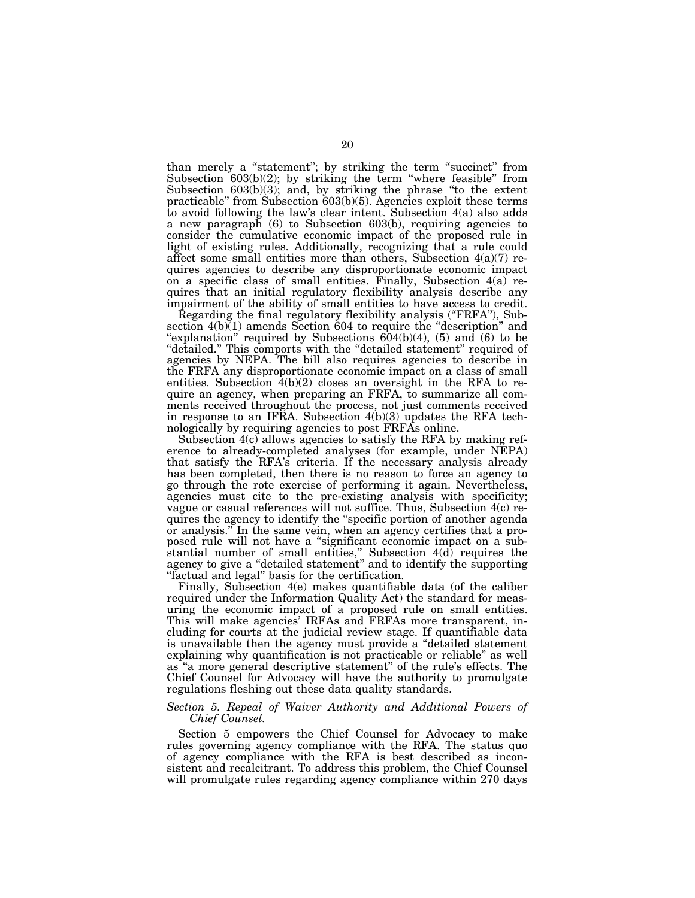than merely a "statement"; by striking the term "succinct" from Subsection 603(b)(2); by striking the term "where feasible" from Subsection 603(b)(3); and, by striking the phrase "to the extent practicable" from Subsection 603(b)(5). Agencies exploit these terms to avoid following the law's clear intent. Subsection 4(a) also adds a new paragraph (6) to Subsection 603(b), requiring agencies to consider the cumulative economic impact of the proposed rule in light of existing rules. Additionally, recognizing that a rule could affect some small entities more than others, Subsection 4(a)(7) requires agencies to describe any disproportionate economic impact on a specific class of small entities. Finally, Subsection 4(a) requires that an initial regulatory flexibility analysis describe any impairment of the ability of small entities to have access to credit.

Regarding the final regulatory flexibility analysis ("FRFA"), Subsection 4(b)(1) amends Section 604 to require the "description" and "explanation" required by Subsections 604(b)(4), (5) and (6) to be "detailed." This comports with the "detailed statement" required of agencies by NEPA. The bill also requires agencies to describe in the FRFA any disproportionate economic impact on a class of small entities. Subsection 4(b)(2) closes an oversight in the RFA to require an agency, when preparing an FRFA, to summarize all comments received throughout the process, not just comments received in response to an IFRA. Subsection 4(b)(3) updates the RFA technologically by requiring agencies to post FRFAs online.

Subsection 4(c) allows agencies to satisfy the RFA by making reference to already-completed analyses (for example, under NEPA) that satisfy the RFA's criteria. If the necessary analysis already has been completed, then there is no reason to force an agency to go through the rote exercise of performing it again. Nevertheless, agencies must cite to the pre-existing analysis with specificity; vague or casual references will not suffice. Thus, Subsection 4(c) requires the agency to identify the "specific portion of another agenda or analysis." In the same vein, when an agency certifies that a proposed rule will not have a "significant economic impact on a substantial number of small entities," Subsection 4(d) requires the agency to give a "detailed statement" and to identify the supporting "factual and legal" basis for the certification.

Finally, Subsection 4(e) makes quantifiable data (of the caliber required under the Information Quality Act) the standard for measuring the economic impact of a proposed rule on small entities. This will make agencies' IRFAs and FRFAs more transparent, including for courts at the judicial review stage. If quantifiable data is unavailable then the agency must provide a "detailed statement explaining why quantification is not practicable or reliable" as well as "a more general descriptive statement" of the rule's effects. The Chief Counsel for Advocacy will have the authority to promulgate regulations fleshing out these data quality standards.

*Section 5. Repeal of Waiver Authority and Additional Powers of Chief Counsel.*

Section 5 empowers the Chief Counsel for Advocacy to make rules governing agency compliance with the RFA. The status quo of agency compliance with the RFA is best described as inconsistent and recalcitrant. To address this problem, the Chief Counsel will promulgate rules regarding agency compliance within 270 days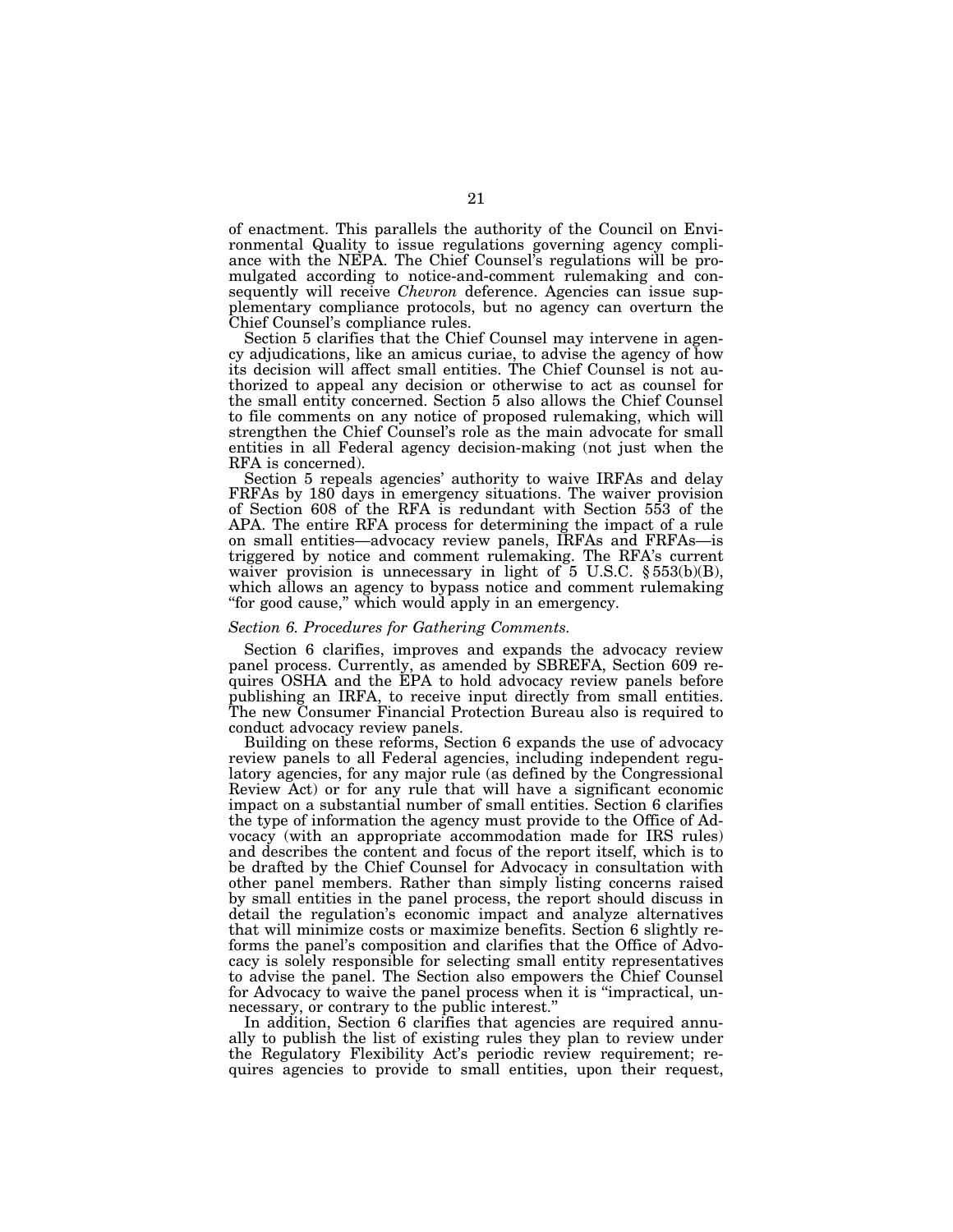of enactment. This parallels the authority of the Council on Environmental Quality to issue regulations governing agency compliance with the NEPA. The Chief Counsel's regulations will be promulgated according to notice-and-comment rulemaking and consequently will receive *Chevron* deference. Agencies can issue supplementary compliance protocols, but no agency can overturn the Chief Counsel's compliance rules.

Section 5 clarifies that the Chief Counsel may intervene in agency adjudications, like an amicus curiae, to advise the agency of how its decision will affect small entities. The Chief Counsel is not authorized to appeal any decision or otherwise to act as counsel for the small entity concerned. Section 5 also allows the Chief Counsel to file comments on any notice of proposed rulemaking, which will strengthen the Chief Counsel's role as the main advocate for small entities in all Federal agency decision-making (not just when the RFA is concerned).

Section 5 repeals agencies' authority to waive IRFAs and delay FRFAs by 180 days in emergency situations. The waiver provision of Section 608 of the RFA is redundant with Section 553 of the APA. The entire RFA process for determining the impact of a rule on small entities—advocacy review panels, IRFAs and FRFAs—is triggered by notice and comment rulemaking. The RFA's current waiver provision is unnecessary in light of 5 U.S.C. § 553(b)(B), which allows an agency to bypass notice and comment rulemaking "for good cause," which would apply in an emergency.

*Section 6. Procedures for Gathering Comments.*

Section 6 clarifies, improves and expands the advocacy review panel process. Currently, as amended by SBREFA, Section 609 requires OSHA and the EPA to hold advocacy review panels before publishing an IRFA, to receive input directly from small entities. The new Consumer Financial Protection Bureau also is required to conduct advocacy review panels.

Building on these reforms, Section 6 expands the use of advocacy review panels to all Federal agencies, including independent regulatory agencies, for any major rule (as defined by the Congressional Review Act) or for any rule that will have a significant economic impact on a substantial number of small entities. Section 6 clarifies the type of information the agency must provide to the Office of Advocacy (with an appropriate accommodation made for IRS rules) and describes the content and focus of the report itself, which is to be drafted by the Chief Counsel for Advocacy in consultation with other panel members. Rather than simply listing concerns raised by small entities in the panel process, the report should discuss in detail the regulation's economic impact and analyze alternatives that will minimize costs or maximize benefits. Section 6 slightly reforms the panel's composition and clarifies that the Office of Advocacy is solely responsible for selecting small entity representatives to advise the panel. The Section also empowers the Chief Counsel for Advocacy to waive the panel process when it is "impractical, unnecessary, or contrary to the public interest."

In addition, Section 6 clarifies that agencies are required annually to publish the list of existing rules they plan to review under the Regulatory Flexibility Act's periodic review requirement; requires agencies to provide to small entities, upon their request,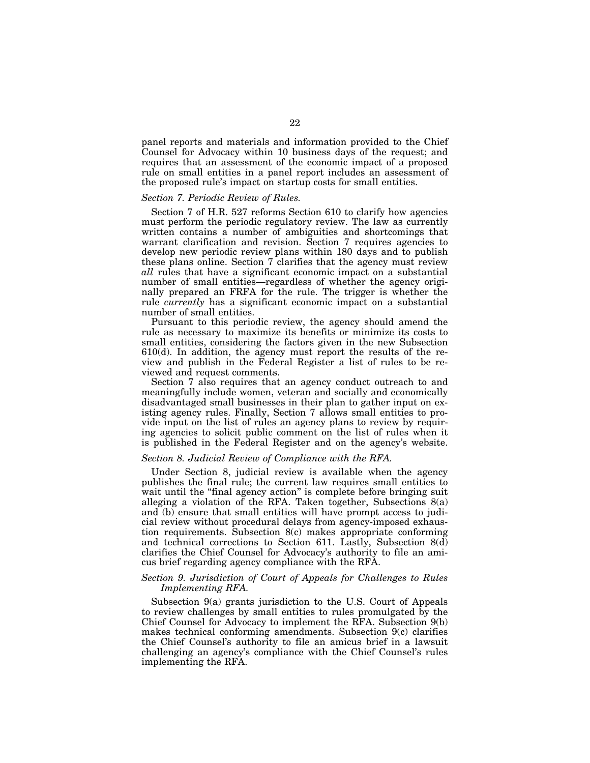panel reports and materials and information provided to the Chief Counsel for Advocacy within 10 business days of the request; and requires that an assessment of the economic impact of a proposed rule on small entities in a panel report includes an assessment of the proposed rule's impact on startup costs for small entities.

### *Section 7. Periodic Review of Rules.*

Section 7 of H.R. 527 reforms Section 610 to clarify how agencies must perform the periodic regulatory review. The law as currently written contains a number of ambiguities and shortcomings that warrant clarification and revision. Section 7 requires agencies to develop new periodic review plans within 180 days and to publish these plans online. Section 7 clarifies that the agency must review *all* rules that have a significant economic impact on a substantial number of small entities—regardless of whether the agency originally prepared an FRFA for the rule. The trigger is whether the rule *currently* has a significant economic impact on a substantial number of small entities.

Pursuant to this periodic review, the agency should amend the rule as necessary to maximize its benefits or minimize its costs to small entities, considering the factors given in the new Subsection 610(d). In addition, the agency must report the results of the review and publish in the Federal Register a list of rules to be reviewed and request comments.

Section 7 also requires that an agency conduct outreach to and meaningfully include women, veteran and socially and economically disadvantaged small businesses in their plan to gather input on existing agency rules. Finally, Section 7 allows small entities to provide input on the list of rules an agency plans to review by requiring agencies to solicit public comment on the list of rules when it is published in the Federal Register and on the agency's website.

### *Section 8. Judicial Review of Compliance with the RFA.*

Under Section 8, judicial review is available when the agency publishes the final rule; the current law requires small entities to wait until the "final agency action" is complete before bringing suit alleging a violation of the RFA. Taken together, Subsections 8(a) and (b) ensure that small entities will have prompt access to judicial review without procedural delays from agency-imposed exhaustion requirements. Subsection 8(c) makes appropriate conforming and technical corrections to Section 611. Lastly, Subsection 8(d) clarifies the Chief Counsel for Advocacy's authority to file an amicus brief regarding agency compliance with the RFA.

### *Section 9. Jurisdiction of Court of Appeals for Challenges to Rules Implementing RFA.*

Subsection 9(a) grants jurisdiction to the U.S. Court of Appeals to review challenges by small entities to rules promulgated by the Chief Counsel for Advocacy to implement the RFA. Subsection 9(b) makes technical conforming amendments. Subsection 9(c) clarifies the Chief Counsel's authority to file an amicus brief in a lawsuit challenging an agency's compliance with the Chief Counsel's rules implementing the RFA.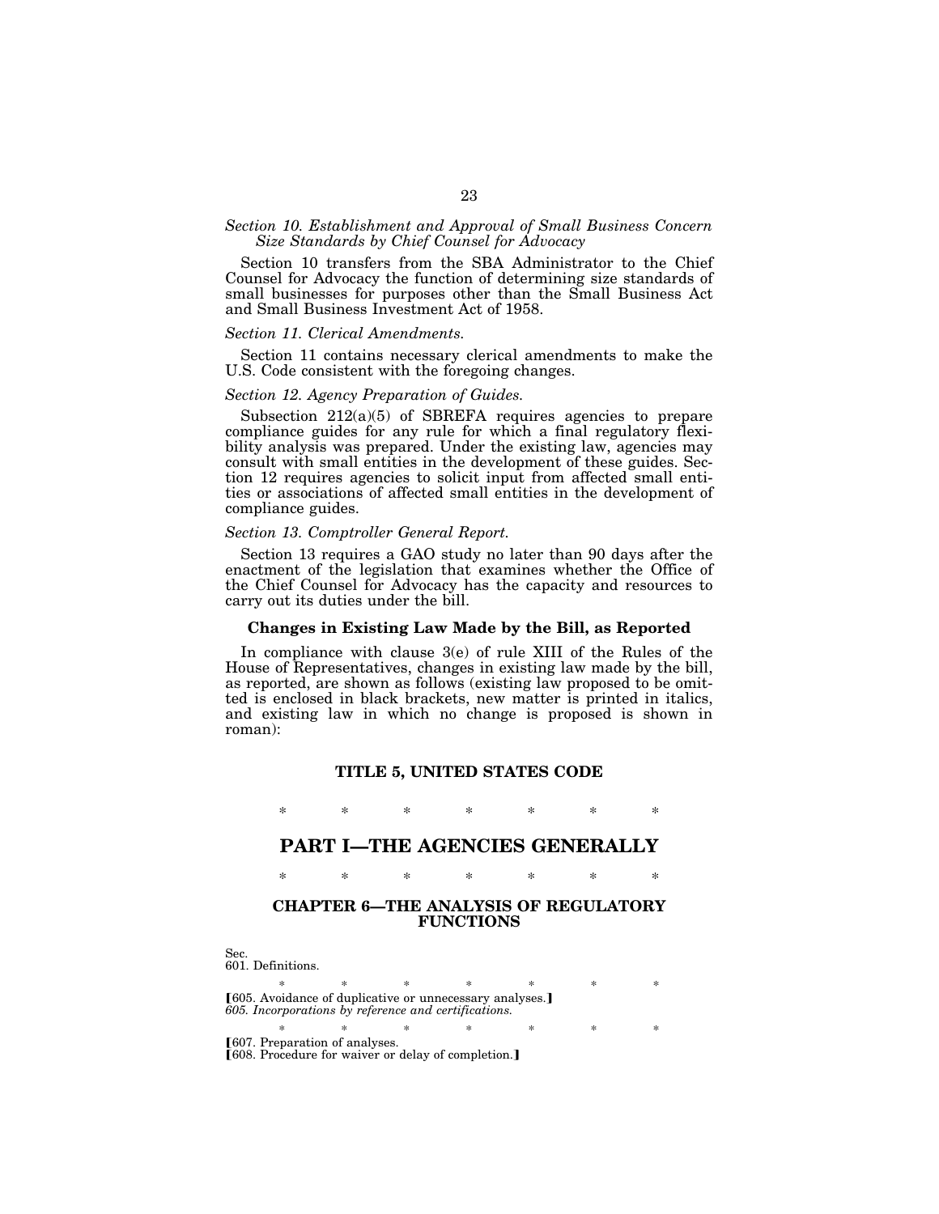*Section 10. Establishment and Approval of Small Business Concern Size Standards by Chief Counsel for Advocacy*

Section 10 transfers from the SBA Administrator to the Chief Counsel for Advocacy the function of determining size standards of small businesses for purposes other than the Small Business Act and Small Business Investment Act of 1958.

*Section 11. Clerical Amendments.*

Section 11 contains necessary clerical amendments to make the U.S. Code consistent with the foregoing changes.

*Section 12. Agency Preparation of Guides.*

Subsection 212(a)(5) of SBREFA requires agencies to prepare compliance guides for any rule for which a final regulatory flexibility analysis was prepared. Under the existing law, agencies may consult with small entities in the development of these guides. Section 12 requires agencies to solicit input from affected small entities or associations of affected small entities in the development of compliance guides.

*Section 13. Comptroller General Report.*

Section 13 requires a GAO study no later than 90 days after the enactment of the legislation that examines whether the Office of the Chief Counsel for Advocacy has the capacity and resources to carry out its duties under the bill.

### Changes in Existing Law Made by the Bill, as Reported

In compliance with clause 3(e) of rule XIII of the Rules of the House of Representatives, changes in existing law made by the bill, as reported, are shown as follows (existing law proposed to be omitted is enclosed in black brackets, new matter is printed in italics, and existing law in which no change is proposed is shown in roman):

**TITLE 5, UNITED STATES CODE**

\* \* \* \* \* \* \*

## PART I—THE AGENCIES GENERALLY

\* \* \* \* \* \* \*

### CHAPTER 6—THE ANALYSIS OF REGULATORY FUNCTIONS

Sec.
601. Definitions.

\* \* \* \* \* \* \*

【605. Avoidance of duplicative or unnecessary analyses.】
*605. Incorporations by reference and certifications.*

\* \* \* \* \* \* \*

【607. Preparation of analyses.
【608. Procedure for waiver or delay of completion.】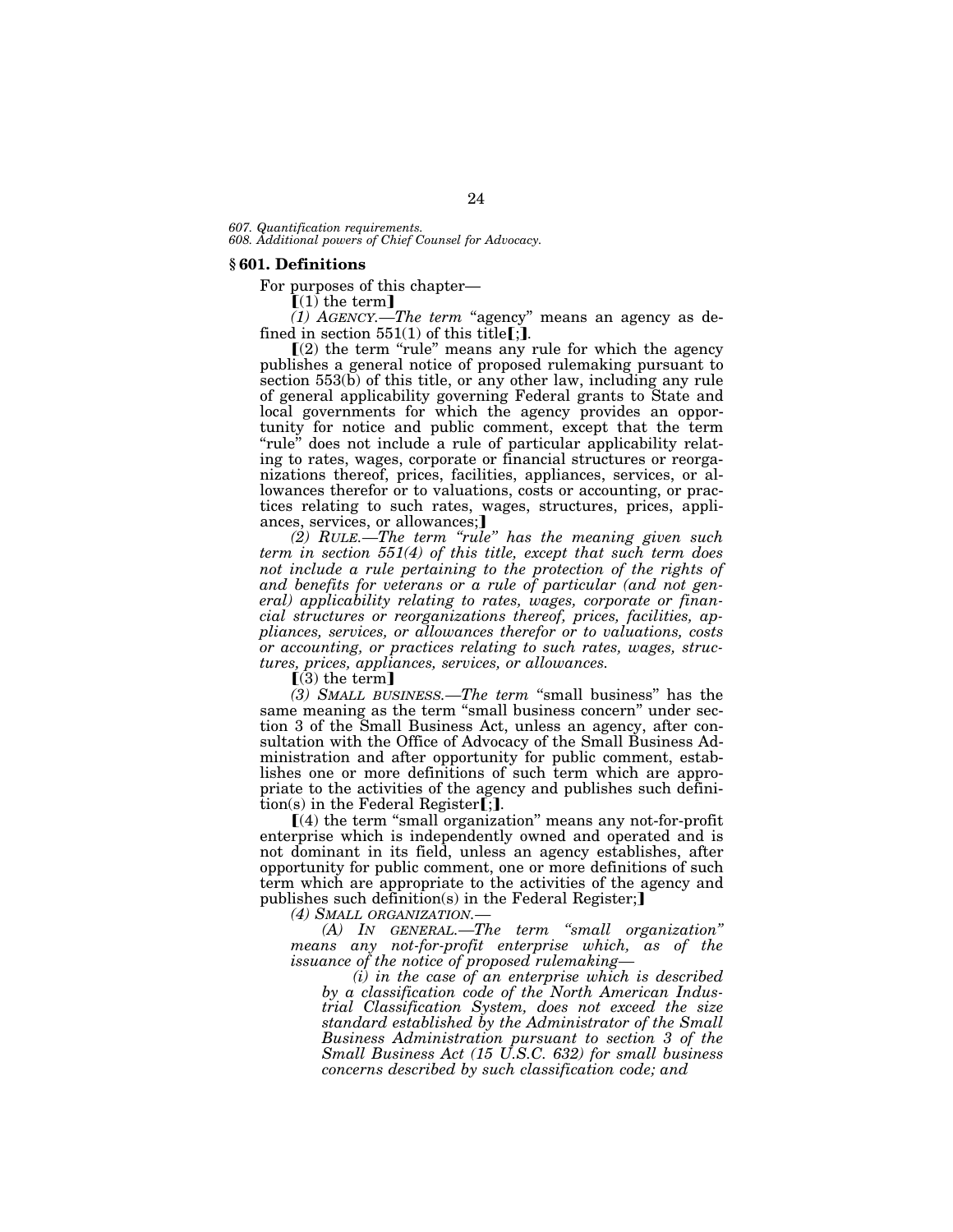*607. Quantification requirements.*
*608. Additional powers of Chief Counsel for Advocacy.*

### § 601. Definitions

For purposes of this chapter—

【(1) the term】

*(1) AGENCY.—The term* "agency" means an agency as defined in section 551(1) of this title【;】.

【(2) the term "rule" means any rule for which the agency publishes a general notice of proposed rulemaking pursuant to section 553(b) of this title, or any other law, including any rule of general applicability governing Federal grants to State and local governments for which the agency provides an opportunity for notice and public comment, except that the term "rule" does not include a rule of particular applicability relating to rates, wages, corporate or financial structures or reorganizations thereof, prices, facilities, appliances, services, or allowances therefor or to valuations, costs or accounting, or practices relating to such rates, wages, structures, prices, appliances, services, or allowances;】

*(2) RULE.—The term "rule" has the meaning given such term in section 551(4) of this title, except that such term does not include a rule pertaining to the protection of the rights of and benefits for veterans or a rule of particular (and not general) applicability relating to rates, wages, corporate or financial structures or reorganizations thereof, prices, facilities, appliances, services, or allowances therefor or to valuations, costs or accounting, or practices relating to such rates, wages, structures, prices, appliances, services, or allowances.*

【(3) the term】

*(3) SMALL BUSINESS.—The term* "small business" has the same meaning as the term "small business concern" under section 3 of the Small Business Act, unless an agency, after consultation with the Office of Advocacy of the Small Business Administration and after opportunity for public comment, establishes one or more definitions of such term which are appropriate to the activities of the agency and publishes such definition(s) in the Federal Register【;】.

【(4) the term "small organization" means any not-for-profit enterprise which is independently owned and operated and is not dominant in its field, unless an agency establishes, after opportunity for public comment, one or more definitions of such term which are appropriate to the activities of the agency and publishes such definition(s) in the Federal Register;】

*(4) SMALL ORGANIZATION.—*

*(A) IN GENERAL.—The term "small organization" means any not-for-profit enterprise which, as of the issuance of the notice of proposed rulemaking—*

*(i) in the case of an enterprise which is described by a classification code of the North American Industrial Classification System, does not exceed the size standard established by the Administrator of the Small Business Administration pursuant to section 3 of the Small Business Act (15 U.S.C. 632) for small business concerns described by such classification code; and*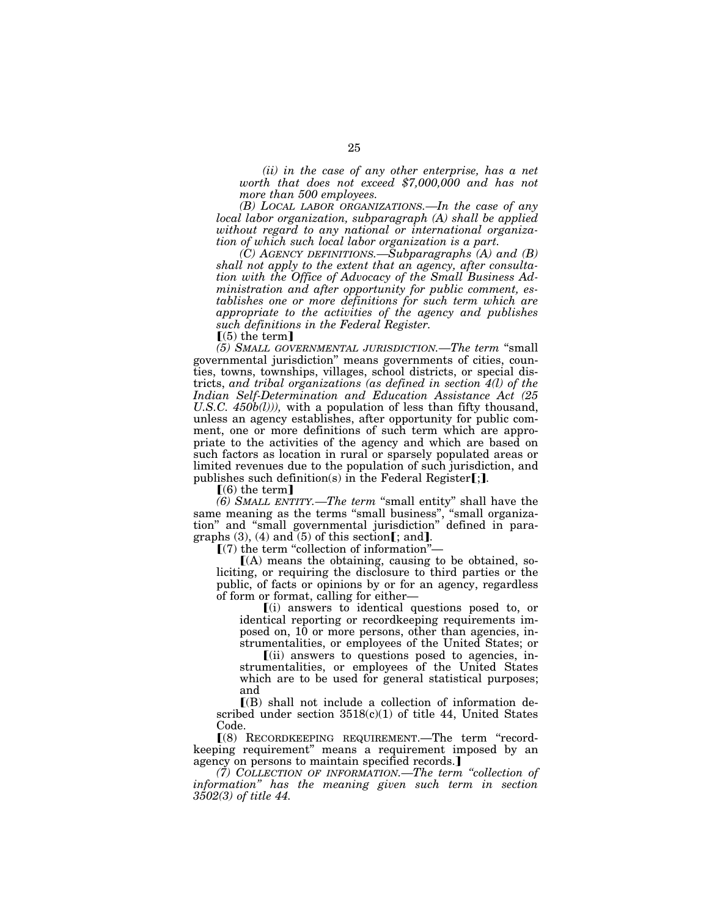*(ii) in the case of any other enterprise, has a net worth that does not exceed $7,000,000 and has not more than 500 employees.*

*(B) LOCAL LABOR ORGANIZATIONS.—In the case of any local labor organization, subparagraph (A) shall be applied without regard to any national or international organization of which such local labor organization is a part.*

*(C) AGENCY DEFINITIONS.—Subparagraphs (A) and (B) shall not apply to the extent that an agency, after consultation with the Office of Advocacy of the Small Business Administration and after opportunity for public comment, establishes one or more definitions for such term which are appropriate to the activities of the agency and publishes such definitions in the Federal Register.*

【(5) the term】

*(5) SMALL GOVERNMENTAL JURISDICTION.—The term* "small governmental jurisdiction" means governments of cities, counties, towns, townships, villages, school districts, or special districts, *and tribal organizations (as defined in section 4(l) of the Indian Self-Determination and Education Assistance Act (25 U.S.C. 450b(l))),* with a population of less than fifty thousand, unless an agency establishes, after opportunity for public comment, one or more definitions of such term which are appropriate to the activities of the agency and which are based on such factors as location in rural or sparsely populated areas or limited revenues due to the population of such jurisdiction, and publishes such definition(s) in the Federal Register【;】.

【(6) the term】

*(6) SMALL ENTITY.—The term* "small entity" shall have the same meaning as the terms "small business", "small organization" and "small governmental jurisdiction" defined in paragraphs (3), (4) and (5) of this section【; and】.

【(7) the term "collection of information"—

【(A) means the obtaining, causing to be obtained, soliciting, or requiring the disclosure to third parties or the public, of facts or opinions by or for an agency, regardless of form or format, calling for either—

【(i) answers to identical questions posed to, or identical reporting or recordkeeping requirements imposed on, 10 or more persons, other than agencies, instrumentalities, or employees of the United States; or

【(ii) answers to questions posed to agencies, instrumentalities, or employees of the United States which are to be used for general statistical purposes; and

【(B) shall not include a collection of information described under section 3518(c)(1) of title 44, United States Code.

【(8) RECORDKEEPING REQUIREMENT.—The term "recordkeeping requirement" means a requirement imposed by an agency on persons to maintain specified records.】

*(7) COLLECTION OF INFORMATION.—The term "collection of information" has the meaning given such term in section 3502(3) of title 44.*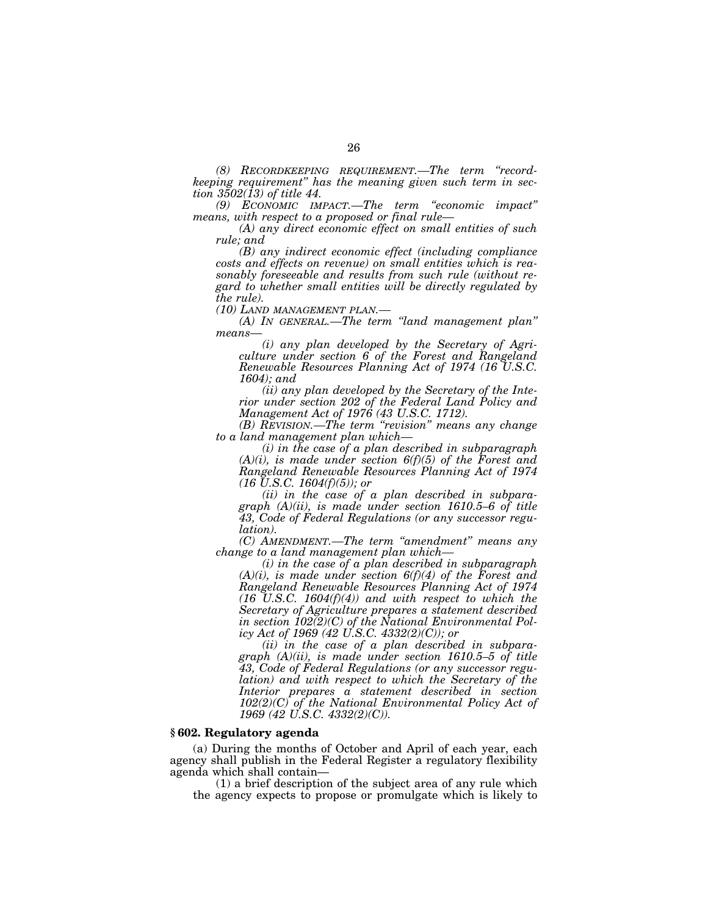*(8) RECORDKEEPING REQUIREMENT.—The term "recordkeeping requirement" has the meaning given such term in section 3502(13) of title 44.*

*(9) ECONOMIC IMPACT.—The term "economic impact" means, with respect to a proposed or final rule—*

*(A) any direct economic effect on small entities of such rule; and*

*(B) any indirect economic effect (including compliance costs and effects on revenue) on small entities which is reasonably foreseeable and results from such rule (without regard to whether small entities will be directly regulated by the rule).*

*(10) LAND MANAGEMENT PLAN.—*

*(A) IN GENERAL.—The term "land management plan" means—*

*(i) any plan developed by the Secretary of Agriculture under section 6 of the Forest and Rangeland Renewable Resources Planning Act of 1974 (16 U.S.C. 1604); and*

*(ii) any plan developed by the Secretary of the Interior under section 202 of the Federal Land Policy and Management Act of 1976 (43 U.S.C. 1712).*

*(B) REVISION.—The term "revision" means any change to a land management plan which—*

*(i) in the case of a plan described in subparagraph (A)(i), is made under section 6(f)(5) of the Forest and Rangeland Renewable Resources Planning Act of 1974 (16 U.S.C. 1604(f)(5)); or*

*(ii) in the case of a plan described in subparagraph (A)(ii), is made under section 1610.5–6 of title 43, Code of Federal Regulations (or any successor regulation).*

*(C) AMENDMENT.—The term "amendment" means any change to a land management plan which—*

*(i) in the case of a plan described in subparagraph (A)(i), is made under section 6(f)(4) of the Forest and Rangeland Renewable Resources Planning Act of 1974 (16 U.S.C. 1604(f)(4)) and with respect to which the Secretary of Agriculture prepares a statement described in section 102(2)(C) of the National Environmental Policy Act of 1969 (42 U.S.C. 4332(2)(C)); or*

*(ii) in the case of a plan described in subparagraph (A)(ii), is made under section 1610.5–5 of title 43, Code of Federal Regulations (or any successor regulation) and with respect to which the Secretary of the Interior prepares a statement described in section 102(2)(C) of the National Environmental Policy Act of 1969 (42 U.S.C. 4332(2)(C)).*

### § 602. Regulatory agenda

(a) During the months of October and April of each year, each agency shall publish in the Federal Register a regulatory flexibility agenda which shall contain—

(1) a brief description of the subject area of any rule which the agency expects to propose or promulgate which is likely to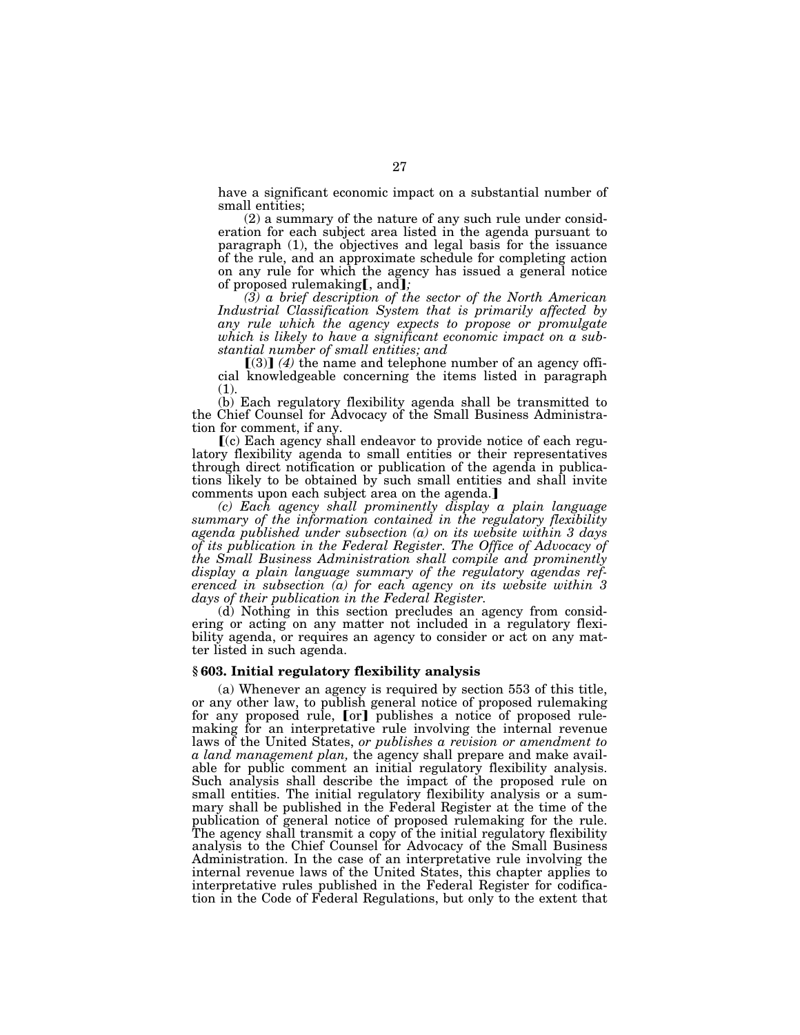have a significant economic impact on a substantial number of small entities;

(2) a summary of the nature of any such rule under consideration for each subject area listed in the agenda pursuant to paragraph (1), the objectives and legal basis for the issuance of the rule, and an approximate schedule for completing action on any rule for which the agency has issued a general notice of proposed rulemaking【, and】*;*

*(3) a brief description of the sector of the North American Industrial Classification System that is primarily affected by any rule which the agency expects to propose or promulgate which is likely to have a significant economic impact on a substantial number of small entities; and*

【(3)】 *(4)* the name and telephone number of an agency official knowledgeable concerning the items listed in paragraph (1).

(b) Each regulatory flexibility agenda shall be transmitted to the Chief Counsel for Advocacy of the Small Business Administration for comment, if any.

【(c) Each agency shall endeavor to provide notice of each regulatory flexibility agenda to small entities or their representatives through direct notification or publication of the agenda in publications likely to be obtained by such small entities and shall invite comments upon each subject area on the agenda.】

*(c) Each agency shall prominently display a plain language summary of the information contained in the regulatory flexibility agenda published under subsection (a) on its website within 3 days of its publication in the Federal Register. The Office of Advocacy of the Small Business Administration shall compile and prominently display a plain language summary of the regulatory agendas referenced in subsection (a) for each agency on its website within 3 days of their publication in the Federal Register.*

(d) Nothing in this section precludes an agency from considering or acting on any matter not included in a regulatory flexibility agenda, or requires an agency to consider or act on any matter listed in such agenda.

### § 603. Initial regulatory flexibility analysis

(a) Whenever an agency is required by section 553 of this title, or any other law, to publish general notice of proposed rulemaking for any proposed rule, 【or】 publishes a notice of proposed rulemaking for an interpretative rule involving the internal revenue laws of the United States, *or publishes a revision or amendment to a land management plan,* the agency shall prepare and make available for public comment an initial regulatory flexibility analysis. Such analysis shall describe the impact of the proposed rule on small entities. The initial regulatory flexibility analysis or a summary shall be published in the Federal Register at the time of the publication of general notice of proposed rulemaking for the rule. The agency shall transmit a copy of the initial regulatory flexibility analysis to the Chief Counsel for Advocacy of the Small Business Administration. In the case of an interpretative rule involving the internal revenue laws of the United States, this chapter applies to interpretative rules published in the Federal Register for codification in the Code of Federal Regulations, but only to the extent that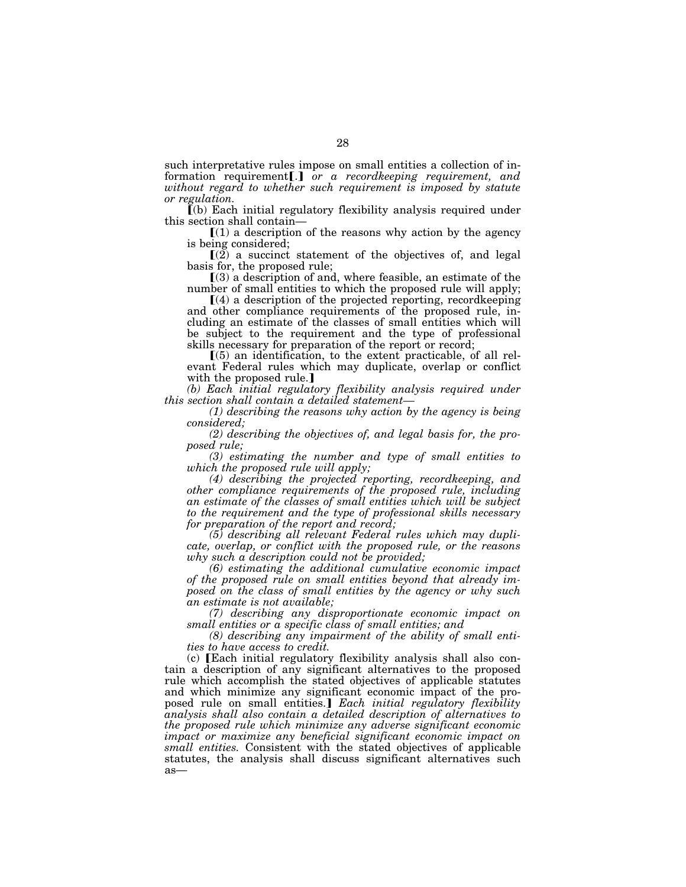such interpretative rules impose on small entities a collection of information requirement【.】 *or a recordkeeping requirement, and without regard to whether such requirement is imposed by statute or regulation.*

【(b) Each initial regulatory flexibility analysis required under this section shall contain—

【(1) a description of the reasons why action by the agency is being considered;

【(2) a succinct statement of the objectives of, and legal basis for, the proposed rule;

【(3) a description of and, where feasible, an estimate of the number of small entities to which the proposed rule will apply;

【(4) a description of the projected reporting, recordkeeping and other compliance requirements of the proposed rule, including an estimate of the classes of small entities which will be subject to the requirement and the type of professional skills necessary for preparation of the report or record;

【(5) an identification, to the extent practicable, of all relevant Federal rules which may duplicate, overlap or conflict with the proposed rule.】

*(b) Each initial regulatory flexibility analysis required under this section shall contain a detailed statement—*

*(1) describing the reasons why action by the agency is being considered;*

*(2) describing the objectives of, and legal basis for, the proposed rule;*

*(3) estimating the number and type of small entities to which the proposed rule will apply;*

*(4) describing the projected reporting, recordkeeping, and other compliance requirements of the proposed rule, including an estimate of the classes of small entities which will be subject to the requirement and the type of professional skills necessary for preparation of the report and record;*

*(5) describing all relevant Federal rules which may duplicate, overlap, or conflict with the proposed rule, or the reasons why such a description could not be provided;*

*(6) estimating the additional cumulative economic impact of the proposed rule on small entities beyond that already imposed on the class of small entities by the agency or why such an estimate is not available;*

*(7) describing any disproportionate economic impact on small entities or a specific class of small entities; and*

*(8) describing any impairment of the ability of small entities to have access to credit.*

(c) 【Each initial regulatory flexibility analysis shall also contain a description of any significant alternatives to the proposed rule which accomplish the stated objectives of applicable statutes and which minimize any significant economic impact of the proposed rule on small entities.】 *Each initial regulatory flexibility analysis shall also contain a detailed description of alternatives to the proposed rule which minimize any adverse significant economic impact or maximize any beneficial significant economic impact on small entities.* Consistent with the stated objectives of applicable statutes, the analysis shall discuss significant alternatives such as—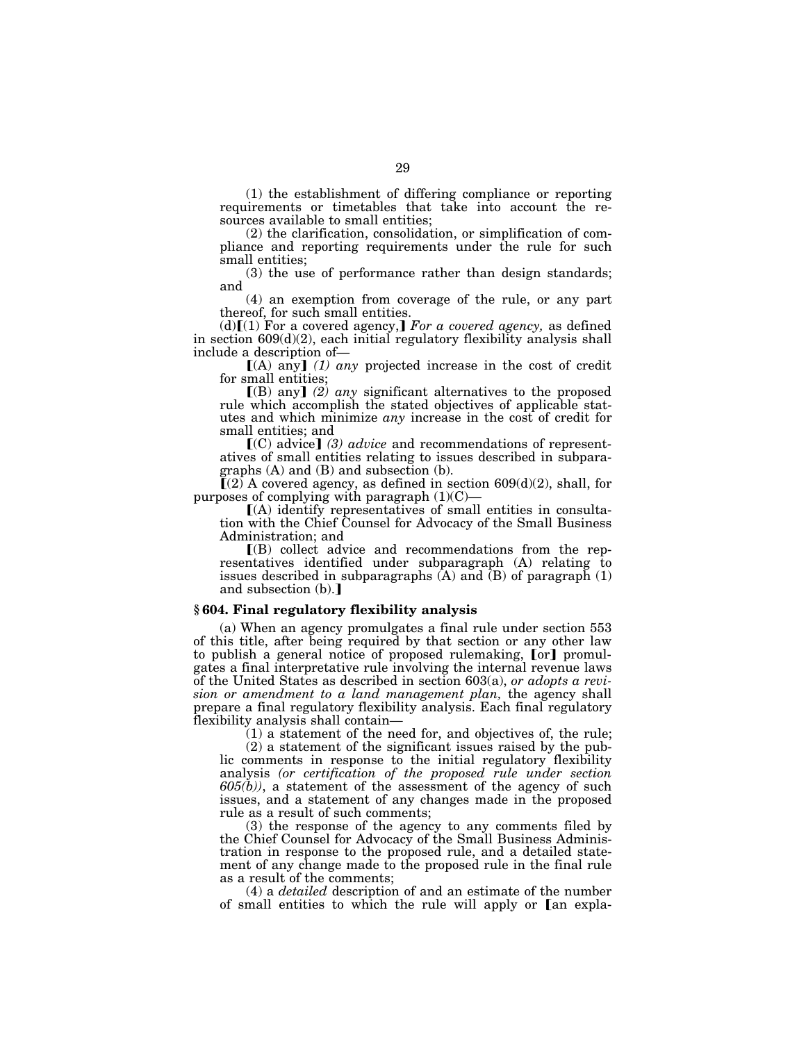(1) the establishment of differing compliance or reporting requirements or timetables that take into account the resources available to small entities;

(2) the clarification, consolidation, or simplification of compliance and reporting requirements under the rule for such small entities;

(3) the use of performance rather than design standards; and

(4) an exemption from coverage of the rule, or any part thereof, for such small entities.

(d)【(1) For a covered agency,】 *For a covered agency,* as defined in section 609(d)(2), each initial regulatory flexibility analysis shall include a description of—

【(A) any】 *(1) any* projected increase in the cost of credit for small entities;

【(B) any】 *(2) any* significant alternatives to the proposed rule which accomplish the stated objectives of applicable statutes and which minimize *any* increase in the cost of credit for small entities; and

【(C) advice】 *(3) advice* and recommendations of representatives of small entities relating to issues described in subparagraphs (A) and (B) and subsection (b).

【(2) A covered agency, as defined in section 609(d)(2), shall, for purposes of complying with paragraph (1)(C)—

【(A) identify representatives of small entities in consultation with the Chief Counsel for Advocacy of the Small Business Administration; and

【(B) collect advice and recommendations from the representatives identified under subparagraph (A) relating to issues described in subparagraphs (A) and (B) of paragraph (1) and subsection (b).】

### § 604. Final regulatory flexibility analysis

(a) When an agency promulgates a final rule under section 553 of this title, after being required by that section or any other law to publish a general notice of proposed rulemaking, 【or】 promulgates a final interpretative rule involving the internal revenue laws of the United States as described in section 603(a), *or adopts a revision or amendment to a land management plan,* the agency shall prepare a final regulatory flexibility analysis. Each final regulatory flexibility analysis shall contain—

(1) a statement of the need for, and objectives of, the rule;

(2) a statement of the significant issues raised by the public comments in response to the initial regulatory flexibility analysis *(or certification of the proposed rule under section 605(b))*, a statement of the assessment of the agency of such issues, and a statement of any changes made in the proposed rule as a result of such comments;

(3) the response of the agency to any comments filed by the Chief Counsel for Advocacy of the Small Business Administration in response to the proposed rule, and a detailed statement of any change made to the proposed rule in the final rule as a result of the comments;

(4) a *detailed* description of and an estimate of the number of small entities to which the rule will apply or 【an expla-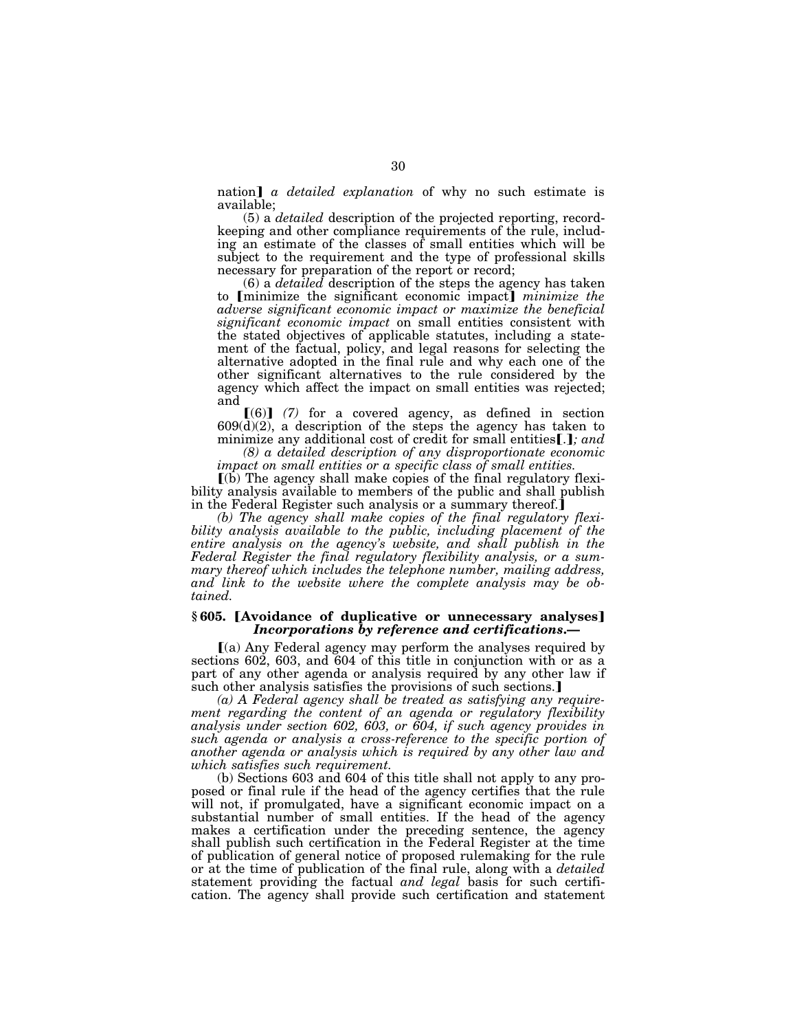nation】 *a detailed explanation* of why no such estimate is available;

(5) a *detailed* description of the projected reporting, recordkeeping and other compliance requirements of the rule, including an estimate of the classes of small entities which will be subject to the requirement and the type of professional skills necessary for preparation of the report or record;

(6) a *detailed* description of the steps the agency has taken to 【minimize the significant economic impact】 *minimize the adverse significant economic impact or maximize the beneficial significant economic impact* on small entities consistent with the stated objectives of applicable statutes, including a statement of the factual, policy, and legal reasons for selecting the alternative adopted in the final rule and why each one of the other significant alternatives to the rule considered by the agency which affect the impact on small entities was rejected; and

【(6)】 *(7)* for a covered agency, as defined in section 609(d)(2), a description of the steps the agency has taken to minimize any additional cost of credit for small entities【.】*; and*

*(8) a detailed description of any disproportionate economic impact on small entities or a specific class of small entities.*

【(b) The agency shall make copies of the final regulatory flexibility analysis available to members of the public and shall publish in the Federal Register such analysis or a summary thereof.】

*(b) The agency shall make copies of the final regulatory flexibility analysis available to the public, including placement of the entire analysis on the agency's website, and shall publish in the Federal Register the final regulatory flexibility analysis, or a summary thereof which includes the telephone number, mailing address, and link to the website where the complete analysis may be obtained.*

### § 605. 【Avoidance of duplicative or unnecessary analyses】 ***Incorporations by reference and certifications.—***

【(a) Any Federal agency may perform the analyses required by sections 602, 603, and 604 of this title in conjunction with or as a part of any other agenda or analysis required by any other law if such other analysis satisfies the provisions of such sections.】

*(a) A Federal agency shall be treated as satisfying any requirement regarding the content of an agenda or regulatory flexibility analysis under section 602, 603, or 604, if such agency provides in such agenda or analysis a cross-reference to the specific portion of another agenda or analysis which is required by any other law and which satisfies such requirement.*

(b) Sections 603 and 604 of this title shall not apply to any proposed or final rule if the head of the agency certifies that the rule will not, if promulgated, have a significant economic impact on a substantial number of small entities. If the head of the agency makes a certification under the preceding sentence, the agency shall publish such certification in the Federal Register at the time of publication of general notice of proposed rulemaking for the rule or at the time of publication of the final rule, along with a *detailed* statement providing the factual *and legal* basis for such certification. The agency shall provide such certification and statement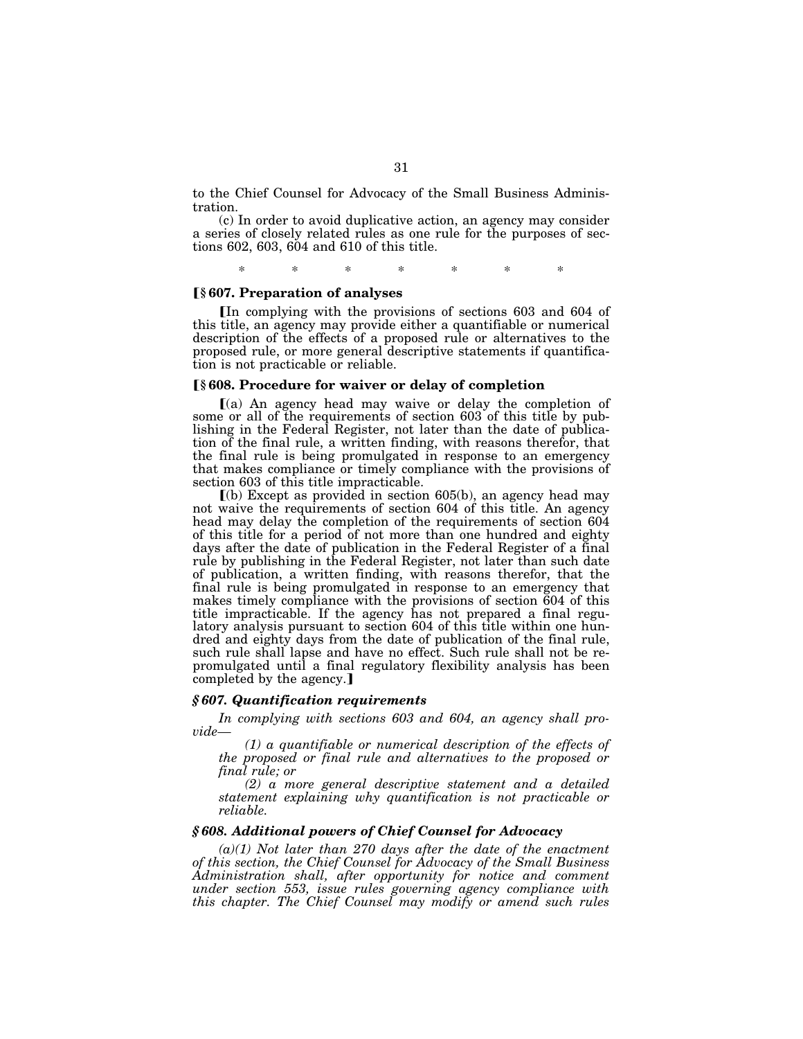to the Chief Counsel for Advocacy of the Small Business Administration.

(c) In order to avoid duplicative action, an agency may consider a series of closely related rules as one rule for the purposes of sections 602, 603, 604 and 610 of this title.

\* \* \* \* \* \* \*

**[§ 607. Preparation of analyses**

[In complying with the provisions of sections 603 and 604 of this title, an agency may provide either a quantifiable or numerical description of the effects of a proposed rule or alternatives to the proposed rule, or more general descriptive statements if quantification is not practicable or reliable.

**[§ 608. Procedure for waiver or delay of completion**

[(a) An agency head may waive or delay the completion of some or all of the requirements of section 603 of this title by publishing in the Federal Register, not later than the date of publication of the final rule, a written finding, with reasons therefor, that the final rule is being promulgated in response to an emergency that makes compliance or timely compliance with the provisions of section 603 of this title impracticable.

[(b) Except as provided in section 605(b), an agency head may not waive the requirements of section 604 of this title. An agency head may delay the completion of the requirements of section 604 of this title for a period of not more than one hundred and eighty days after the date of publication in the Federal Register of a final rule by publishing in the Federal Register, not later than such date of publication, a written finding, with reasons therefor, that the final rule is being promulgated in response to an emergency that makes timely compliance with the provisions of section 604 of this title impracticable. If the agency has not prepared a final regulatory analysis pursuant to section 604 of this title within one hundred and eighty days from the date of publication of the final rule, such rule shall lapse and have no effect. Such rule shall not be repromulgated until a final regulatory flexibility analysis has been completed by the agency.]

***§ 607. Quantification requirements***

*In complying with sections 603 and 604, an agency shall provide—*

*(1) a quantifiable or numerical description of the effects of the proposed or final rule and alternatives to the proposed or final rule; or*

*(2) a more general descriptive statement and a detailed statement explaining why quantification is not practicable or reliable.*

***§ 608. Additional powers of Chief Counsel for Advocacy***

*(a)(1) Not later than 270 days after the date of the enactment of this section, the Chief Counsel for Advocacy of the Small Business Administration shall, after opportunity for notice and comment under section 553, issue rules governing agency compliance with this chapter. The Chief Counsel may modify or amend such rules*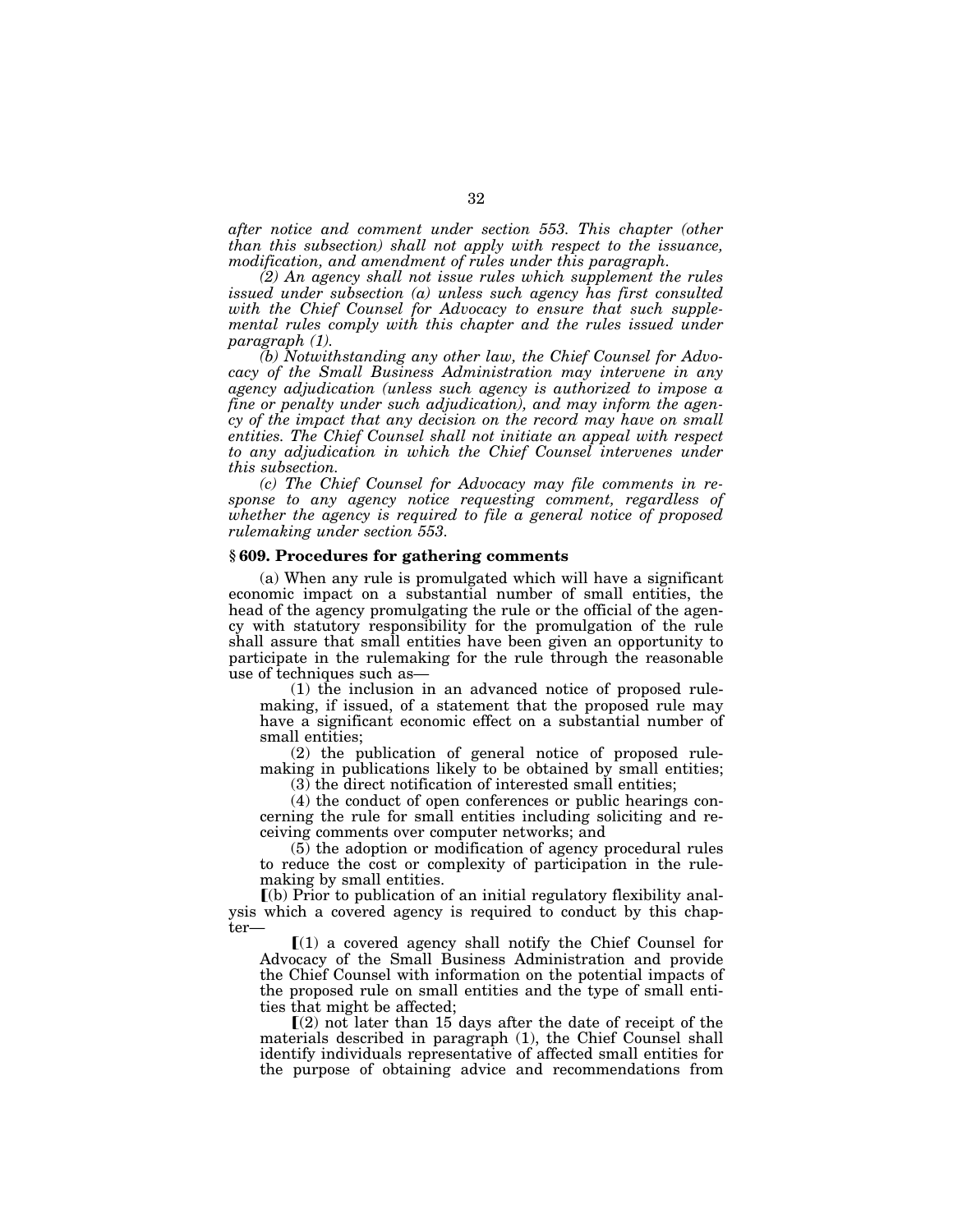*after notice and comment under section 553. This chapter (other than this subsection) shall not apply with respect to the issuance, modification, and amendment of rules under this paragraph.*

*(2) An agency shall not issue rules which supplement the rules issued under subsection (a) unless such agency has first consulted with the Chief Counsel for Advocacy to ensure that such supplemental rules comply with this chapter and the rules issued under paragraph (1).*

*(b) Notwithstanding any other law, the Chief Counsel for Advocacy of the Small Business Administration may intervene in any agency adjudication (unless such agency is authorized to impose a fine or penalty under such adjudication), and may inform the agency of the impact that any decision on the record may have on small entities. The Chief Counsel shall not initiate an appeal with respect to any adjudication in which the Chief Counsel intervenes under this subsection.*

*(c) The Chief Counsel for Advocacy may file comments in response to any agency notice requesting comment, regardless of whether the agency is required to file a general notice of proposed rulemaking under section 553.*

### § 609. Procedures for gathering comments

(a) When any rule is promulgated which will have a significant economic impact on a substantial number of small entities, the head of the agency promulgating the rule or the official of the agency with statutory responsibility for the promulgation of the rule shall assure that small entities have been given an opportunity to participate in the rulemaking for the rule through the reasonable use of techniques such as—

(1) the inclusion in an advanced notice of proposed rulemaking, if issued, of a statement that the proposed rule may have a significant economic effect on a substantial number of small entities;

(2) the publication of general notice of proposed rulemaking in publications likely to be obtained by small entities;

(3) the direct notification of interested small entities;

(4) the conduct of open conferences or public hearings concerning the rule for small entities including soliciting and receiving comments over computer networks; and

(5) the adoption or modification of agency procedural rules to reduce the cost or complexity of participation in the rulemaking by small entities.

⟦(b) Prior to publication of an initial regulatory flexibility analysis which a covered agency is required to conduct by this chapter—

⟦(1) a covered agency shall notify the Chief Counsel for Advocacy of the Small Business Administration and provide the Chief Counsel with information on the potential impacts of the proposed rule on small entities and the type of small entities that might be affected;

⟦(2) not later than 15 days after the date of receipt of the materials described in paragraph (1), the Chief Counsel shall identify individuals representative of affected small entities for the purpose of obtaining advice and recommendations from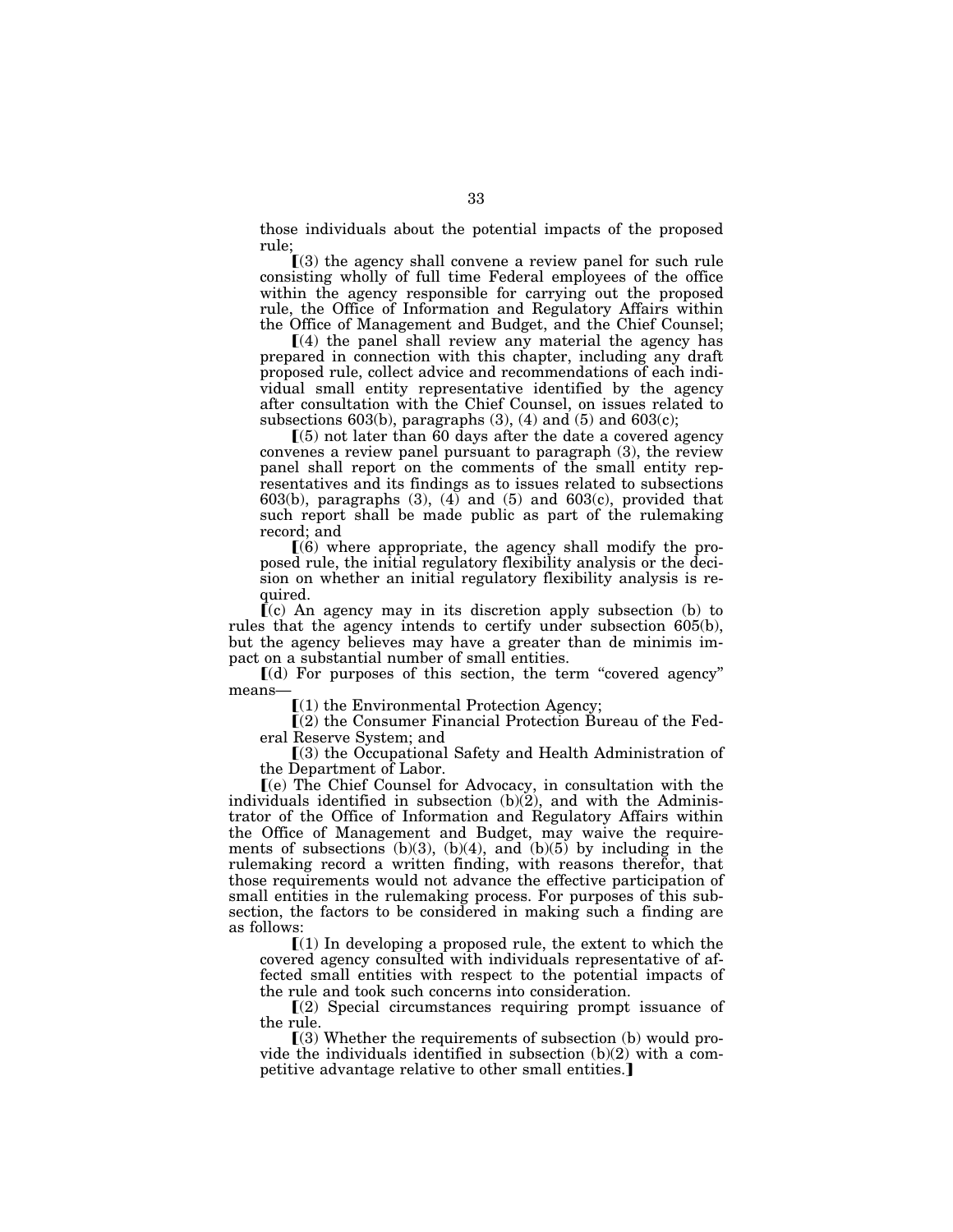those individuals about the potential impacts of the proposed rule;

【(3) the agency shall convene a review panel for such rule consisting wholly of full time Federal employees of the office within the agency responsible for carrying out the proposed rule, the Office of Information and Regulatory Affairs within the Office of Management and Budget, and the Chief Counsel;

【(4) the panel shall review any material the agency has prepared in connection with this chapter, including any draft proposed rule, collect advice and recommendations of each individual small entity representative identified by the agency after consultation with the Chief Counsel, on issues related to subsections 603(b), paragraphs (3), (4) and (5) and 603(c);

【(5) not later than 60 days after the date a covered agency convenes a review panel pursuant to paragraph (3), the review panel shall report on the comments of the small entity representatives and its findings as to issues related to subsections 603(b), paragraphs (3), (4) and (5) and 603(c), provided that such report shall be made public as part of the rulemaking record; and

【(6) where appropriate, the agency shall modify the proposed rule, the initial regulatory flexibility analysis or the decision on whether an initial regulatory flexibility analysis is required.

【(c) An agency may in its discretion apply subsection (b) to rules that the agency intends to certify under subsection 605(b), but the agency believes may have a greater than de minimis impact on a substantial number of small entities.

【(d) For purposes of this section, the term "covered agency" means—

【(1) the Environmental Protection Agency;

【(2) the Consumer Financial Protection Bureau of the Federal Reserve System; and

【(3) the Occupational Safety and Health Administration of the Department of Labor.

【(e) The Chief Counsel for Advocacy, in consultation with the individuals identified in subsection (b)(2), and with the Administrator of the Office of Information and Regulatory Affairs within the Office of Management and Budget, may waive the requirements of subsections (b)(3), (b)(4), and (b)(5) by including in the rulemaking record a written finding, with reasons therefor, that those requirements would not advance the effective participation of small entities in the rulemaking process. For purposes of this subsection, the factors to be considered in making such a finding are as follows:

【(1) In developing a proposed rule, the extent to which the covered agency consulted with individuals representative of affected small entities with respect to the potential impacts of the rule and took such concerns into consideration.

【(2) Special circumstances requiring prompt issuance of the rule.

【(3) Whether the requirements of subsection (b) would provide the individuals identified in subsection (b)(2) with a competitive advantage relative to other small entities.】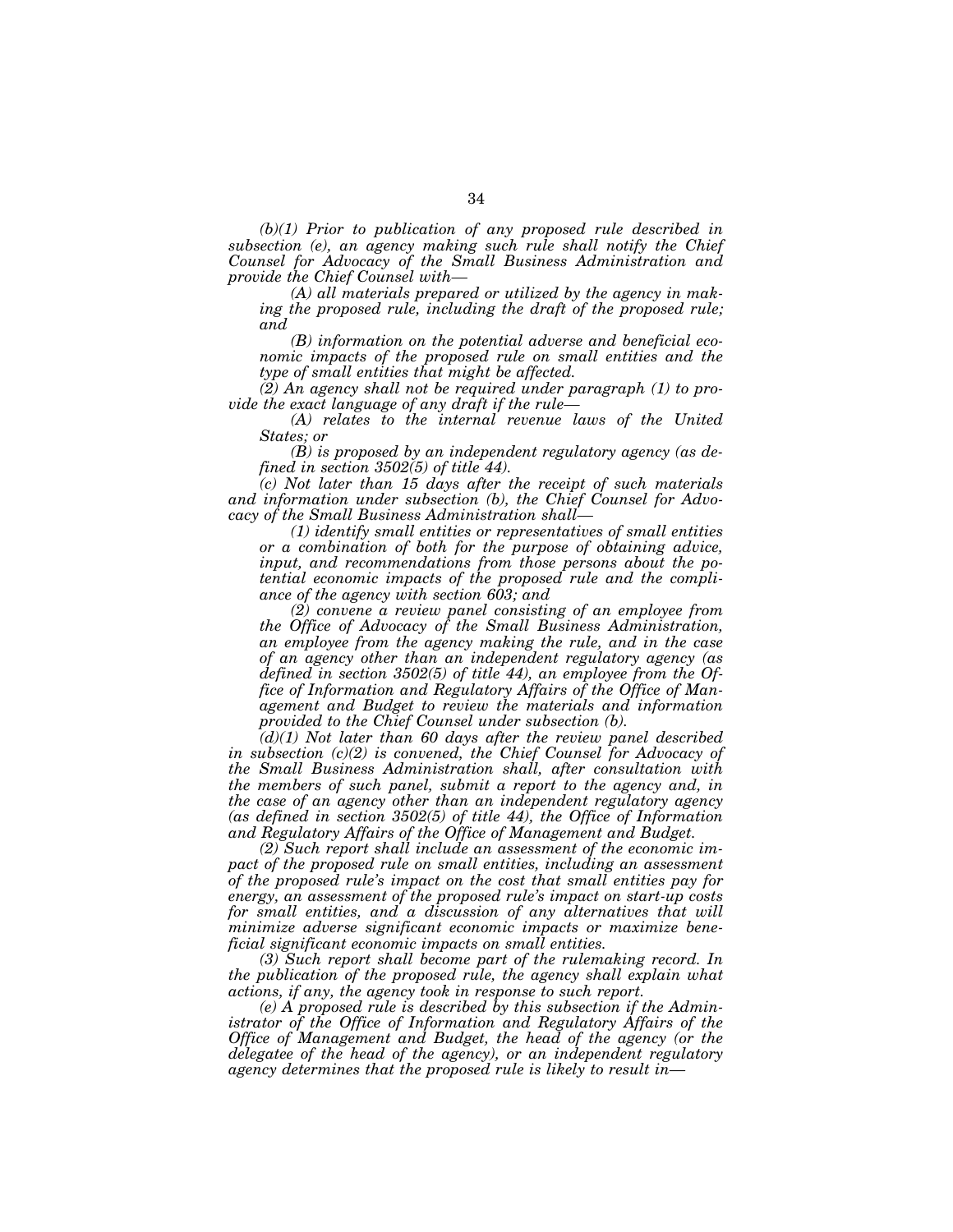*(b)(1) Prior to publication of any proposed rule described in subsection (e), an agency making such rule shall notify the Chief Counsel for Advocacy of the Small Business Administration and provide the Chief Counsel with—*

*(A) all materials prepared or utilized by the agency in making the proposed rule, including the draft of the proposed rule; and*

*(B) information on the potential adverse and beneficial economic impacts of the proposed rule on small entities and the type of small entities that might be affected.*

*(2) An agency shall not be required under paragraph (1) to provide the exact language of any draft if the rule—*

*(A) relates to the internal revenue laws of the United States; or*

*(B) is proposed by an independent regulatory agency (as defined in section 3502(5) of title 44).*

*(c) Not later than 15 days after the receipt of such materials and information under subsection (b), the Chief Counsel for Advocacy of the Small Business Administration shall—*

*(1) identify small entities or representatives of small entities or a combination of both for the purpose of obtaining advice, input, and recommendations from those persons about the potential economic impacts of the proposed rule and the compliance of the agency with section 603; and*

*(2) convene a review panel consisting of an employee from the Office of Advocacy of the Small Business Administration, an employee from the agency making the rule, and in the case of an agency other than an independent regulatory agency (as defined in section 3502(5) of title 44), an employee from the Office of Information and Regulatory Affairs of the Office of Management and Budget to review the materials and information provided to the Chief Counsel under subsection (b).*

*(d)(1) Not later than 60 days after the review panel described in subsection (c)(2) is convened, the Chief Counsel for Advocacy of the Small Business Administration shall, after consultation with the members of such panel, submit a report to the agency and, in the case of an agency other than an independent regulatory agency (as defined in section 3502(5) of title 44), the Office of Information and Regulatory Affairs of the Office of Management and Budget.*

*(2) Such report shall include an assessment of the economic impact of the proposed rule on small entities, including an assessment of the proposed rule's impact on the cost that small entities pay for energy, an assessment of the proposed rule's impact on start-up costs for small entities, and a discussion of any alternatives that will minimize adverse significant economic impacts or maximize beneficial significant economic impacts on small entities.*

*(3) Such report shall become part of the rulemaking record. In the publication of the proposed rule, the agency shall explain what actions, if any, the agency took in response to such report.*

*(e) A proposed rule is described by this subsection if the Administrator of the Office of Information and Regulatory Affairs of the Office of Management and Budget, the head of the agency (or the delegatee of the head of the agency), or an independent regulatory agency determines that the proposed rule is likely to result in—*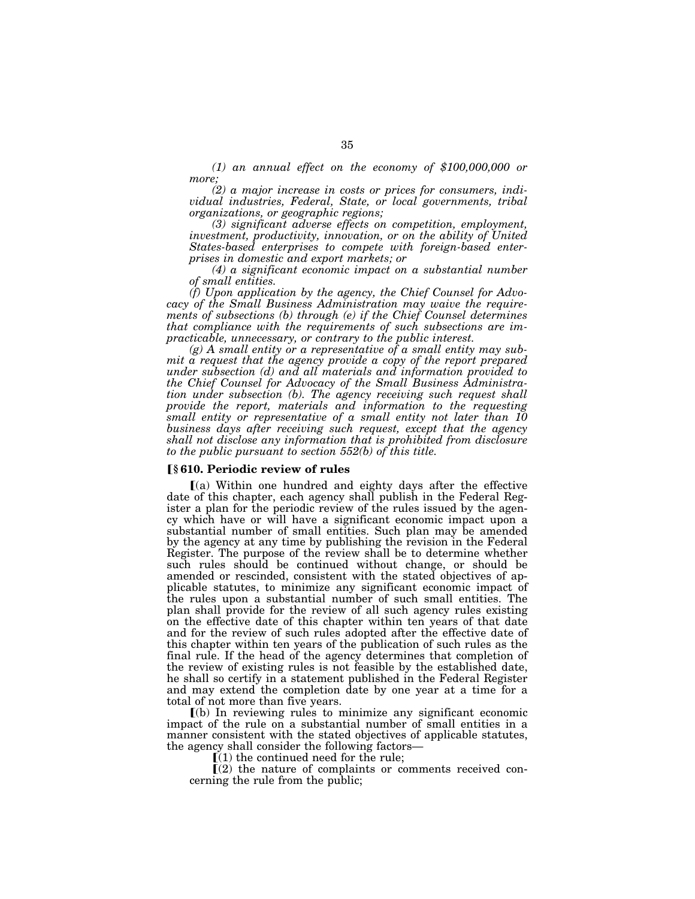*(1) an annual effect on the economy of $100,000,000 or more;*

*(2) a major increase in costs or prices for consumers, individual industries, Federal, State, or local governments, tribal organizations, or geographic regions;*

*(3) significant adverse effects on competition, employment, investment, productivity, innovation, or on the ability of United States-based enterprises to compete with foreign-based enterprises in domestic and export markets; or*

*(4) a significant economic impact on a substantial number of small entities.*

*(f) Upon application by the agency, the Chief Counsel for Advocacy of the Small Business Administration may waive the requirements of subsections (b) through (e) if the Chief Counsel determines that compliance with the requirements of such subsections are impracticable, unnecessary, or contrary to the public interest.*

*(g) A small entity or a representative of a small entity may submit a request that the agency provide a copy of the report prepared under subsection (d) and all materials and information provided to the Chief Counsel for Advocacy of the Small Business Administration under subsection (b). The agency receiving such request shall provide the report, materials and information to the requesting small entity or representative of a small entity not later than 10 business days after receiving such request, except that the agency shall not disclose any information that is prohibited from disclosure to the public pursuant to section 552(b) of this title.*

**[§ 610. Periodic review of rules**

[(a) Within one hundred and eighty days after the effective date of this chapter, each agency shall publish in the Federal Register a plan for the periodic review of the rules issued by the agency which have or will have a significant economic impact upon a substantial number of small entities. Such plan may be amended by the agency at any time by publishing the revision in the Federal Register. The purpose of the review shall be to determine whether such rules should be continued without change, or should be amended or rescinded, consistent with the stated objectives of applicable statutes, to minimize any significant economic impact of the rules upon a substantial number of such small entities. The plan shall provide for the review of all such agency rules existing on the effective date of this chapter within ten years of that date and for the review of such rules adopted after the effective date of this chapter within ten years of the publication of such rules as the final rule. If the head of the agency determines that completion of the review of existing rules is not feasible by the established date, he shall so certify in a statement published in the Federal Register and may extend the completion date by one year at a time for a total of not more than five years.

[(b) In reviewing rules to minimize any significant economic impact of the rule on a substantial number of small entities in a manner consistent with the stated objectives of applicable statutes, the agency shall consider the following factors—

[(1) the continued need for the rule;

[(2) the nature of complaints or comments received concerning the rule from the public;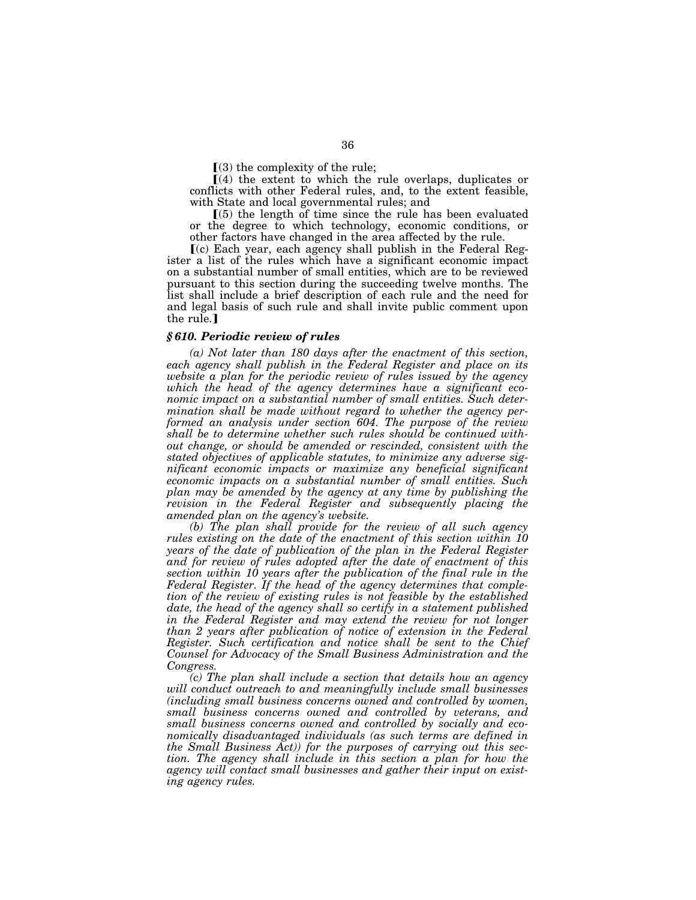⟦(3) the complexity of the rule;

⟦(4) the extent to which the rule overlaps, duplicates or conflicts with other Federal rules, and, to the extent feasible, with State and local governmental rules; and

⟦(5) the length of time since the rule has been evaluated or the degree to which technology, economic conditions, or other factors have changed in the area affected by the rule.

⟦(c) Each year, each agency shall publish in the Federal Register a list of the rules which have a significant economic impact on a substantial number of small entities, which are to be reviewed pursuant to this section during the succeeding twelve months. The list shall include a brief description of each rule and the need for and legal basis of such rule and shall invite public comment upon the rule.⟧

### *§ 610. Periodic review of rules*

*(a) Not later than 180 days after the enactment of this section, each agency shall publish in the Federal Register and place on its website a plan for the periodic review of rules issued by the agency which the head of the agency determines have a significant economic impact on a substantial number of small entities. Such determination shall be made without regard to whether the agency performed an analysis under section 604. The purpose of the review shall be to determine whether such rules should be continued without change, or should be amended or rescinded, consistent with the stated objectives of applicable statutes, to minimize any adverse significant economic impacts or maximize any beneficial significant economic impacts on a substantial number of small entities. Such plan may be amended by the agency at any time by publishing the revision in the Federal Register and subsequently placing the amended plan on the agency's website.*

*(b) The plan shall provide for the review of all such agency rules existing on the date of the enactment of this section within 10 years of the date of publication of the plan in the Federal Register and for review of rules adopted after the date of enactment of this section within 10 years after the publication of the final rule in the Federal Register. If the head of the agency determines that completion of the review of existing rules is not feasible by the established date, the head of the agency shall so certify in a statement published in the Federal Register and may extend the review for not longer than 2 years after publication of notice of extension in the Federal Register. Such certification and notice shall be sent to the Chief Counsel for Advocacy of the Small Business Administration and the Congress.*

*(c) The plan shall include a section that details how an agency will conduct outreach to and meaningfully include small businesses (including small business concerns owned and controlled by women, small business concerns owned and controlled by veterans, and small business concerns owned and controlled by socially and economically disadvantaged individuals (as such terms are defined in the Small Business Act)) for the purposes of carrying out this section. The agency shall include in this section a plan for how the agency will contact small businesses and gather their input on existing agency rules.*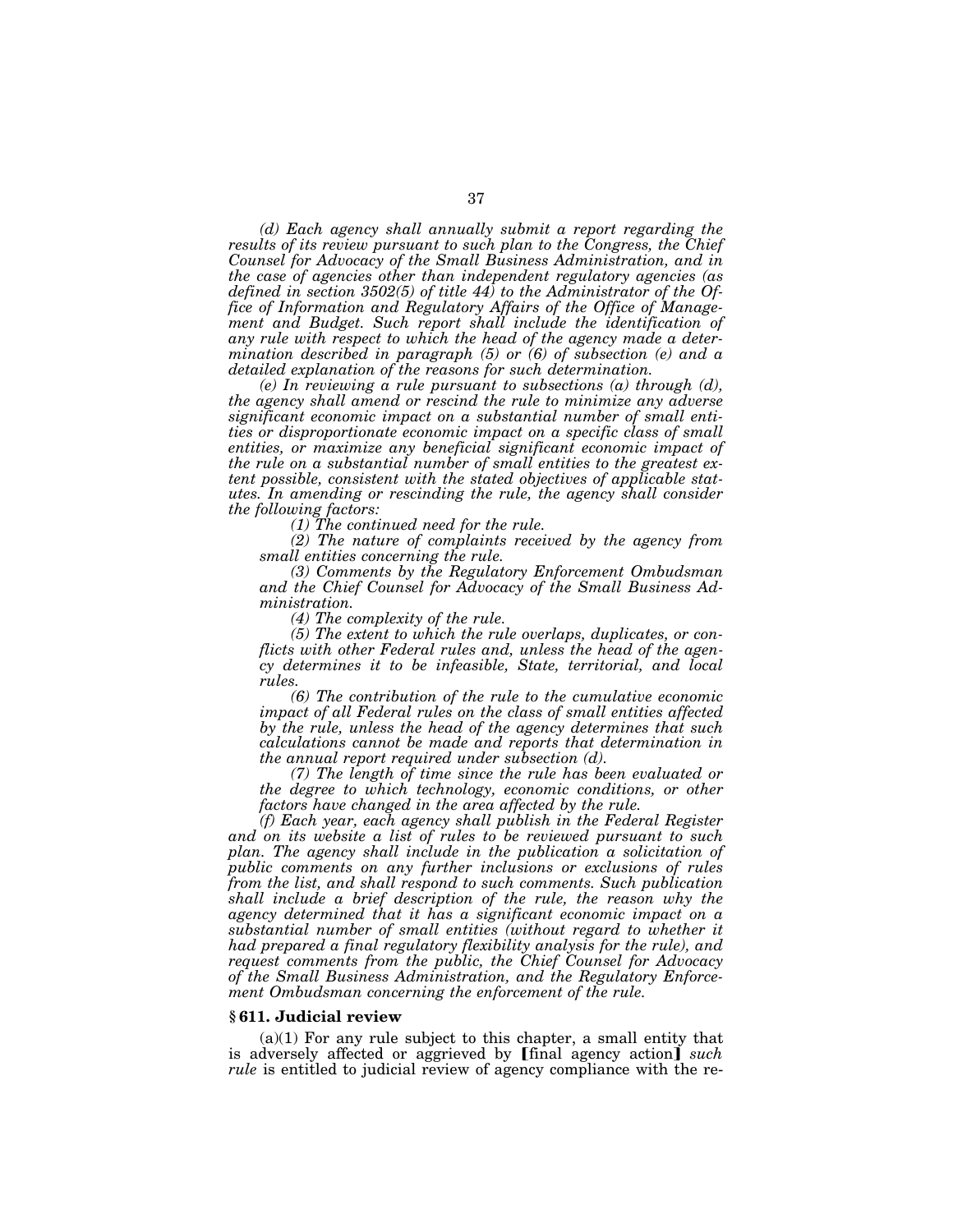*(d) Each agency shall annually submit a report regarding the results of its review pursuant to such plan to the Congress, the Chief Counsel for Advocacy of the Small Business Administration, and in the case of agencies other than independent regulatory agencies (as defined in section 3502(5) of title 44) to the Administrator of the Office of Information and Regulatory Affairs of the Office of Management and Budget. Such report shall include the identification of any rule with respect to which the head of the agency made a determination described in paragraph (5) or (6) of subsection (e) and a detailed explanation of the reasons for such determination.*

*(e) In reviewing a rule pursuant to subsections (a) through (d), the agency shall amend or rescind the rule to minimize any adverse significant economic impact on a substantial number of small entities or disproportionate economic impact on a specific class of small entities, or maximize any beneficial significant economic impact of the rule on a substantial number of small entities to the greatest extent possible, consistent with the stated objectives of applicable statutes. In amending or rescinding the rule, the agency shall consider the following factors:*

*(1) The continued need for the rule.*

*(2) The nature of complaints received by the agency from small entities concerning the rule.*

*(3) Comments by the Regulatory Enforcement Ombudsman and the Chief Counsel for Advocacy of the Small Business Administration.*

*(4) The complexity of the rule.*

*(5) The extent to which the rule overlaps, duplicates, or conflicts with other Federal rules and, unless the head of the agency determines it to be infeasible, State, territorial, and local rules.*

*(6) The contribution of the rule to the cumulative economic impact of all Federal rules on the class of small entities affected by the rule, unless the head of the agency determines that such calculations cannot be made and reports that determination in the annual report required under subsection (d).*

*(7) The length of time since the rule has been evaluated or the degree to which technology, economic conditions, or other factors have changed in the area affected by the rule.*

*(f) Each year, each agency shall publish in the Federal Register and on its website a list of rules to be reviewed pursuant to such plan. The agency shall include in the publication a solicitation of public comments on any further inclusions or exclusions of rules from the list, and shall respond to such comments. Such publication shall include a brief description of the rule, the reason why the agency determined that it has a significant economic impact on a substantial number of small entities (without regard to whether it had prepared a final regulatory flexibility analysis for the rule), and request comments from the public, the Chief Counsel for Advocacy of the Small Business Administration, and the Regulatory Enforcement Ombudsman concerning the enforcement of the rule.*

**§ 611. Judicial review**

(a)(1) For any rule subject to this chapter, a small entity that is adversely affected or aggrieved by ❲final agency action❳ *such rule* is entitled to judicial review of agency compliance with the re-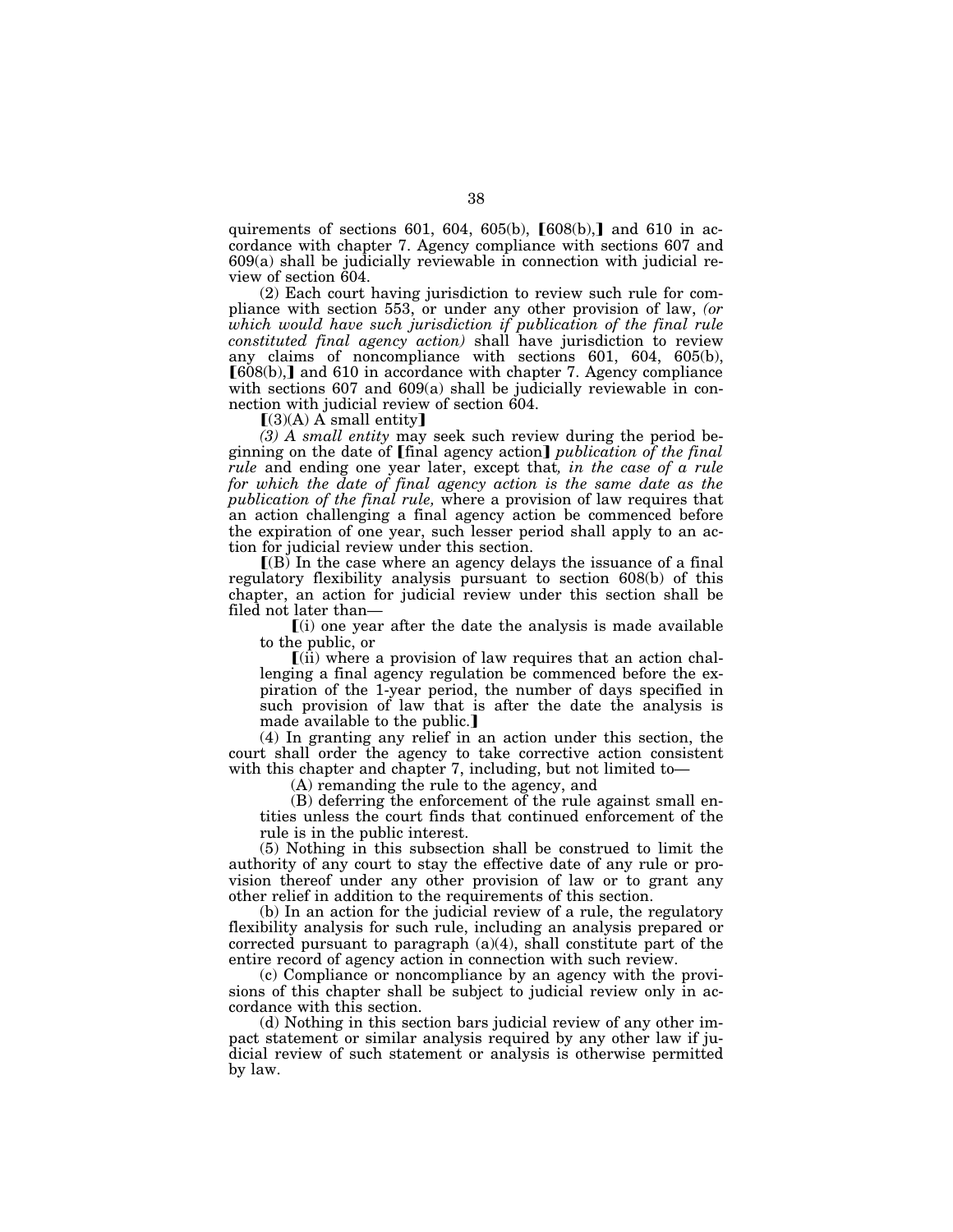quirements of sections 601, 604, 605(b), ⟦608(b),⟧ and 610 in accordance with chapter 7. Agency compliance with sections 607 and 609(a) shall be judicially reviewable in connection with judicial review of section 604.

(2) Each court having jurisdiction to review such rule for compliance with section 553, or under any other provision of law, *(or which would have such jurisdiction if publication of the final rule constituted final agency action)* shall have jurisdiction to review any claims of noncompliance with sections 601, 604, 605(b), ⟦608(b),⟧ and 610 in accordance with chapter 7. Agency compliance with sections 607 and 609(a) shall be judicially reviewable in connection with judicial review of section 604.

⟦(3)(A) A small entity⟧

*(3) A small entity* may seek such review during the period beginning on the date of ⟦final agency action⟧ *publication of the final rule* and ending one year later, except that*, in the case of a rule for which the date of final agency action is the same date as the publication of the final rule,* where a provision of law requires that an action challenging a final agency action be commenced before the expiration of one year, such lesser period shall apply to an action for judicial review under this section.

⟦(B) In the case where an agency delays the issuance of a final regulatory flexibility analysis pursuant to section 608(b) of this chapter, an action for judicial review under this section shall be filed not later than—

⟦(i) one year after the date the analysis is made available to the public, or

⟦(ii) where a provision of law requires that an action challenging a final agency regulation be commenced before the expiration of the 1-year period, the number of days specified in such provision of law that is after the date the analysis is made available to the public.⟧

(4) In granting any relief in an action under this section, the court shall order the agency to take corrective action consistent with this chapter and chapter 7, including, but not limited to—

(A) remanding the rule to the agency, and

(B) deferring the enforcement of the rule against small entities unless the court finds that continued enforcement of the rule is in the public interest.

(5) Nothing in this subsection shall be construed to limit the authority of any court to stay the effective date of any rule or provision thereof under any other provision of law or to grant any other relief in addition to the requirements of this section.

(b) In an action for the judicial review of a rule, the regulatory flexibility analysis for such rule, including an analysis prepared or corrected pursuant to paragraph (a)(4), shall constitute part of the entire record of agency action in connection with such review.

(c) Compliance or noncompliance by an agency with the provisions of this chapter shall be subject to judicial review only in accordance with this section.

(d) Nothing in this section bars judicial review of any other impact statement or similar analysis required by any other law if judicial review of such statement or analysis is otherwise permitted by law.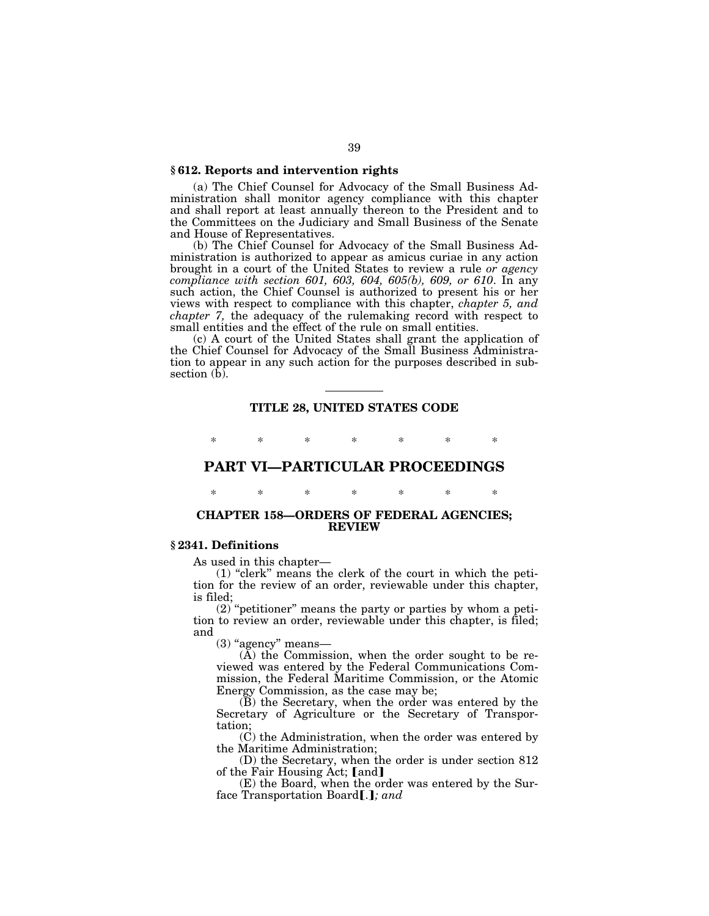**§ 612. Reports and intervention rights**

(a) The Chief Counsel for Advocacy of the Small Business Administration shall monitor agency compliance with this chapter and shall report at least annually thereon to the President and to the Committees on the Judiciary and Small Business of the Senate and House of Representatives.

(b) The Chief Counsel for Advocacy of the Small Business Administration is authorized to appear as amicus curiae in any action brought in a court of the United States to review a rule *or agency compliance with section 601, 603, 604, 605(b), 609, or 610*. In any such action, the Chief Counsel is authorized to present his or her views with respect to compliance with this chapter, *chapter 5, and chapter 7,* the adequacy of the rulemaking record with respect to small entities and the effect of the rule on small entities.

(c) A court of the United States shall grant the application of the Chief Counsel for Advocacy of the Small Business Administration to appear in any such action for the purposes described in subsection (b).

---

**TITLE 28, UNITED STATES CODE**

\* \* \* \* \* \* \*

# PART VI—PARTICULAR PROCEEDINGS

\* \* \* \* \* \* \*

### CHAPTER 158—ORDERS OF FEDERAL AGENCIES; REVIEW

**§ 2341. Definitions**

As used in this chapter—

(1) "clerk" means the clerk of the court in which the petition for the review of an order, reviewable under this chapter, is filed;

(2) "petitioner" means the party or parties by whom a petition to review an order, reviewable under this chapter, is filed; and

(3) "agency" means—

(A) the Commission, when the order sought to be reviewed was entered by the Federal Communications Commission, the Federal Maritime Commission, or the Atomic Energy Commission, as the case may be;

(B) the Secretary, when the order was entered by the Secretary of Agriculture or the Secretary of Transportation;

(C) the Administration, when the order was entered by the Maritime Administration;

(D) the Secretary, when the order is under section 812 of the Fair Housing Act; 【and】

(E) the Board, when the order was entered by the Surface Transportation Board【.】*; and*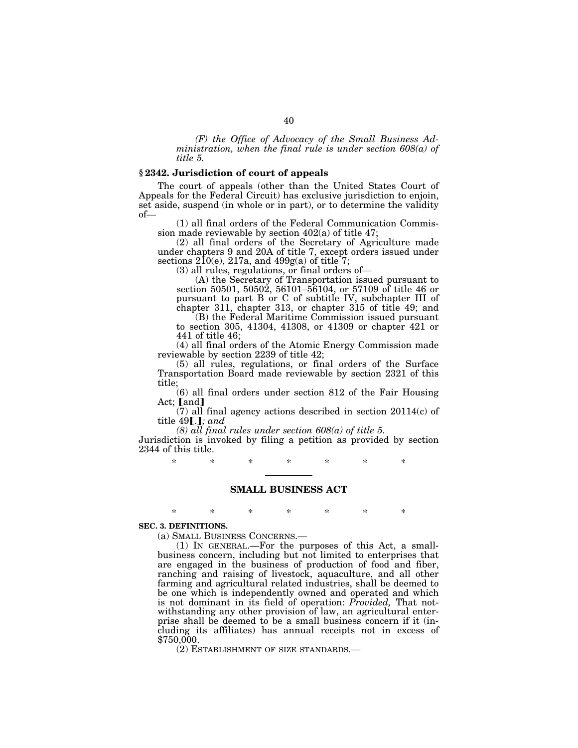*(F) the Office of Advocacy of the Small Business Administration, when the final rule is under section 608(a) of title 5.*

### § 2342. Jurisdiction of court of appeals

The court of appeals (other than the United States Court of Appeals for the Federal Circuit) has exclusive jurisdiction to enjoin, set aside, suspend (in whole or in part), or to determine the validity of—

(1) all final orders of the Federal Communication Commission made reviewable by section 402(a) of title 47;

(2) all final orders of the Secretary of Agriculture made under chapters 9 and 20A of title 7, except orders issued under sections 210(e), 217a, and 499g(a) of title 7;

(3) all rules, regulations, or final orders of—

(A) the Secretary of Transportation issued pursuant to section 50501, 50502, 56101–56104, or 57109 of title 46 or pursuant to part B or C of subtitle IV, subchapter III of chapter 311, chapter 313, or chapter 315 of title 49; and

(B) the Federal Maritime Commission issued pursuant to section 305, 41304, 41308, or 41309 or chapter 421 or 441 of title 46;

(4) all final orders of the Atomic Energy Commission made reviewable by section 2239 of title 42;

(5) all rules, regulations, or final orders of the Surface Transportation Board made reviewable by section 2321 of this title;

(6) all final orders under section 812 of the Fair Housing Act; 【and】

(7) all final agency actions described in section 20114(c) of title 49【.】*; and*

*(8) all final rules under section 608(a) of title 5.*

Jurisdiction is invoked by filing a petition as provided by section 2344 of this title.

\* \* \* \* \* \* \*

---

## SMALL BUSINESS ACT

\* \* \* \* \* \* \*

**SEC. 3. DEFINITIONS.**

(a) SMALL BUSINESS CONCERNS.—

(1) IN GENERAL.—For the purposes of this Act, a small-business concern, including but not limited to enterprises that are engaged in the business of production of food and fiber, ranching and raising of livestock, aquaculture, and all other farming and agricultural related industries, shall be deemed to be one which is independently owned and operated and which is not dominant in its field of operation: *Provided,* That notwithstanding any other provision of law, an agricultural enterprise shall be deemed to be a small business concern if it (including its affiliates) has annual receipts not in excess of $750,000.

(2) ESTABLISHMENT OF SIZE STANDARDS.—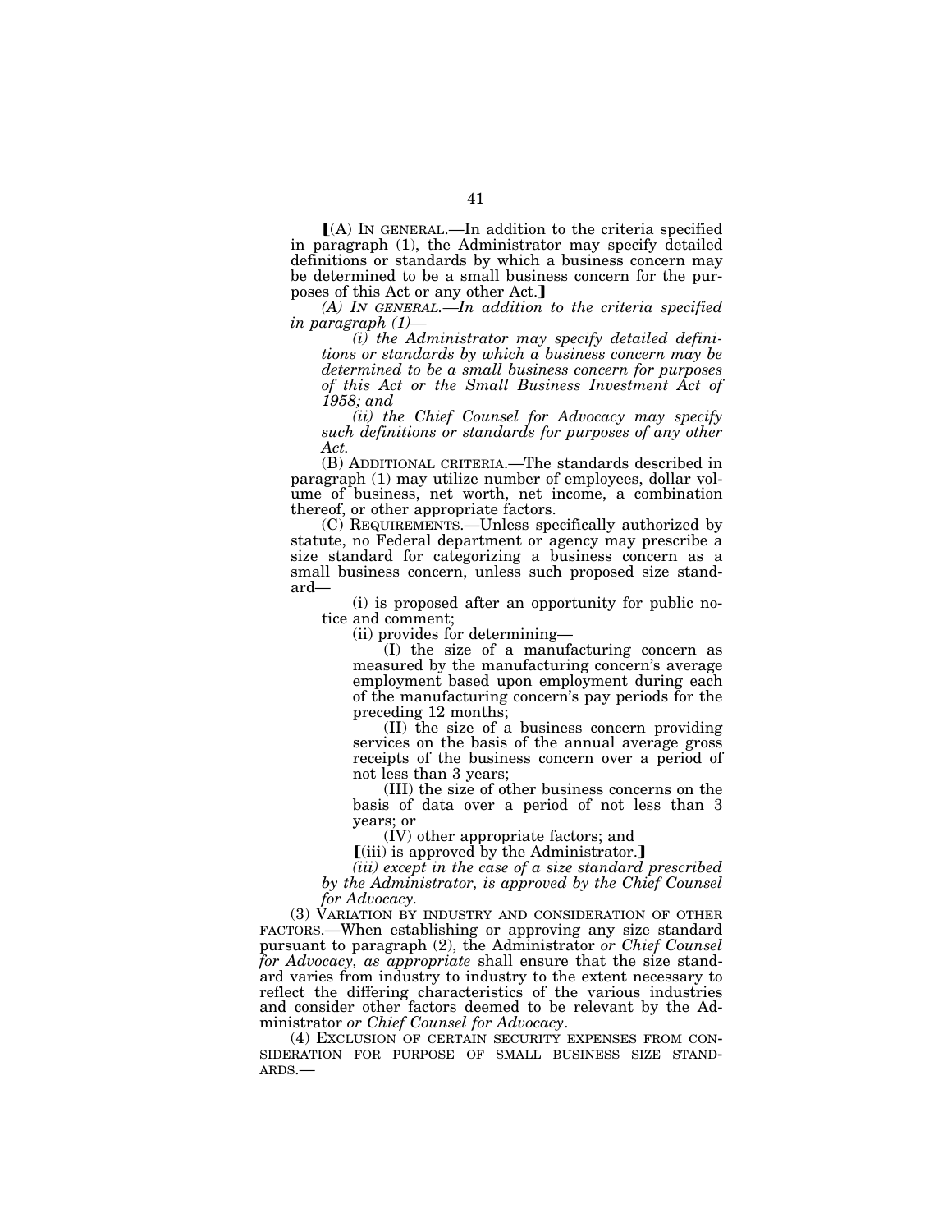【(A) IN GENERAL.—In addition to the criteria specified in paragraph (1), the Administrator may specify detailed definitions or standards by which a business concern may be determined to be a small business concern for the purposes of this Act or any other Act.】

*(A) IN GENERAL.—In addition to the criteria specified in paragraph (1)—*

*(i) the Administrator may specify detailed definitions or standards by which a business concern may be determined to be a small business concern for purposes of this Act or the Small Business Investment Act of 1958; and*

*(ii) the Chief Counsel for Advocacy may specify such definitions or standards for purposes of any other Act.*

(B) ADDITIONAL CRITERIA.—The standards described in paragraph (1) may utilize number of employees, dollar volume of business, net worth, net income, a combination thereof, or other appropriate factors.

(C) REQUIREMENTS.—Unless specifically authorized by statute, no Federal department or agency may prescribe a size standard for categorizing a business concern as a small business concern, unless such proposed size standard—

(i) is proposed after an opportunity for public notice and comment;

(ii) provides for determining—

(I) the size of a manufacturing concern as measured by the manufacturing concern's average employment based upon employment during each of the manufacturing concern's pay periods for the preceding 12 months;

(II) the size of a business concern providing services on the basis of the annual average gross receipts of the business concern over a period of not less than 3 years;

(III) the size of other business concerns on the basis of data over a period of not less than 3 years; or

(IV) other appropriate factors; and

【(iii) is approved by the Administrator.】

*(iii) except in the case of a size standard prescribed by the Administrator, is approved by the Chief Counsel for Advocacy.*

(3) VARIATION BY INDUSTRY AND CONSIDERATION OF OTHER FACTORS.—When establishing or approving any size standard pursuant to paragraph (2), the Administrator *or Chief Counsel for Advocacy, as appropriate* shall ensure that the size standard varies from industry to industry to the extent necessary to reflect the differing characteristics of the various industries and consider other factors deemed to be relevant by the Administrator *or Chief Counsel for Advocacy*.

(4) EXCLUSION OF CERTAIN SECURITY EXPENSES FROM CONSIDERATION FOR PURPOSE OF SMALL BUSINESS SIZE STANDARDS.—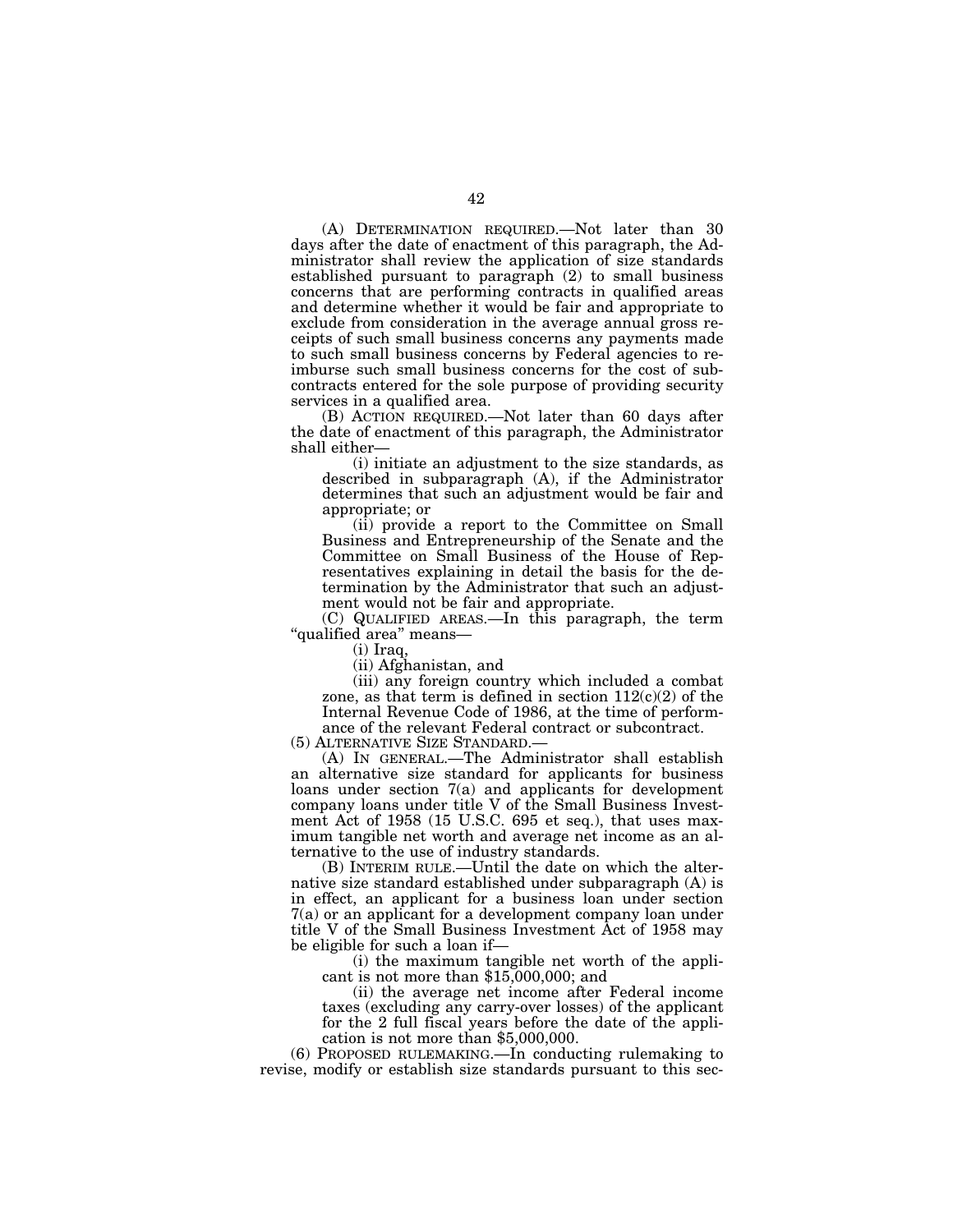(A) DETERMINATION REQUIRED.—Not later than 30 days after the date of enactment of this paragraph, the Administrator shall review the application of size standards established pursuant to paragraph (2) to small business concerns that are performing contracts in qualified areas and determine whether it would be fair and appropriate to exclude from consideration in the average annual gross receipts of such small business concerns any payments made to such small business concerns by Federal agencies to reimburse such small business concerns for the cost of subcontracts entered for the sole purpose of providing security services in a qualified area.

(B) ACTION REQUIRED.—Not later than 60 days after the date of enactment of this paragraph, the Administrator shall either—

(i) initiate an adjustment to the size standards, as described in subparagraph (A), if the Administrator determines that such an adjustment would be fair and appropriate; or

(ii) provide a report to the Committee on Small Business and Entrepreneurship of the Senate and the Committee on Small Business of the House of Representatives explaining in detail the basis for the determination by the Administrator that such an adjustment would not be fair and appropriate.

(C) QUALIFIED AREAS.—In this paragraph, the term "qualified area" means—

(i) Iraq,

(ii) Afghanistan, and

(iii) any foreign country which included a combat zone, as that term is defined in section 112(c)(2) of the Internal Revenue Code of 1986, at the time of performance of the relevant Federal contract or subcontract.

(5) ALTERNATIVE SIZE STANDARD.—

(A) IN GENERAL.—The Administrator shall establish an alternative size standard for applicants for business loans under section 7(a) and applicants for development company loans under title V of the Small Business Investment Act of 1958 (15 U.S.C. 695 et seq.), that uses maximum tangible net worth and average net income as an alternative to the use of industry standards.

(B) INTERIM RULE.—Until the date on which the alternative size standard established under subparagraph (A) is in effect, an applicant for a business loan under section 7(a) or an applicant for a development company loan under title V of the Small Business Investment Act of 1958 may be eligible for such a loan if—

(i) the maximum tangible net worth of the applicant is not more than $15,000,000; and

(ii) the average net income after Federal income taxes (excluding any carry-over losses) of the applicant for the 2 full fiscal years before the date of the application is not more than $5,000,000.

(6) PROPOSED RULEMAKING.—In conducting rulemaking to revise, modify or establish size standards pursuant to this sec-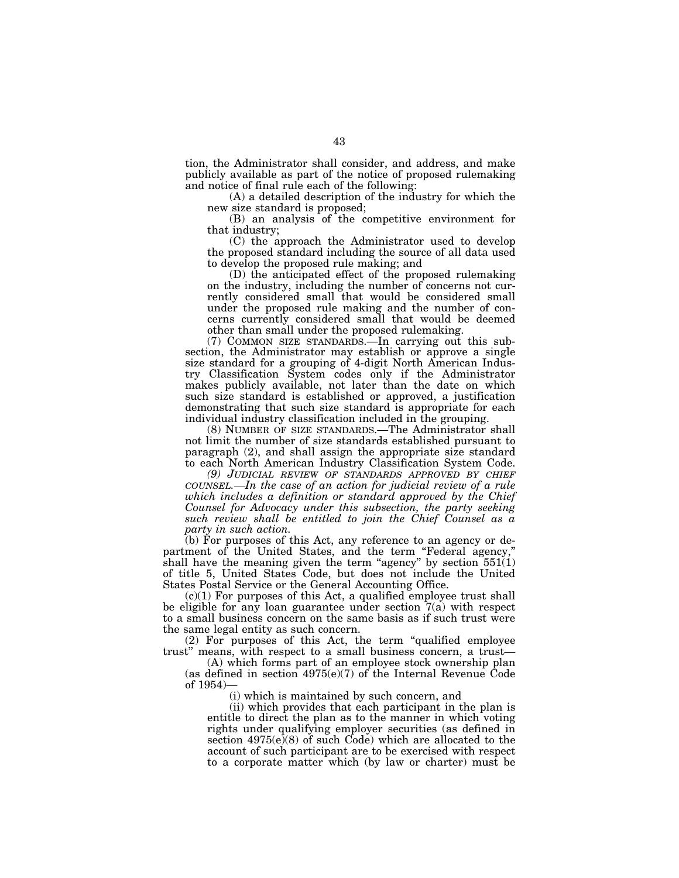tion, the Administrator shall consider, and address, and make publicly available as part of the notice of proposed rulemaking and notice of final rule each of the following:

(A) a detailed description of the industry for which the new size standard is proposed;

(B) an analysis of the competitive environment for that industry;

(C) the approach the Administrator used to develop the proposed standard including the source of all data used to develop the proposed rule making; and

(D) the anticipated effect of the proposed rulemaking on the industry, including the number of concerns not currently considered small that would be considered small under the proposed rule making and the number of concerns currently considered small that would be deemed other than small under the proposed rulemaking.

(7) COMMON SIZE STANDARDS.—In carrying out this subsection, the Administrator may establish or approve a single size standard for a grouping of 4-digit North American Industry Classification System codes only if the Administrator makes publicly available, not later than the date on which such size standard is established or approved, a justification demonstrating that such size standard is appropriate for each individual industry classification included in the grouping.

(8) NUMBER OF SIZE STANDARDS.—The Administrator shall not limit the number of size standards established pursuant to paragraph (2), and shall assign the appropriate size standard to each North American Industry Classification System Code.

*(9) JUDICIAL REVIEW OF STANDARDS APPROVED BY CHIEF COUNSEL.—In the case of an action for judicial review of a rule which includes a definition or standard approved by the Chief Counsel for Advocacy under this subsection, the party seeking such review shall be entitled to join the Chief Counsel as a party in such action.*

(b) For purposes of this Act, any reference to an agency or department of the United States, and the term "Federal agency," shall have the meaning given the term "agency" by section 551(1) of title 5, United States Code, but does not include the United States Postal Service or the General Accounting Office.

(c)(1) For purposes of this Act, a qualified employee trust shall be eligible for any loan guarantee under section 7(a) with respect to a small business concern on the same basis as if such trust were the same legal entity as such concern.

(2) For purposes of this Act, the term "qualified employee trust" means, with respect to a small business concern, a trust—

(A) which forms part of an employee stock ownership plan (as defined in section 4975(e)(7) of the Internal Revenue Code of 1954)—

(i) which is maintained by such concern, and

(ii) which provides that each participant in the plan is entitle to direct the plan as to the manner in which voting rights under qualifying employer securities (as defined in section 4975(e)(8) of such Code) which are allocated to the account of such participant are to be exercised with respect to a corporate matter which (by law or charter) must be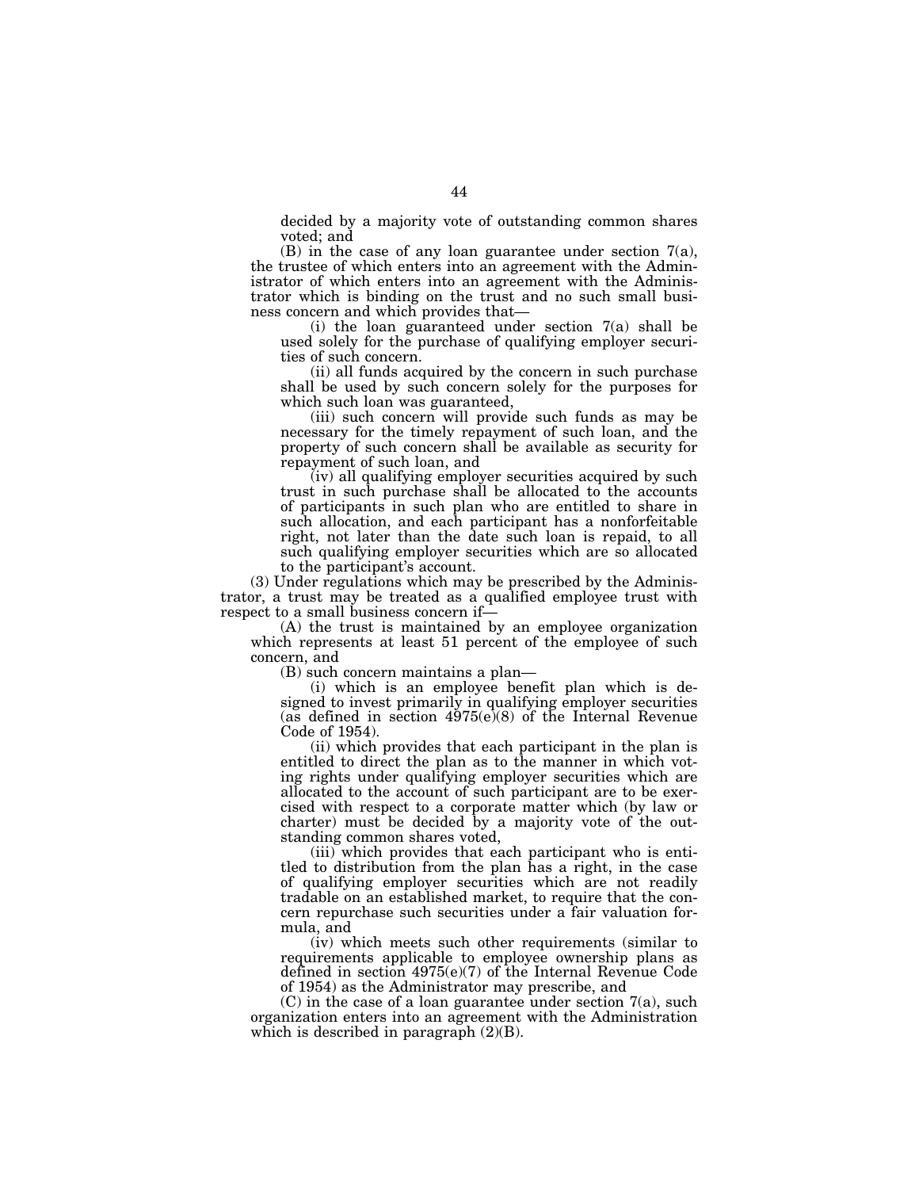decided by a majority vote of outstanding common shares voted; and

(B) in the case of any loan guarantee under section 7(a), the trustee of which enters into an agreement with the Administrator of which enters into an agreement with the Administrator which is binding on the trust and no such small business concern and which provides that—

(i) the loan guaranteed under section 7(a) shall be used solely for the purchase of qualifying employer securities of such concern.

(ii) all funds acquired by the concern in such purchase shall be used by such concern solely for the purposes for which such loan was guaranteed,

(iii) such concern will provide such funds as may be necessary for the timely repayment of such loan, and the property of such concern shall be available as security for repayment of such loan, and

(iv) all qualifying employer securities acquired by such trust in such purchase shall be allocated to the accounts of participants in such plan who are entitled to share in such allocation, and each participant has a nonforfeitable right, not later than the date such loan is repaid, to all such qualifying employer securities which are so allocated to the participant's account.

(3) Under regulations which may be prescribed by the Administrator, a trust may be treated as a qualified employee trust with respect to a small business concern if—

(A) the trust is maintained by an employee organization which represents at least 51 percent of the employee of such concern, and

(B) such concern maintains a plan—

(i) which is an employee benefit plan which is designed to invest primarily in qualifying employer securities (as defined in section 4975(e)(8) of the Internal Revenue Code of 1954).

(ii) which provides that each participant in the plan is entitled to direct the plan as to the manner in which voting rights under qualifying employer securities which are allocated to the account of such participant are to be exercised with respect to a corporate matter which (by law or charter) must be decided by a majority vote of the outstanding common shares voted,

(iii) which provides that each participant who is entitled to distribution from the plan has a right, in the case of qualifying employer securities which are not readily tradable on an established market, to require that the concern repurchase such securities under a fair valuation formula, and

(iv) which meets such other requirements (similar to requirements applicable to employee ownership plans as defined in section 4975(e)(7) of the Internal Revenue Code of 1954) as the Administrator may prescribe, and

(C) in the case of a loan guarantee under section 7(a), such organization enters into an agreement with the Administration which is described in paragraph (2)(B).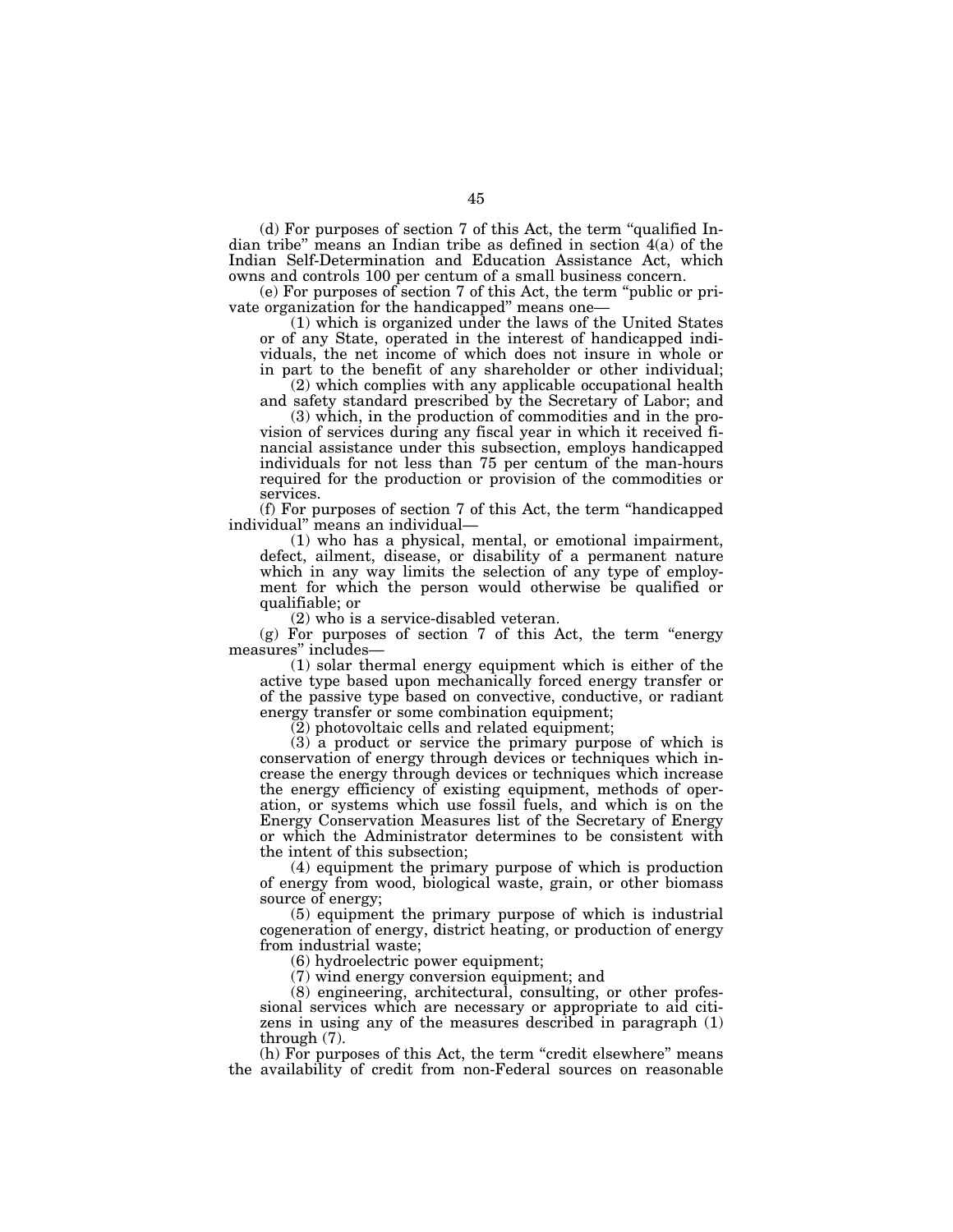(d) For purposes of section 7 of this Act, the term "qualified Indian tribe" means an Indian tribe as defined in section 4(a) of the Indian Self-Determination and Education Assistance Act, which owns and controls 100 per centum of a small business concern.

(e) For purposes of section 7 of this Act, the term "public or private organization for the handicapped" means one—

(1) which is organized under the laws of the United States or of any State, operated in the interest of handicapped individuals, the net income of which does not insure in whole or in part to the benefit of any shareholder or other individual;

(2) which complies with any applicable occupational health and safety standard prescribed by the Secretary of Labor; and

(3) which, in the production of commodities and in the provision of services during any fiscal year in which it received financial assistance under this subsection, employs handicapped individuals for not less than 75 per centum of the man-hours required for the production or provision of the commodities or services.

(f) For purposes of section 7 of this Act, the term "handicapped individual" means an individual—

(1) who has a physical, mental, or emotional impairment, defect, ailment, disease, or disability of a permanent nature which in any way limits the selection of any type of employment for which the person would otherwise be qualified or qualifiable; or

(2) who is a service-disabled veteran.

(g) For purposes of section 7 of this Act, the term "energy measures" includes—

(1) solar thermal energy equipment which is either of the active type based upon mechanically forced energy transfer or of the passive type based on convective, conductive, or radiant energy transfer or some combination equipment;

(2) photovoltaic cells and related equipment;

(3) a product or service the primary purpose of which is conservation of energy through devices or techniques which increase the energy through devices or techniques which increase the energy efficiency of existing equipment, methods of operation, or systems which use fossil fuels, and which is on the Energy Conservation Measures list of the Secretary of Energy or which the Administrator determines to be consistent with the intent of this subsection;

(4) equipment the primary purpose of which is production of energy from wood, biological waste, grain, or other biomass source of energy;

(5) equipment the primary purpose of which is industrial cogeneration of energy, district heating, or production of energy from industrial waste;

(6) hydroelectric power equipment;

(7) wind energy conversion equipment; and

(8) engineering, architectural, consulting, or other professional services which are necessary or appropriate to aid citizens in using any of the measures described in paragraph (1) through (7).

(h) For purposes of this Act, the term "credit elsewhere" means the availability of credit from non-Federal sources on reasonable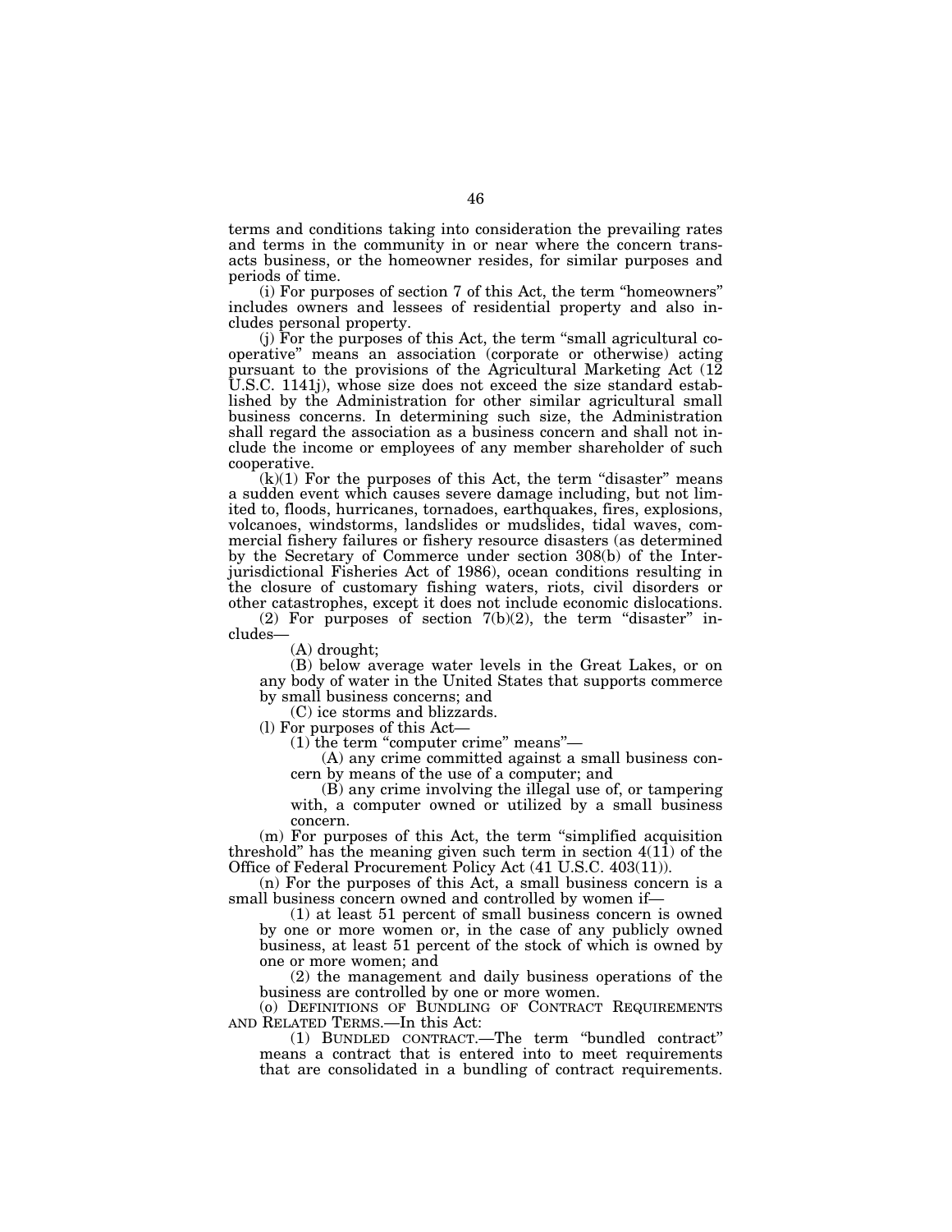terms and conditions taking into consideration the prevailing rates and terms in the community in or near where the concern transacts business, or the homeowner resides, for similar purposes and periods of time.

(i) For purposes of section 7 of this Act, the term "homeowners" includes owners and lessees of residential property and also includes personal property.

(j) For the purposes of this Act, the term "small agricultural cooperative" means an association (corporate or otherwise) acting pursuant to the provisions of the Agricultural Marketing Act (12 U.S.C. 1141j), whose size does not exceed the size standard established by the Administration for other similar agricultural small business concerns. In determining such size, the Administration shall regard the association as a business concern and shall not include the income or employees of any member shareholder of such cooperative.

(k)(1) For the purposes of this Act, the term "disaster" means a sudden event which causes severe damage including, but not limited to, floods, hurricanes, tornadoes, earthquakes, fires, explosions, volcanoes, windstorms, landslides or mudslides, tidal waves, commercial fishery failures or fishery resource disasters (as determined by the Secretary of Commerce under section 308(b) of the Interjurisdictional Fisheries Act of 1986), ocean conditions resulting in the closure of customary fishing waters, riots, civil disorders or other catastrophes, except it does not include economic dislocations.

(2) For purposes of section 7(b)(2), the term "disaster" includes—

(A) drought;

(B) below average water levels in the Great Lakes, or on any body of water in the United States that supports commerce by small business concerns; and

(C) ice storms and blizzards.

(l) For purposes of this Act—

(1) the term "computer crime" means"—

(A) any crime committed against a small business concern by means of the use of a computer; and

(B) any crime involving the illegal use of, or tampering with, a computer owned or utilized by a small business concern.

(m) For purposes of this Act, the term "simplified acquisition threshold" has the meaning given such term in section 4(11) of the Office of Federal Procurement Policy Act (41 U.S.C. 403(11)).

(n) For the purposes of this Act, a small business concern is a small business concern owned and controlled by women if—

(1) at least 51 percent of small business concern is owned by one or more women or, in the case of any publicly owned business, at least 51 percent of the stock of which is owned by one or more women; and

(2) the management and daily business operations of the business are controlled by one or more women.

(o) DEFINITIONS OF BUNDLING OF CONTRACT REQUIREMENTS AND RELATED TERMS.—In this Act:

(1) BUNDLED CONTRACT.—The term "bundled contract" means a contract that is entered into to meet requirements that are consolidated in a bundling of contract requirements.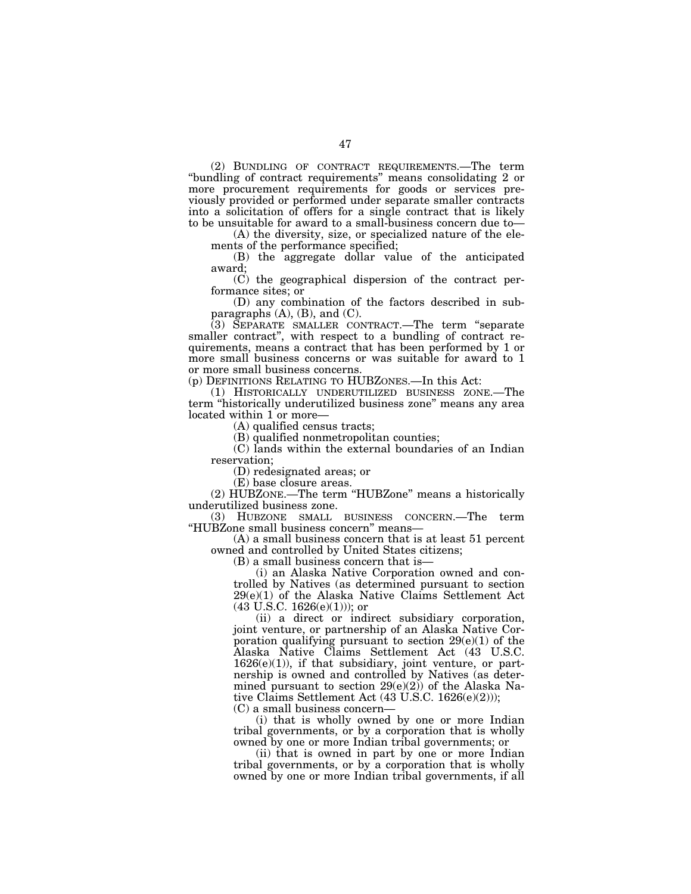(2) BUNDLING OF CONTRACT REQUIREMENTS.—The term "bundling of contract requirements" means consolidating 2 or more procurement requirements for goods or services previously provided or performed under separate smaller contracts into a solicitation of offers for a single contract that is likely to be unsuitable for award to a small-business concern due to—

(A) the diversity, size, or specialized nature of the elements of the performance specified;

(B) the aggregate dollar value of the anticipated award;

(C) the geographical dispersion of the contract performance sites; or

(D) any combination of the factors described in subparagraphs (A), (B), and (C).

(3) SEPARATE SMALLER CONTRACT.—The term "separate smaller contract", with respect to a bundling of contract requirements, means a contract that has been performed by 1 or more small business concerns or was suitable for award to 1 or more small business concerns.

(p) DEFINITIONS RELATING TO HUBZONES.—In this Act:

(1) HISTORICALLY UNDERUTILIZED BUSINESS ZONE.—The term "historically underutilized business zone" means any area located within 1 or more—

(A) qualified census tracts;

(B) qualified nonmetropolitan counties;

(C) lands within the external boundaries of an Indian reservation;

(D) redesignated areas; or

(E) base closure areas.

(2) HUBZONE.—The term "HUBZone" means a historically underutilized business zone.

(3) HUBZONE SMALL BUSINESS CONCERN.—The term "HUBZone small business concern" means—

(A) a small business concern that is at least 51 percent owned and controlled by United States citizens;

(B) a small business concern that is—

(i) an Alaska Native Corporation owned and controlled by Natives (as determined pursuant to section 29(e)(1) of the Alaska Native Claims Settlement Act (43 U.S.C. 1626(e)(1))); or

(ii) a direct or indirect subsidiary corporation, joint venture, or partnership of an Alaska Native Corporation qualifying pursuant to section 29(e)(1) of the Alaska Native Claims Settlement Act (43 U.S.C. 1626(e)(1)), if that subsidiary, joint venture, or partnership is owned and controlled by Natives (as determined pursuant to section 29(e)(2)) of the Alaska Native Claims Settlement Act (43 U.S.C. 1626(e)(2)));

(C) a small business concern—

(i) that is wholly owned by one or more Indian tribal governments, or by a corporation that is wholly owned by one or more Indian tribal governments; or

(ii) that is owned in part by one or more Indian tribal governments, or by a corporation that is wholly owned by one or more Indian tribal governments, if all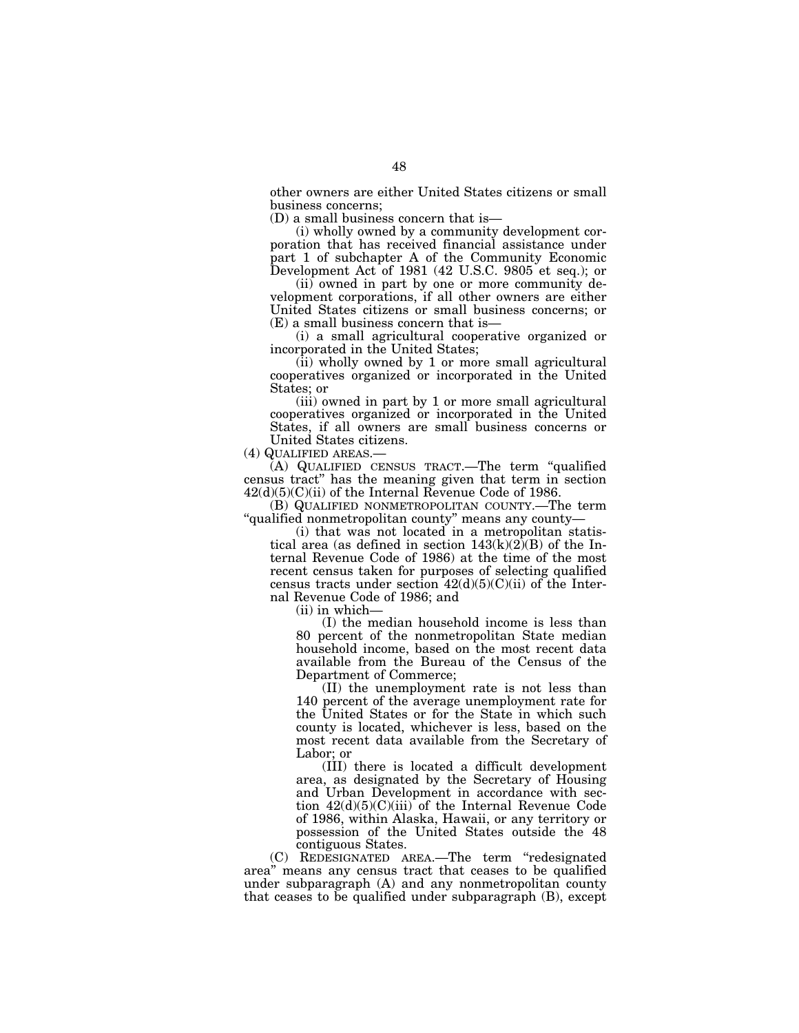other owners are either United States citizens or small business concerns;

(D) a small business concern that is—

(i) wholly owned by a community development corporation that has received financial assistance under part 1 of subchapter A of the Community Economic Development Act of 1981 (42 U.S.C. 9805 et seq.); or

(ii) owned in part by one or more community development corporations, if all other owners are either United States citizens or small business concerns; or

(E) a small business concern that is—

(i) a small agricultural cooperative organized or incorporated in the United States;

(ii) wholly owned by 1 or more small agricultural cooperatives organized or incorporated in the United States; or

(iii) owned in part by 1 or more small agricultural cooperatives organized or incorporated in the United States, if all owners are small business concerns or United States citizens.

(4) QUALIFIED AREAS.—

(A) QUALIFIED CENSUS TRACT.—The term "qualified census tract" has the meaning given that term in section 42(d)(5)(C)(ii) of the Internal Revenue Code of 1986.

(B) QUALIFIED NONMETROPOLITAN COUNTY.—The term "qualified nonmetropolitan county" means any county—

(i) that was not located in a metropolitan statistical area (as defined in section 143(k)(2)(B) of the Internal Revenue Code of 1986) at the time of the most recent census taken for purposes of selecting qualified census tracts under section 42(d)(5)(C)(ii) of the Internal Revenue Code of 1986; and

(ii) in which—

(I) the median household income is less than 80 percent of the nonmetropolitan State median household income, based on the most recent data available from the Bureau of the Census of the Department of Commerce;

(II) the unemployment rate is not less than 140 percent of the average unemployment rate for the United States or for the State in which such county is located, whichever is less, based on the most recent data available from the Secretary of Labor; or

(III) there is located a difficult development area, as designated by the Secretary of Housing and Urban Development in accordance with section 42(d)(5)(C)(iii) of the Internal Revenue Code of 1986, within Alaska, Hawaii, or any territory or possession of the United States outside the 48 contiguous States.

(C) REDESIGNATED AREA.—The term "redesignated area" means any census tract that ceases to be qualified under subparagraph (A) and any nonmetropolitan county that ceases to be qualified under subparagraph (B), except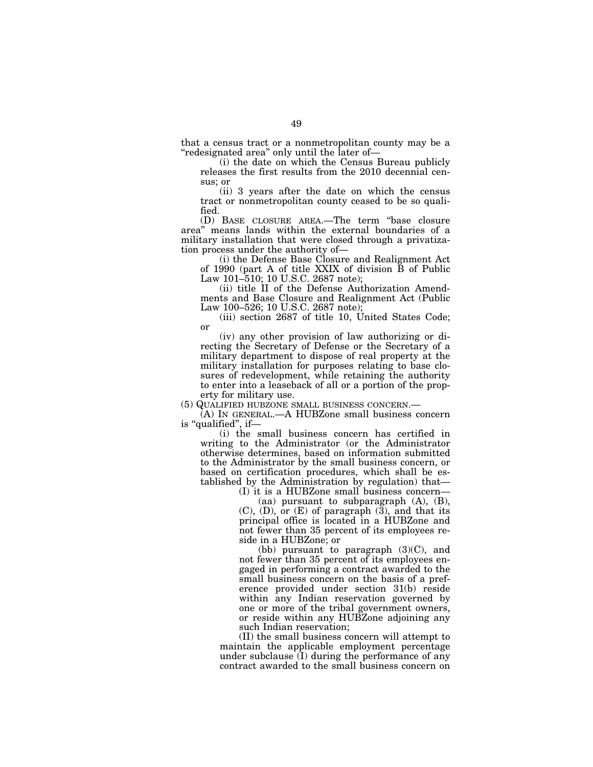that a census tract or a nonmetropolitan county may be a "redesignated area" only until the later of—

(i) the date on which the Census Bureau publicly releases the first results from the 2010 decennial census; or

(ii) 3 years after the date on which the census tract or nonmetropolitan county ceased to be so qualified.

(D) BASE CLOSURE AREA.—The term "base closure area" means lands within the external boundaries of a military installation that were closed through a privatization process under the authority of—

(i) the Defense Base Closure and Realignment Act of 1990 (part A of title XXIX of division B of Public Law 101–510; 10 U.S.C. 2687 note);

(ii) title II of the Defense Authorization Amendments and Base Closure and Realignment Act (Public Law 100–526; 10 U.S.C. 2687 note);

(iii) section 2687 of title 10, United States Code; or

(iv) any other provision of law authorizing or directing the Secretary of Defense or the Secretary of a military department to dispose of real property at the military installation for purposes relating to base closures of redevelopment, while retaining the authority to enter into a leaseback of all or a portion of the property for military use.

(5) QUALIFIED HUBZONE SMALL BUSINESS CONCERN.—

(A) IN GENERAL.—A HUBZone small business concern is "qualified", if—

(i) the small business concern has certified in writing to the Administrator (or the Administrator otherwise determines, based on information submitted to the Administrator by the small business concern, or based on certification procedures, which shall be established by the Administration by regulation) that—

(I) it is a HUBZone small business concern—

(aa) pursuant to subparagraph (A), (B), (C), (D), or (E) of paragraph (3), and that its principal office is located in a HUBZone and not fewer than 35 percent of its employees reside in a HUBZone; or

(bb) pursuant to paragraph (3)(C), and not fewer than 35 percent of its employees engaged in performing a contract awarded to the small business concern on the basis of a preference provided under section 31(b) reside within any Indian reservation governed by one or more of the tribal government owners, or reside within any HUBZone adjoining any such Indian reservation;

(II) the small business concern will attempt to maintain the applicable employment percentage under subclause (I) during the performance of any contract awarded to the small business concern on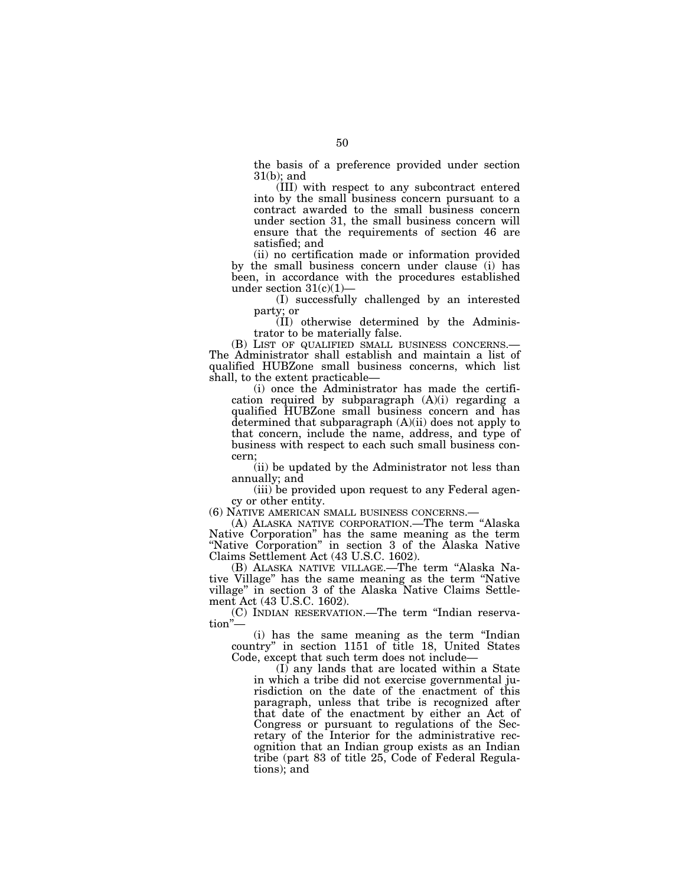the basis of a preference provided under section 31(b); and

(III) with respect to any subcontract entered into by the small business concern pursuant to a contract awarded to the small business concern under section 31, the small business concern will ensure that the requirements of section 46 are satisfied; and

(ii) no certification made or information provided by the small business concern under clause (i) has been, in accordance with the procedures established under section 31(c)(1)—

(I) successfully challenged by an interested party; or

(II) otherwise determined by the Administrator to be materially false.

(B) LIST OF QUALIFIED SMALL BUSINESS CONCERNS.—The Administrator shall establish and maintain a list of qualified HUBZone small business concerns, which list shall, to the extent practicable—

(i) once the Administrator has made the certification required by subparagraph (A)(i) regarding a qualified HUBZone small business concern and has determined that subparagraph (A)(ii) does not apply to that concern, include the name, address, and type of business with respect to each such small business concern;

(ii) be updated by the Administrator not less than annually; and

(iii) be provided upon request to any Federal agency or other entity.

(6) NATIVE AMERICAN SMALL BUSINESS CONCERNS.—

(A) ALASKA NATIVE CORPORATION.—The term "Alaska Native Corporation" has the same meaning as the term "Native Corporation" in section 3 of the Alaska Native Claims Settlement Act (43 U.S.C. 1602).

(B) ALASKA NATIVE VILLAGE.—The term "Alaska Native Village" has the same meaning as the term "Native village" in section 3 of the Alaska Native Claims Settlement Act (43 U.S.C. 1602).

(C) INDIAN RESERVATION.—The term "Indian reservation"—

(i) has the same meaning as the term "Indian country" in section 1151 of title 18, United States Code, except that such term does not include—

(I) any lands that are located within a State in which a tribe did not exercise governmental jurisdiction on the date of the enactment of this paragraph, unless that tribe is recognized after that date of the enactment by either an Act of Congress or pursuant to regulations of the Secretary of the Interior for the administrative recognition that an Indian group exists as an Indian tribe (part 83 of title 25, Code of Federal Regulations); and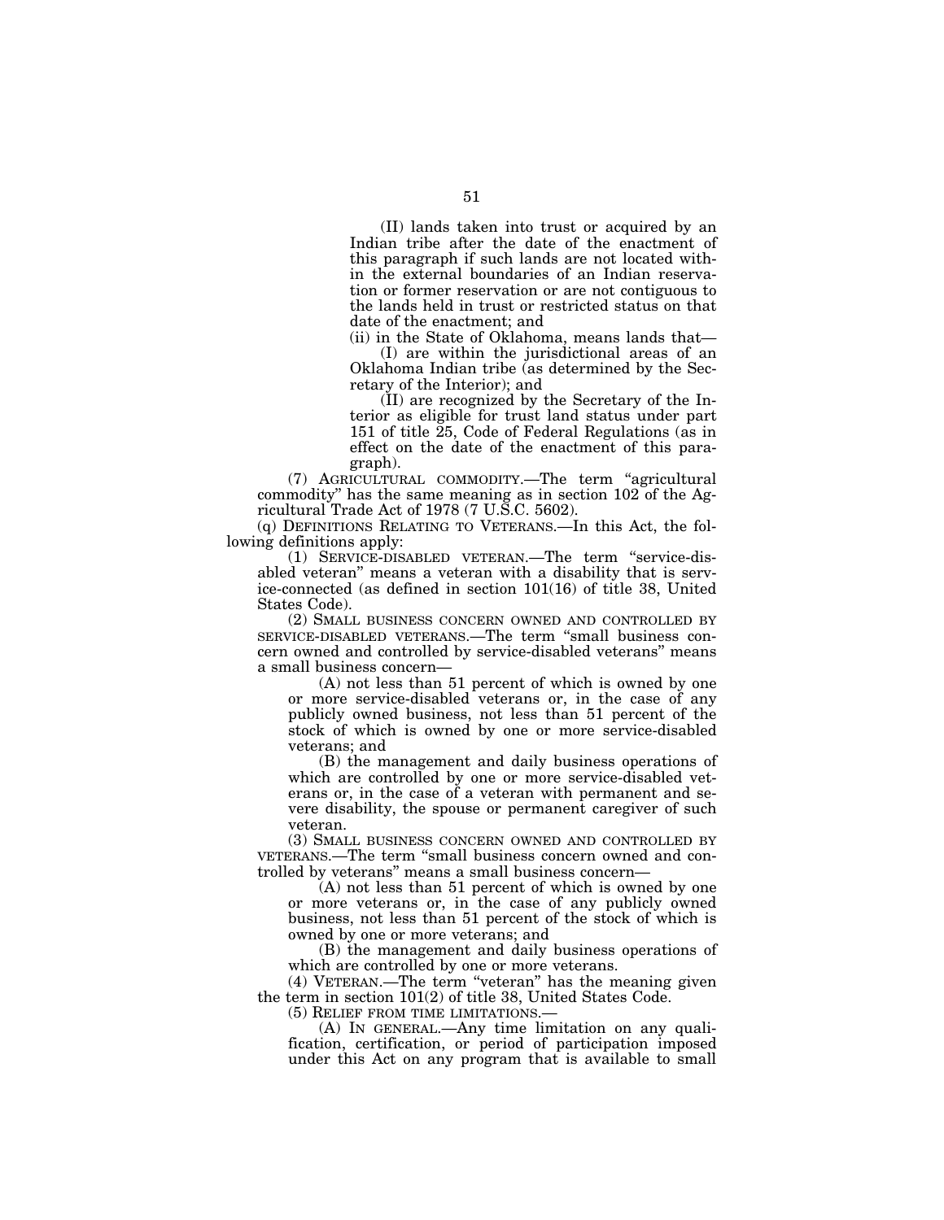(II) lands taken into trust or acquired by an Indian tribe after the date of the enactment of this paragraph if such lands are not located within the external boundaries of an Indian reservation or former reservation or are not contiguous to the lands held in trust or restricted status on that date of the enactment; and

(ii) in the State of Oklahoma, means lands that—

(I) are within the jurisdictional areas of an Oklahoma Indian tribe (as determined by the Secretary of the Interior); and

(II) are recognized by the Secretary of the Interior as eligible for trust land status under part 151 of title 25, Code of Federal Regulations (as in effect on the date of the enactment of this paragraph).

(7) AGRICULTURAL COMMODITY.—The term "agricultural commodity" has the same meaning as in section 102 of the Agricultural Trade Act of 1978 (7 U.S.C. 5602).

(q) DEFINITIONS RELATING TO VETERANS.—In this Act, the following definitions apply:

(1) SERVICE-DISABLED VETERAN.—The term "service-disabled veteran" means a veteran with a disability that is service-connected (as defined in section 101(16) of title 38, United States Code).

(2) SMALL BUSINESS CONCERN OWNED AND CONTROLLED BY SERVICE-DISABLED VETERANS.—The term "small business concern owned and controlled by service-disabled veterans" means a small business concern—

(A) not less than 51 percent of which is owned by one or more service-disabled veterans or, in the case of any publicly owned business, not less than 51 percent of the stock of which is owned by one or more service-disabled veterans; and

(B) the management and daily business operations of which are controlled by one or more service-disabled veterans or, in the case of a veteran with permanent and severe disability, the spouse or permanent caregiver of such veteran.

(3) SMALL BUSINESS CONCERN OWNED AND CONTROLLED BY VETERANS.—The term "small business concern owned and controlled by veterans" means a small business concern—

(A) not less than 51 percent of which is owned by one or more veterans or, in the case of any publicly owned business, not less than 51 percent of the stock of which is owned by one or more veterans; and

(B) the management and daily business operations of which are controlled by one or more veterans.

(4) VETERAN.—The term "veteran" has the meaning given the term in section 101(2) of title 38, United States Code.

(5) RELIEF FROM TIME LIMITATIONS.—

(A) IN GENERAL.—Any time limitation on any qualification, certification, or period of participation imposed under this Act on any program that is available to small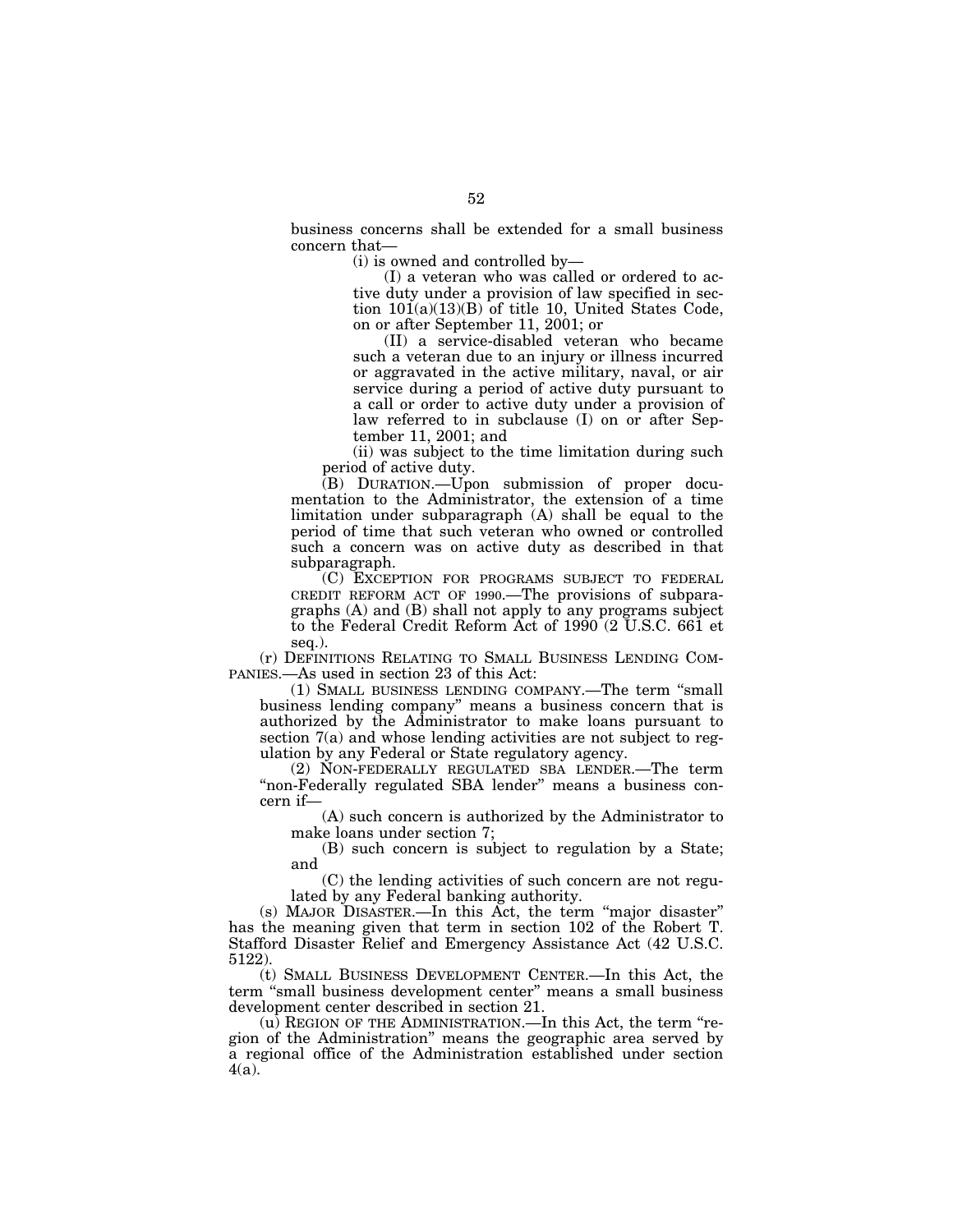business concerns shall be extended for a small business concern that—

(i) is owned and controlled by—

(I) a veteran who was called or ordered to active duty under a provision of law specified in section 101(a)(13)(B) of title 10, United States Code, on or after September 11, 2001; or

(II) a service-disabled veteran who became such a veteran due to an injury or illness incurred or aggravated in the active military, naval, or air service during a period of active duty pursuant to a call or order to active duty under a provision of law referred to in subclause (I) on or after September 11, 2001; and

(ii) was subject to the time limitation during such period of active duty.

(B) DURATION.—Upon submission of proper documentation to the Administrator, the extension of a time limitation under subparagraph (A) shall be equal to the period of time that such veteran who owned or controlled such a concern was on active duty as described in that subparagraph.

(C) EXCEPTION FOR PROGRAMS SUBJECT TO FEDERAL CREDIT REFORM ACT OF 1990.—The provisions of subparagraphs (A) and (B) shall not apply to any programs subject to the Federal Credit Reform Act of 1990 (2 U.S.C. 661 et seq.).

(r) DEFINITIONS RELATING TO SMALL BUSINESS LENDING COMPANIES.—As used in section 23 of this Act:

(1) SMALL BUSINESS LENDING COMPANY.—The term "small business lending company" means a business concern that is authorized by the Administrator to make loans pursuant to section 7(a) and whose lending activities are not subject to regulation by any Federal or State regulatory agency.

(2) NON-FEDERALLY REGULATED SBA LENDER.—The term "non-Federally regulated SBA lender" means a business concern if—

(A) such concern is authorized by the Administrator to make loans under section 7;

(B) such concern is subject to regulation by a State; and

(C) the lending activities of such concern are not regulated by any Federal banking authority.

(s) MAJOR DISASTER.—In this Act, the term "major disaster" has the meaning given that term in section 102 of the Robert T. Stafford Disaster Relief and Emergency Assistance Act (42 U.S.C. 5122).

(t) SMALL BUSINESS DEVELOPMENT CENTER.—In this Act, the term "small business development center" means a small business development center described in section 21.

(u) REGION OF THE ADMINISTRATION.—In this Act, the term "region of the Administration" means the geographic area served by a regional office of the Administration established under section 4(a).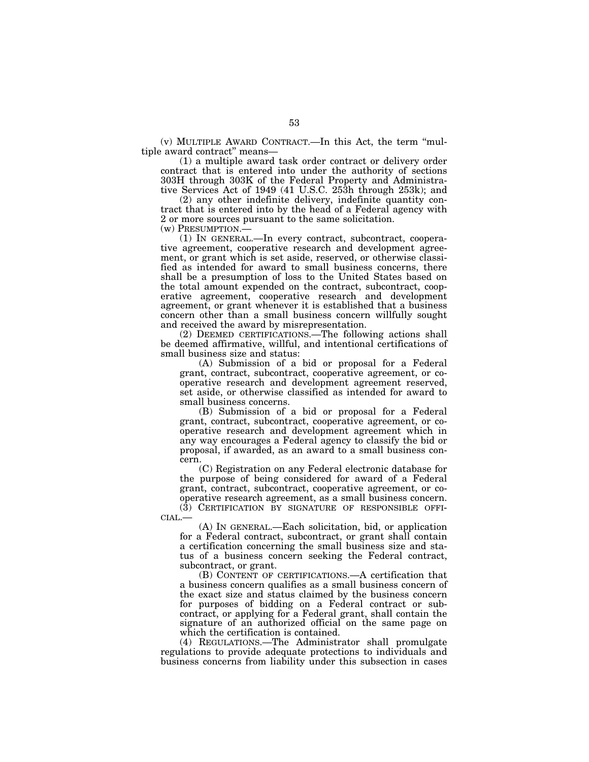(v) MULTIPLE AWARD CONTRACT.—In this Act, the term "multiple award contract" means—

(1) a multiple award task order contract or delivery order contract that is entered into under the authority of sections 303H through 303K of the Federal Property and Administrative Services Act of 1949 (41 U.S.C. 253h through 253k); and

(2) any other indefinite delivery, indefinite quantity contract that is entered into by the head of a Federal agency with 2 or more sources pursuant to the same solicitation.

(w) PRESUMPTION.—

(1) IN GENERAL.—In every contract, subcontract, cooperative agreement, cooperative research and development agreement, or grant which is set aside, reserved, or otherwise classified as intended for award to small business concerns, there shall be a presumption of loss to the United States based on the total amount expended on the contract, subcontract, cooperative agreement, cooperative research and development agreement, or grant whenever it is established that a business concern other than a small business concern willfully sought and received the award by misrepresentation.

(2) DEEMED CERTIFICATIONS.—The following actions shall be deemed affirmative, willful, and intentional certifications of small business size and status:

(A) Submission of a bid or proposal for a Federal grant, contract, subcontract, cooperative agreement, or cooperative research and development agreement reserved, set aside, or otherwise classified as intended for award to small business concerns.

(B) Submission of a bid or proposal for a Federal grant, contract, subcontract, cooperative agreement, or cooperative research and development agreement which in any way encourages a Federal agency to classify the bid or proposal, if awarded, as an award to a small business concern.

(C) Registration on any Federal electronic database for the purpose of being considered for award of a Federal grant, contract, subcontract, cooperative agreement, or cooperative research agreement, as a small business concern.

(3) CERTIFICATION BY SIGNATURE OF RESPONSIBLE OFFICIAL.—

(A) IN GENERAL.—Each solicitation, bid, or application for a Federal contract, subcontract, or grant shall contain a certification concerning the small business size and status of a business concern seeking the Federal contract, subcontract, or grant.

(B) CONTENT OF CERTIFICATIONS.—A certification that a business concern qualifies as a small business concern of the exact size and status claimed by the business concern for purposes of bidding on a Federal contract or subcontract, or applying for a Federal grant, shall contain the signature of an authorized official on the same page on which the certification is contained.

(4) REGULATIONS.—The Administrator shall promulgate regulations to provide adequate protections to individuals and business concerns from liability under this subsection in cases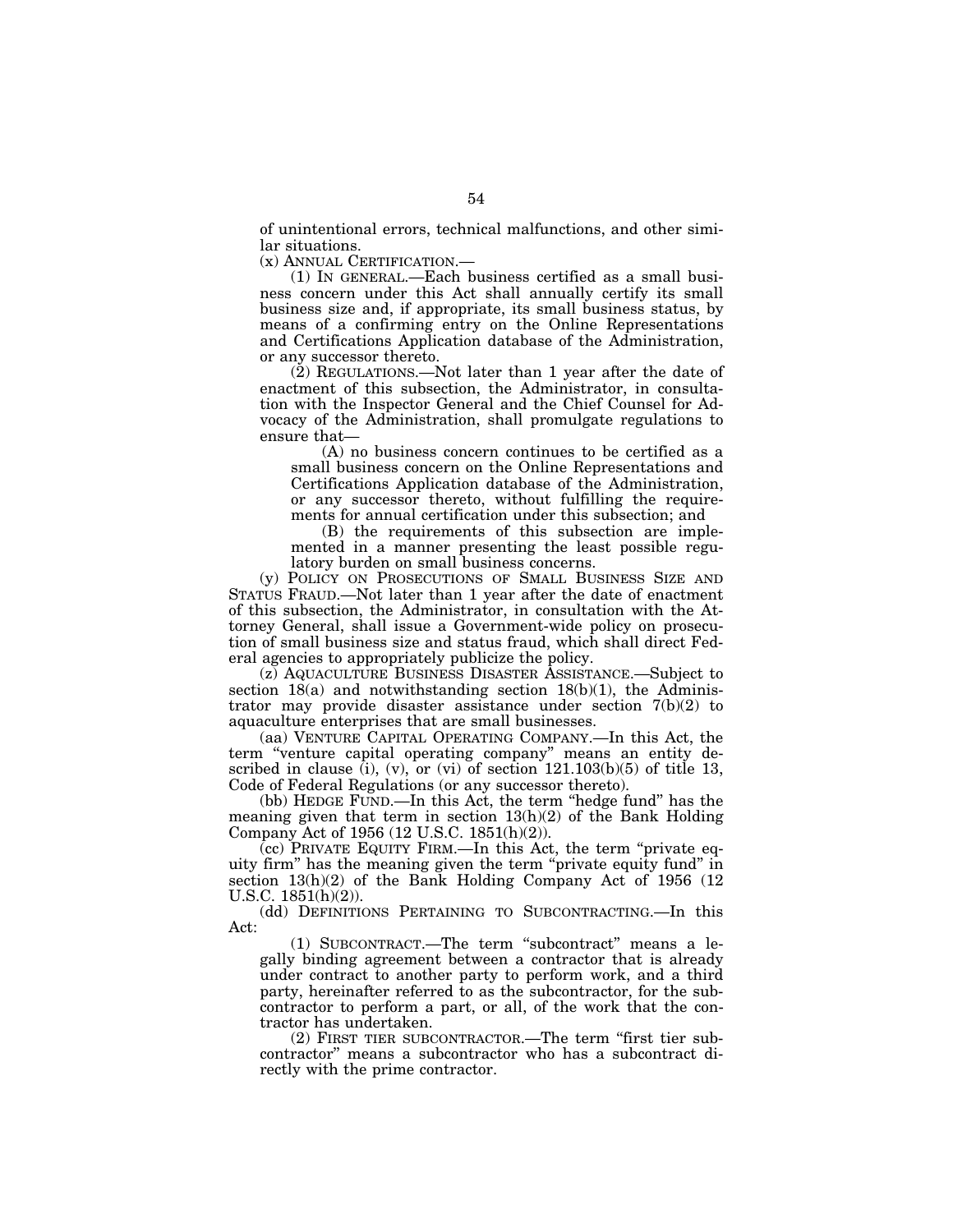of unintentional errors, technical malfunctions, and other similar situations.

(x) ANNUAL CERTIFICATION.—

(1) IN GENERAL.—Each business certified as a small business concern under this Act shall annually certify its small business size and, if appropriate, its small business status, by means of a confirming entry on the Online Representations and Certifications Application database of the Administration, or any successor thereto.

(2) REGULATIONS.—Not later than 1 year after the date of enactment of this subsection, the Administrator, in consultation with the Inspector General and the Chief Counsel for Advocacy of the Administration, shall promulgate regulations to ensure that—

(A) no business concern continues to be certified as a small business concern on the Online Representations and Certifications Application database of the Administration, or any successor thereto, without fulfilling the requirements for annual certification under this subsection; and

(B) the requirements of this subsection are implemented in a manner presenting the least possible regulatory burden on small business concerns.

(y) POLICY ON PROSECUTIONS OF SMALL BUSINESS SIZE AND STATUS FRAUD.—Not later than 1 year after the date of enactment of this subsection, the Administrator, in consultation with the Attorney General, shall issue a Government-wide policy on prosecution of small business size and status fraud, which shall direct Federal agencies to appropriately publicize the policy.

(z) AQUACULTURE BUSINESS DISASTER ASSISTANCE.—Subject to section 18(a) and notwithstanding section 18(b)(1), the Administrator may provide disaster assistance under section 7(b)(2) to aquaculture enterprises that are small businesses.

(aa) VENTURE CAPITAL OPERATING COMPANY.—In this Act, the term "venture capital operating company" means an entity described in clause (i), (v), or (vi) of section 121.103(b)(5) of title 13, Code of Federal Regulations (or any successor thereto).

(bb) HEDGE FUND.—In this Act, the term "hedge fund" has the meaning given that term in section 13(h)(2) of the Bank Holding Company Act of 1956 (12 U.S.C. 1851(h)(2)).

(cc) PRIVATE EQUITY FIRM.—In this Act, the term "private equity firm" has the meaning given the term "private equity fund" in section 13(h)(2) of the Bank Holding Company Act of 1956 (12 U.S.C. 1851(h)(2)).

(dd) DEFINITIONS PERTAINING TO SUBCONTRACTING.—In this Act:

(1) SUBCONTRACT.—The term "subcontract" means a legally binding agreement between a contractor that is already under contract to another party to perform work, and a third party, hereinafter referred to as the subcontractor, for the subcontractor to perform a part, or all, of the work that the contractor has undertaken.

(2) FIRST TIER SUBCONTRACTOR.—The term "first tier subcontractor" means a subcontractor who has a subcontract directly with the prime contractor.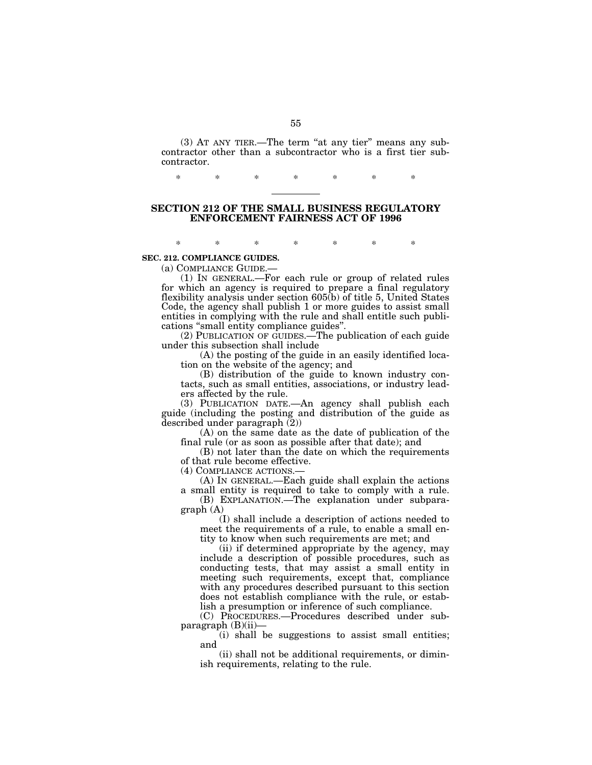(3) AT ANY TIER.—The term "at any tier" means any subcontractor other than a subcontractor who is a first tier subcontractor.

\* \* \* \* \* \* \*

## SECTION 212 OF THE SMALL BUSINESS REGULATORY ENFORCEMENT FAIRNESS ACT OF 1996

\* \* \* \* \* \* \*

**SEC. 212. COMPLIANCE GUIDES.**

(a) COMPLIANCE GUIDE.—

(1) IN GENERAL.—For each rule or group of related rules for which an agency is required to prepare a final regulatory flexibility analysis under section 605(b) of title 5, United States Code, the agency shall publish 1 or more guides to assist small entities in complying with the rule and shall entitle such publications "small entity compliance guides".

(2) PUBLICATION OF GUIDES.—The publication of each guide under this subsection shall include

(A) the posting of the guide in an easily identified location on the website of the agency; and

(B) distribution of the guide to known industry contacts, such as small entities, associations, or industry leaders affected by the rule.

(3) PUBLICATION DATE.—An agency shall publish each guide (including the posting and distribution of the guide as described under paragraph (2))

(A) on the same date as the date of publication of the final rule (or as soon as possible after that date); and

(B) not later than the date on which the requirements of that rule become effective.

(4) COMPLIANCE ACTIONS.—

(A) IN GENERAL.—Each guide shall explain the actions a small entity is required to take to comply with a rule.

(B) EXPLANATION.—The explanation under subparagraph (A)

(I) shall include a description of actions needed to meet the requirements of a rule, to enable a small entity to know when such requirements are met; and

(ii) if determined appropriate by the agency, may include a description of possible procedures, such as conducting tests, that may assist a small entity in meeting such requirements, except that, compliance with any procedures described pursuant to this section does not establish compliance with the rule, or establish a presumption or inference of such compliance.

(C) PROCEDURES.—Procedures described under subparagraph (B)(ii)—

(i) shall be suggestions to assist small entities; and

(ii) shall not be additional requirements, or diminish requirements, relating to the rule.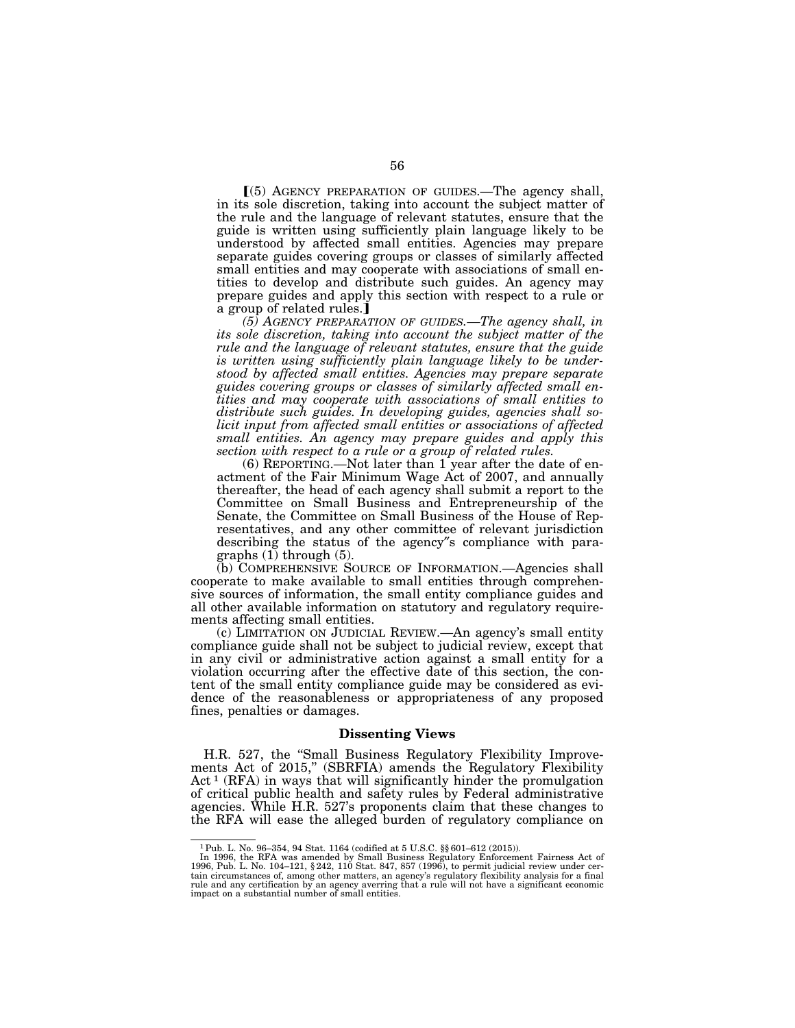[(5) AGENCY PREPARATION OF GUIDES.—The agency shall, in its sole discretion, taking into account the subject matter of the rule and the language of relevant statutes, ensure that the guide is written using sufficiently plain language likely to be understood by affected small entities. Agencies may prepare separate guides covering groups or classes of similarly affected small entities and may cooperate with associations of small entities to develop and distribute such guides. An agency may prepare guides and apply this section with respect to a rule or a group of related rules.]

*(5) AGENCY PREPARATION OF GUIDES.—The agency shall, in its sole discretion, taking into account the subject matter of the rule and the language of relevant statutes, ensure that the guide is written using sufficiently plain language likely to be understood by affected small entities. Agencies may prepare separate guides covering groups or classes of similarly affected small entities and may cooperate with associations of small entities to distribute such guides. In developing guides, agencies shall solicit input from affected small entities or associations of affected small entities. An agency may prepare guides and apply this section with respect to a rule or a group of related rules.*

(6) REPORTING.—Not later than 1 year after the date of enactment of the Fair Minimum Wage Act of 2007, and annually thereafter, the head of each agency shall submit a report to the Committee on Small Business and Entrepreneurship of the Senate, the Committee on Small Business of the House of Representatives, and any other committee of relevant jurisdiction describing the status of the agency″s compliance with paragraphs (1) through (5).

(b) COMPREHENSIVE SOURCE OF INFORMATION.—Agencies shall cooperate to make available to small entities through comprehensive sources of information, the small entity compliance guides and all other available information on statutory and regulatory requirements affecting small entities.

(c) LIMITATION ON JUDICIAL REVIEW.—An agency's small entity compliance guide shall not be subject to judicial review, except that in any civil or administrative action against a small entity for a violation occurring after the effective date of this section, the content of the small entity compliance guide may be considered as evidence of the reasonableness or appropriateness of any proposed fines, penalties or damages.

## Dissenting Views

H.R. 527, the "Small Business Regulatory Flexibility Improvements Act of 2015," (SBRFIA) amends the Regulatory Flexibility Act[1] (RFA) in ways that will significantly hinder the promulgation of critical public health and safety rules by Federal administrative agencies. While H.R. 527's proponents claim that these changes to the RFA will ease the alleged burden of regulatory compliance on

---

[1] Pub. L. No. 96–354, 94 Stat. 1164 (codified at 5 U.S.C. §§ 601–612 (2015)).

In 1996, the RFA was amended by Small Business Regulatory Enforcement Fairness Act of 1996, Pub. L. No. 104–121, § 242, 110 Stat. 847, 857 (1996), to permit judicial review under certain circumstances of, among other matters, an agency's regulatory flexibility analysis for a final rule and any certification by an agency averring that a rule will not have a significant economic impact on a substantial number of small entities.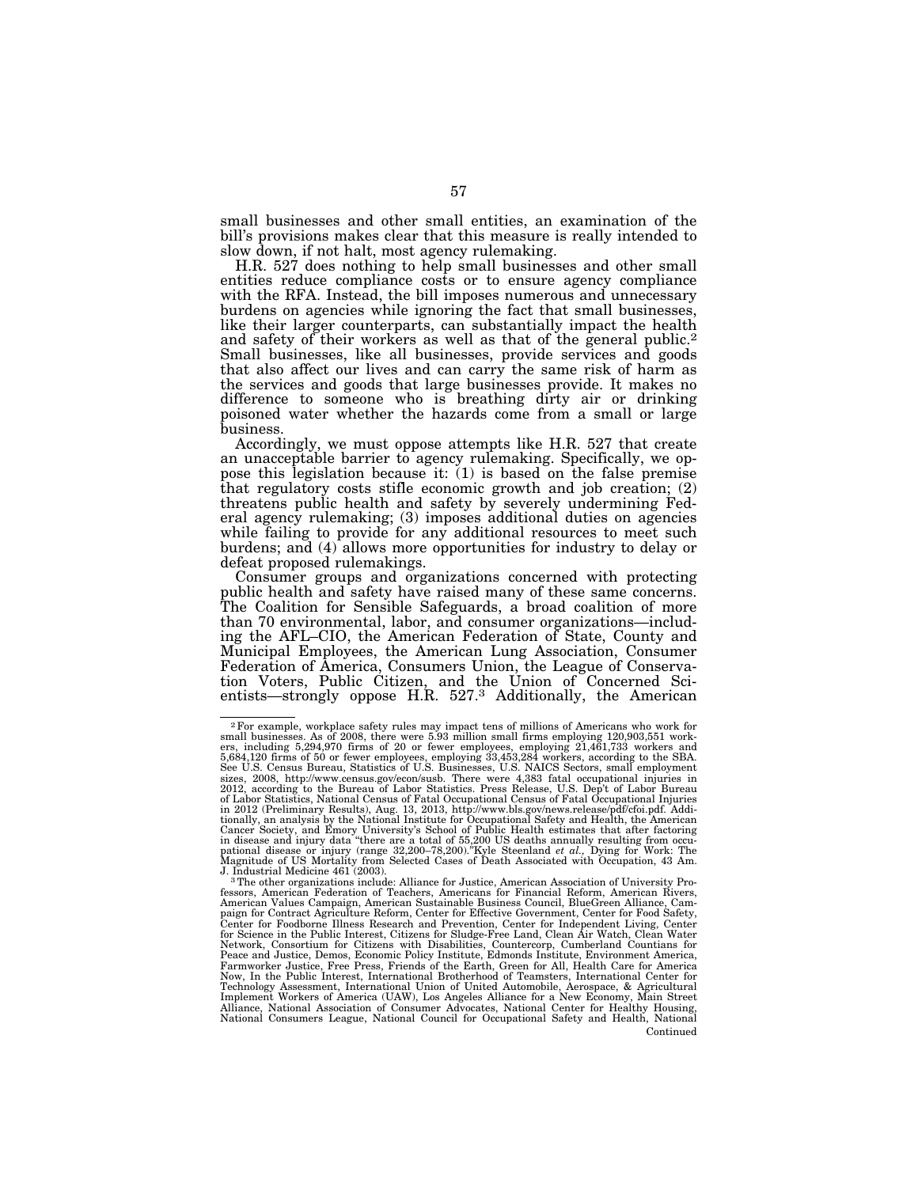small businesses and other small entities, an examination of the bill's provisions makes clear that this measure is really intended to slow down, if not halt, most agency rulemaking.

H.R. 527 does nothing to help small businesses and other small entities reduce compliance costs or to ensure agency compliance with the RFA. Instead, the bill imposes numerous and unnecessary burdens on agencies while ignoring the fact that small businesses, like their larger counterparts, can substantially impact the health and safety of their workers as well as that of the general public.[2] Small businesses, like all businesses, provide services and goods that also affect our lives and can carry the same risk of harm as the services and goods that large businesses provide. It makes no difference to someone who is breathing dirty air or drinking poisoned water whether the hazards come from a small or large business.

Accordingly, we must oppose attempts like H.R. 527 that create an unacceptable barrier to agency rulemaking. Specifically, we oppose this legislation because it: (1) is based on the false premise that regulatory costs stifle economic growth and job creation; (2) threatens public health and safety by severely undermining Federal agency rulemaking; (3) imposes additional duties on agencies while failing to provide for any additional resources to meet such burdens; and (4) allows more opportunities for industry to delay or defeat proposed rulemakings.

Consumer groups and organizations concerned with protecting public health and safety have raised many of these same concerns. The Coalition for Sensible Safeguards, a broad coalition of more than 70 environmental, labor, and consumer organizations—including the AFL–CIO, the American Federation of State, County and Municipal Employees, the American Lung Association, Consumer Federation of America, Consumers Union, the League of Conservation Voters, Public Citizen, and the Union of Concerned Scientists—strongly oppose H.R. 527.[3] Additionally, the American

---

[2] For example, workplace safety rules may impact tens of millions of Americans who work for small businesses. As of 2008, there were 5.93 million small firms employing 120,903,551 workers, including 5,294,970 firms of 20 or fewer employees, employing 21,461,733 workers and 5,684,120 firms of 50 or fewer employees, employing 33,453,284 workers, according to the SBA. See U.S. Census Bureau, Statistics of U.S. Businesses, U.S. NAICS Sectors, small employment sizes, 2008, http://www.census.gov/econ/susb. There were 4,383 fatal occupational injuries in 2012, according to the Bureau of Labor Statistics. Press Release, U.S. Dep't of Labor Bureau of Labor Statistics, National Census of Fatal Occupational Census of Fatal Occupational Injuries in 2012 (Preliminary Results), Aug. 13, 2013, http://www.bls.gov/news.release/pdf/cfoi.pdf. Additionally, an analysis by the National Institute for Occupational Safety and Health, the American Cancer Society, and Emory University's School of Public Health estimates that after factoring in disease and injury data "there are a total of 55,200 US deaths annually resulting from occupational disease or injury (range 32,200–78,200)."Kyle Steenland *et al.*, Dying for Work: The Magnitude of US Mortality from Selected Cases of Death Associated with Occupation, 43 Am. J. Industrial Medicine 461 (2003).

[3] The other organizations include: Alliance for Justice, American Association of University Professors, American Federation of Teachers, Americans for Financial Reform, American Rivers, American Values Campaign, American Sustainable Business Council, BlueGreen Alliance, Campaign for Contract Agriculture Reform, Center for Effective Government, Center for Food Safety, Center for Foodborne Illness Research and Prevention, Center for Independent Living, Center for Science in the Public Interest, Citizens for Sludge-Free Land, Clean Air Watch, Clean Water Network, Consortium for Citizens with Disabilities, Countercorp, Cumberland Countians for Peace and Justice, Demos, Economic Policy Institute, Edmonds Institute, Environment America, Farmworker Justice, Free Press, Friends of the Earth, Green for All, Health Care for America Now, In the Public Interest, International Brotherhood of Teamsters, International Center for Technology Assessment, International Union of United Automobile, Aerospace, & Agricultural Implement Workers of America (UAW), Los Angeles Alliance for a New Economy, Main Street Alliance, National Association of Consumer Advocates, National Center for Healthy Housing, National Consumers League, National Council for Occupational Safety and Health, National

Continued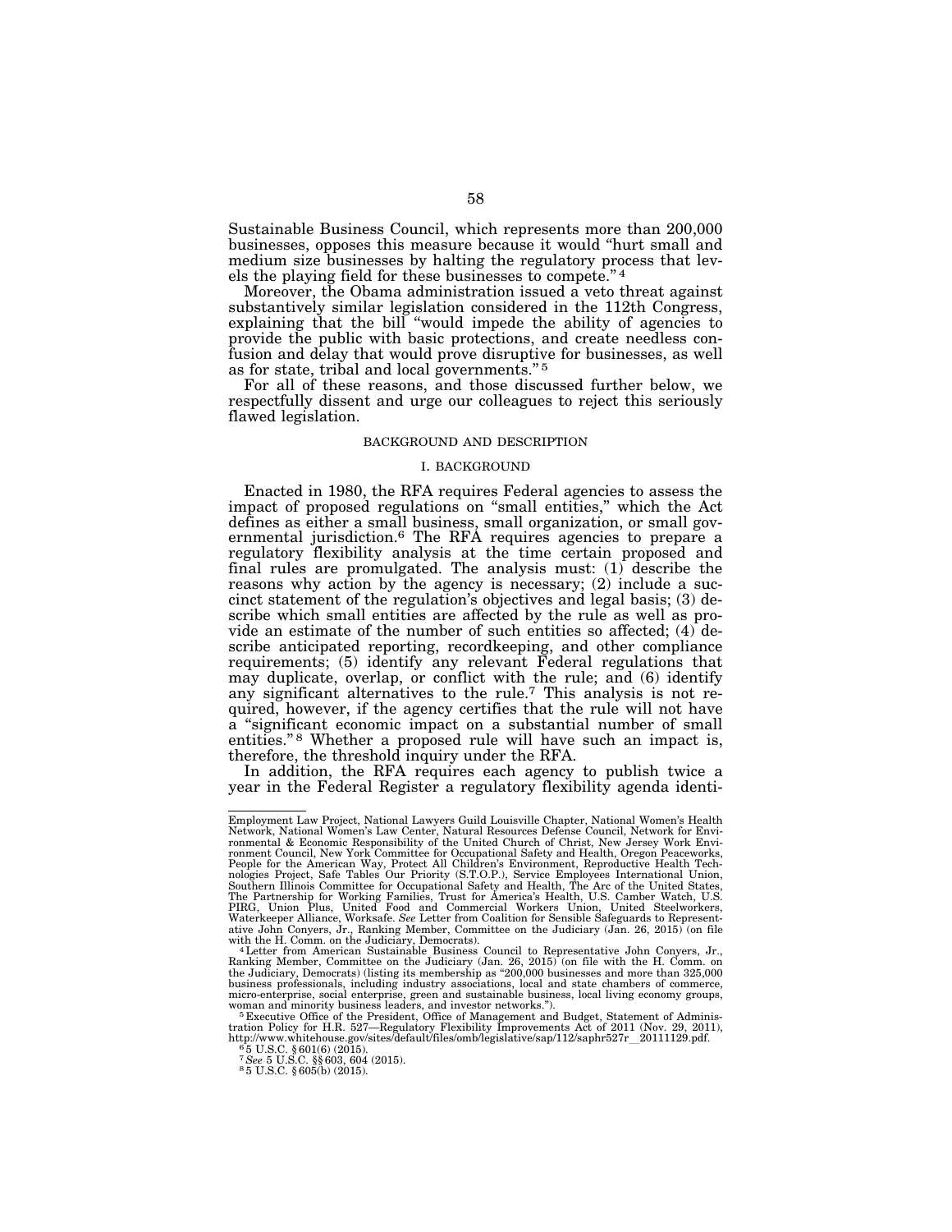Sustainable Business Council, which represents more than 200,000 businesses, opposes this measure because it would "hurt small and medium size businesses by halting the regulatory process that levels the playing field for these businesses to compete."[4]

Moreover, the Obama administration issued a veto threat against substantively similar legislation considered in the 112th Congress, explaining that the bill "would impede the ability of agencies to provide the public with basic protections, and create needless confusion and delay that would prove disruptive for businesses, as well as for state, tribal and local governments."[5]

For all of these reasons, and those discussed further below, we respectfully dissent and urge our colleagues to reject this seriously flawed legislation.

## BACKGROUND AND DESCRIPTION

### I. BACKGROUND

Enacted in 1980, the RFA requires Federal agencies to assess the impact of proposed regulations on "small entities," which the Act defines as either a small business, small organization, or small governmental jurisdiction.[6] The RFA requires agencies to prepare a regulatory flexibility analysis at the time certain proposed and final rules are promulgated. The analysis must: (1) describe the reasons why action by the agency is necessary; (2) include a succinct statement of the regulation's objectives and legal basis; (3) describe which small entities are affected by the rule as well as provide an estimate of the number of such entities so affected; (4) describe anticipated reporting, recordkeeping, and other compliance requirements; (5) identify any relevant Federal regulations that may duplicate, overlap, or conflict with the rule; and (6) identify any significant alternatives to the rule.[7] This analysis is not required, however, if the agency certifies that the rule will not have a "significant economic impact on a substantial number of small entities."[8] Whether a proposed rule will have such an impact is, therefore, the threshold inquiry under the RFA.

In addition, the RFA requires each agency to publish twice a year in the Federal Register a regulatory flexibility agenda identi-

---

Employment Law Project, National Lawyers Guild Louisville Chapter, National Women's Health Network, National Women's Law Center, Natural Resources Defense Council, Network for Environmental & Economic Responsibility of the United Church of Christ, New Jersey Work Environment Council, New York Committee for Occupational Safety and Health, Oregon Peaceworks, People for the American Way, Protect All Children's Environment, Reproductive Health Technologies Project, Safe Tables Our Priority (S.T.O.P.), Service Employees International Union, Southern Illinois Committee for Occupational Safety and Health, The Arc of the United States, The Partnership for Working Families, Trust for America's Health, U.S. Camber Watch, U.S. PIRG, Union Plus, United Food and Commercial Workers Union, United Steelworkers, Waterkeeper Alliance, Worksafe. *See* Letter from Coalition for Sensible Safeguards to Representative John Conyers, Jr., Ranking Member, Committee on the Judiciary (Jan. 26, 2015) (on file with the H. Comm. on the Judiciary, Democrats).

[4] Letter from American Sustainable Business Council to Representative John Conyers, Jr., Ranking Member, Committee on the Judiciary (Jan. 26, 2015) (on file with the H. Comm. on the Judiciary, Democrats) (listing its membership as "200,000 businesses and more than 325,000 business professionals, including industry associations, local and state chambers of commerce, micro-enterprise, social enterprise, green and sustainable business, local living economy groups, woman and minority business leaders, and investor networks.").

[5] Executive Office of the President, Office of Management and Budget, Statement of Administration Policy for H.R. 527—Regulatory Flexibility Improvements Act of 2011 (Nov. 29, 2011), http://www.whitehouse.gov/sites/default/files/omb/legislative/sap/112/saphr527r__20111129.pdf.

[6] 5 U.S.C. § 601(6) (2015).

[7] *See* 5 U.S.C. §§ 603, 604 (2015).

[8] 5 U.S.C. § 605(b) (2015).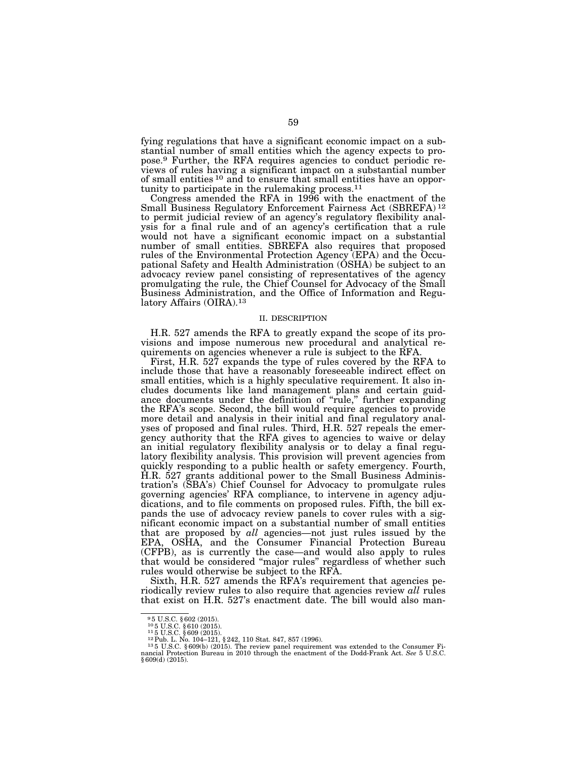fying regulations that have a significant economic impact on a substantial number of small entities which the agency expects to propose.[9] Further, the RFA requires agencies to conduct periodic reviews of rules having a significant impact on a substantial number of small entities[10] and to ensure that small entities have an opportunity to participate in the rulemaking process.[11]

Congress amended the RFA in 1996 with the enactment of the Small Business Regulatory Enforcement Fairness Act (SBREFA)[12] to permit judicial review of an agency's regulatory flexibility analysis for a final rule and of an agency's certification that a rule would not have a significant economic impact on a substantial number of small entities. SBREFA also requires that proposed rules of the Environmental Protection Agency (EPA) and the Occupational Safety and Health Administration (OSHA) be subject to an advocacy review panel consisting of representatives of the agency promulgating the rule, the Chief Counsel for Advocacy of the Small Business Administration, and the Office of Information and Regulatory Affairs (OIRA).[13]

## II. DESCRIPTION

H.R. 527 amends the RFA to greatly expand the scope of its provisions and impose numerous new procedural and analytical requirements on agencies whenever a rule is subject to the RFA.

First, H.R. 527 expands the type of rules covered by the RFA to include those that have a reasonably foreseeable indirect effect on small entities, which is a highly speculative requirement. It also includes documents like land management plans and certain guidance documents under the definition of "rule," further expanding the RFA's scope. Second, the bill would require agencies to provide more detail and analysis in their initial and final regulatory analyses of proposed and final rules. Third, H.R. 527 repeals the emergency authority that the RFA gives to agencies to waive or delay an initial regulatory flexibility analysis or to delay a final regulatory flexibility analysis. This provision will prevent agencies from quickly responding to a public health or safety emergency. Fourth, H.R. 527 grants additional power to the Small Business Administration's (SBA's) Chief Counsel for Advocacy to promulgate rules governing agencies' RFA compliance, to intervene in agency adjudications, and to file comments on proposed rules. Fifth, the bill expands the use of advocacy review panels to cover rules with a significant economic impact on a substantial number of small entities that are proposed by *all* agencies—not just rules issued by the EPA, OSHA, and the Consumer Financial Protection Bureau (CFPB), as is currently the case—and would also apply to rules that would be considered "major rules" regardless of whether such rules would otherwise be subject to the RFA.

Sixth, H.R. 527 amends the RFA's requirement that agencies periodically review rules to also require that agencies review *all* rules that exist on H.R. 527's enactment date. The bill would also man-

---

[9] 5 U.S.C. § 602 (2015).

[10] 5 U.S.C. § 610 (2015).

[11] 5 U.S.C. § 609 (2015).

[12] Pub. L. No. 104–121, § 242, 110 Stat. 847, 857 (1996).

[13] 5 U.S.C. § 609(b) (2015). The review panel requirement was extended to the Consumer Financial Protection Bureau in 2010 through the enactment of the Dodd-Frank Act. *See* 5 U.S.C. § 609(d) (2015).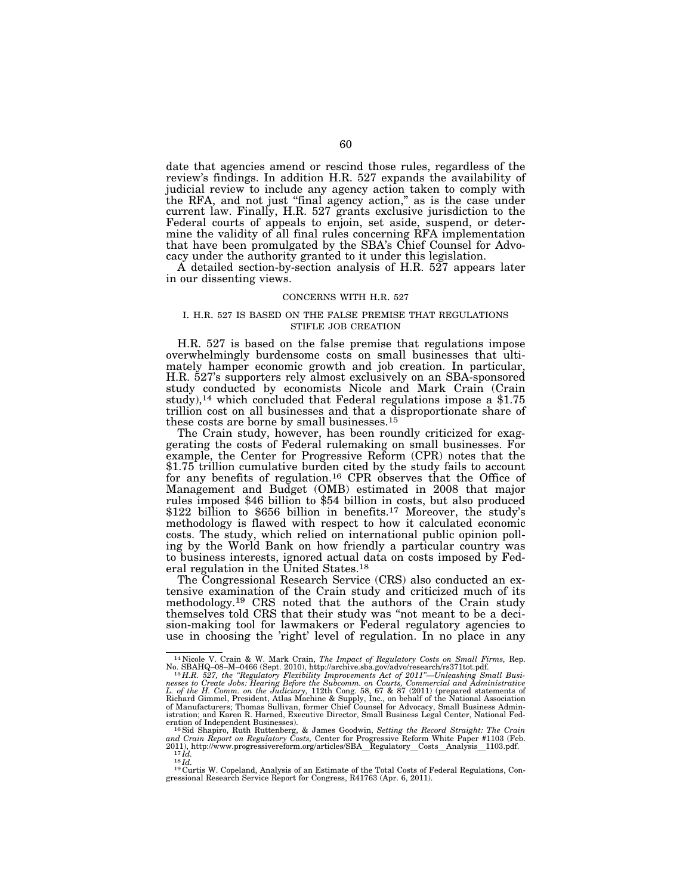date that agencies amend or rescind those rules, regardless of the review's findings. In addition H.R. 527 expands the availability of judicial review to include any agency action taken to comply with the RFA, and not just "final agency action," as is the case under current law. Finally, H.R. 527 grants exclusive jurisdiction to the Federal courts of appeals to enjoin, set aside, suspend, or determine the validity of all final rules concerning RFA implementation that have been promulgated by the SBA's Chief Counsel for Advocacy under the authority granted to it under this legislation.

A detailed section-by-section analysis of H.R. 527 appears later in our dissenting views.

## CONCERNS WITH H.R. 527

### I. H.R. 527 IS BASED ON THE FALSE PREMISE THAT REGULATIONS STIFLE JOB CREATION

H.R. 527 is based on the false premise that regulations impose overwhelmingly burdensome costs on small businesses that ultimately hamper economic growth and job creation. In particular, H.R. 527's supporters rely almost exclusively on an SBA-sponsored study conducted by economists Nicole and Mark Crain (Crain study),[14] which concluded that Federal regulations impose a $1.75 trillion cost on all businesses and that a disproportionate share of these costs are borne by small businesses.[15]

The Crain study, however, has been roundly criticized for exaggerating the costs of Federal rulemaking on small businesses. For example, the Center for Progressive Reform (CPR) notes that the $1.75 trillion cumulative burden cited by the study fails to account for any benefits of regulation.[16] CPR observes that the Office of Management and Budget (OMB) estimated in 2008 that major rules imposed $46 billion to $54 billion in costs, but also produced $122 billion to $656 billion in benefits.[17] Moreover, the study's methodology is flawed with respect to how it calculated economic costs. The study, which relied on international public opinion polling by the World Bank on how friendly a particular country was to business interests, ignored actual data on costs imposed by Federal regulation in the United States.[18]

The Congressional Research Service (CRS) also conducted an extensive examination of the Crain study and criticized much of its methodology.[19] CRS noted that the authors of the Crain study themselves told CRS that their study was "not meant to be a decision-making tool for lawmakers or Federal regulatory agencies to use in choosing the 'right' level of regulation. In no place in any

---

[14] Nicole V. Crain & W. Mark Crain, *The Impact of Regulatory Costs on Small Firms,* Rep. No. SBAHQ–08–M–0466 (Sept. 2010), http://archive.sba.gov/advo/research/rs371tot.pdf.

[15] *H.R. 527, the "Regulatory Flexibility Improvements Act of 2011"—Unleashing Small Businesses to Create Jobs: Hearing Before the Subcomm. on Courts, Commercial and Administrative L. of the H. Comm. on the Judiciary,* 112th Cong. 58, 67 & 87 (2011) (prepared statements of Richard Gimmel, President, Atlas Machine & Supply, Inc., on behalf of the National Association of Manufacturers; Thomas Sullivan, former Chief Counsel for Advocacy, Small Business Administration; and Karen R. Harned, Executive Director, Small Business Legal Center, National Federation of Independent Businesses).

[16] Sid Shapiro, Ruth Ruttenberg, & James Goodwin, *Setting the Record Straight: The Crain and Crain Report on Regulatory Costs,* Center for Progressive Reform White Paper #1103 (Feb. 2011), http://www.progressivereform.org/articles/SBA__Regulatory__Costs__Analysis__1103.pdf.

[17] *Id.*

[18] *Id.*

[19] Curtis W. Copeland, Analysis of an Estimate of the Total Costs of Federal Regulations, Congressional Research Service Report for Congress, R41763 (Apr. 6, 2011).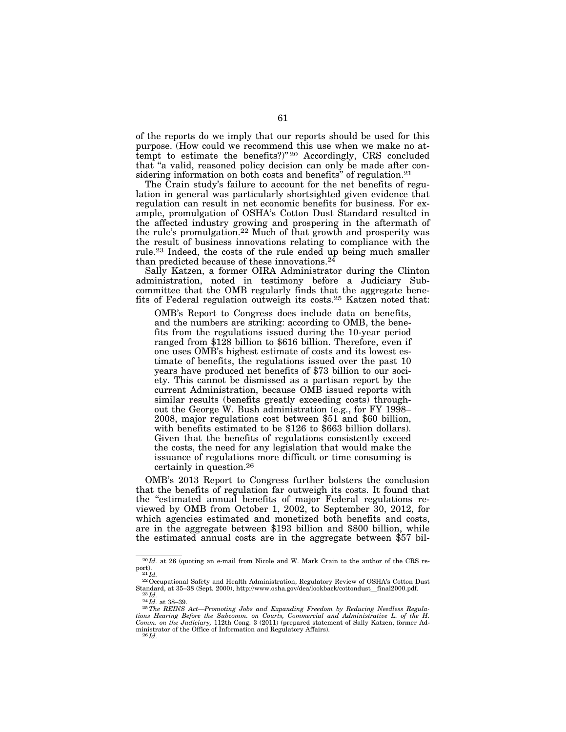of the reports do we imply that our reports should be used for this purpose. (How could we recommend this use when we make no attempt to estimate the benefits?)"[20] Accordingly, CRS concluded that "a valid, reasoned policy decision can only be made after considering information on both costs and benefits" of regulation.[21]

The Crain study's failure to account for the net benefits of regulation in general was particularly shortsighted given evidence that regulation can result in net economic benefits for business. For example, promulgation of OSHA's Cotton Dust Standard resulted in the affected industry growing and prospering in the aftermath of the rule's promulgation.[22] Much of that growth and prosperity was the result of business innovations relating to compliance with the rule.[23] Indeed, the costs of the rule ended up being much smaller than predicted because of these innovations.[24]

Sally Katzen, a former OIRA Administrator during the Clinton administration, noted in testimony before a Judiciary Subcommittee that the OMB regularly finds that the aggregate benefits of Federal regulation outweigh its costs.[25] Katzen noted that:

> OMB's Report to Congress does include data on benefits, and the numbers are striking: according to OMB, the benefits from the regulations issued during the 10-year period ranged from $128 billion to $616 billion. Therefore, even if one uses OMB's highest estimate of costs and its lowest estimate of benefits, the regulations issued over the past 10 years have produced net benefits of $73 billion to our society. This cannot be dismissed as a partisan report by the current Administration, because OMB issued reports with similar results (benefits greatly exceeding costs) throughout the George W. Bush administration (e.g., for FY 1998–2008, major regulations cost between $51 and $60 billion, with benefits estimated to be $126 to $663 billion dollars). Given that the benefits of regulations consistently exceed the costs, the need for any legislation that would make the issuance of regulations more difficult or time consuming is certainly in question.[26]

OMB's 2013 Report to Congress further bolsters the conclusion that the benefits of regulation far outweigh its costs. It found that the "estimated annual benefits of major Federal regulations reviewed by OMB from October 1, 2002, to September 30, 2012, for which agencies estimated and monetized both benefits and costs, are in the aggregate between $193 billion and $800 billion, while the estimated annual costs are in the aggregate between $57 bil-

---

[20] *Id.* at 26 (quoting an e-mail from Nicole and W. Mark Crain to the author of the CRS report).

[21] *Id.*

[22] Occupational Safety and Health Administration, Regulatory Review of OSHA's Cotton Dust Standard, at 35–38 (Sept. 2000), http://www.osha.gov/dea/lookback/cottondust_final2000.pdf.

[23] *Id.*

[24] *Id.* at 38–39.

[25] *The REINS Act—Promoting Jobs and Expanding Freedom by Reducing Needless Regulations Hearing Before the Subcomm. on Courts, Commercial and Administrative L. of the H. Comm. on the Judiciary,* 112th Cong. 3 (2011) (prepared statement of Sally Katzen, former Administrator of the Office of Information and Regulatory Affairs).

[26] *Id.*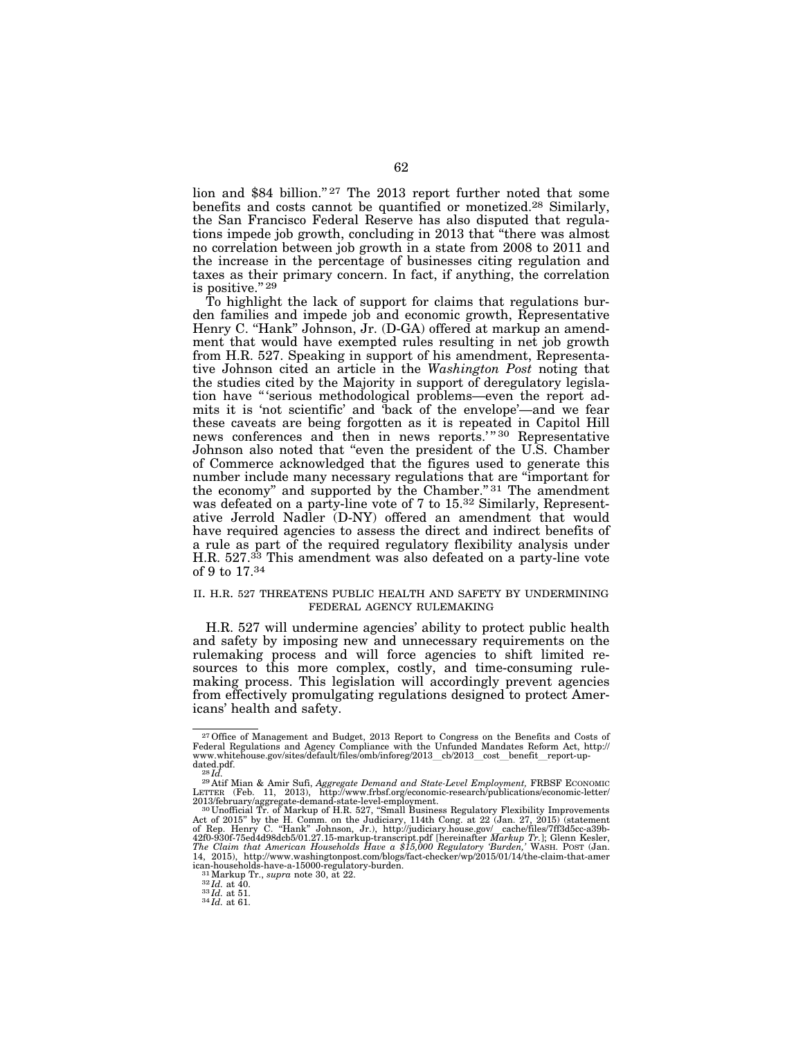lion and $84 billion."[27] The 2013 report further noted that some benefits and costs cannot be quantified or monetized.[28] Similarly, the San Francisco Federal Reserve has also disputed that regulations impede job growth, concluding in 2013 that "there was almost no correlation between job growth in a state from 2008 to 2011 and the increase in the percentage of businesses citing regulation and taxes as their primary concern. In fact, if anything, the correlation is positive."[29]

To highlight the lack of support for claims that regulations burden families and impede job and economic growth, Representative Henry C. "Hank" Johnson, Jr. (D-GA) offered at markup an amendment that would have exempted rules resulting in net job growth from H.R. 527. Speaking in support of his amendment, Representative Johnson cited an article in the *Washington Post* noting that the studies cited by the Majority in support of deregulatory legislation have "'serious methodological problems—even the report admits it is 'not scientific' and 'back of the envelope'—and we fear these caveats are being forgotten as it is repeated in Capitol Hill news conferences and then in news reports.'"[30] Representative Johnson also noted that "even the president of the U.S. Chamber of Commerce acknowledged that the figures used to generate this number include many necessary regulations that are "important for the economy" and supported by the Chamber."[31] The amendment was defeated on a party-line vote of 7 to 15.[32] Similarly, Representative Jerrold Nadler (D-NY) offered an amendment that would have required agencies to assess the direct and indirect benefits of a rule as part of the required regulatory flexibility analysis under H.R. 527.[33] This amendment was also defeated on a party-line vote of 9 to 17.[34]

## II. H.R. 527 THREATENS PUBLIC HEALTH AND SAFETY BY UNDERMINING FEDERAL AGENCY RULEMAKING

H.R. 527 will undermine agencies' ability to protect public health and safety by imposing new and unnecessary requirements on the rulemaking process and will force agencies to shift limited resources to this more complex, costly, and time-consuming rulemaking process. This legislation will accordingly prevent agencies from effectively promulgating regulations designed to protect Americans' health and safety.

---

[27] Office of Management and Budget, 2013 Report to Congress on the Benefits and Costs of Federal Regulations and Agency Compliance with the Unfunded Mandates Reform Act, http://www.whitehouse.gov/sites/default/files/omb/inforeg/2013_cb/2013_cost_benefit_report-updated.pdf.

[28] *Id.*

[29] Atif Mian & Amir Sufi, *Aggregate Demand and State-Level Employment,* FRBSF ECONOMIC LETTER (Feb. 11, 2013), http://www.frbsf.org/economic-research/publications/economic-letter/2013/february/aggregate-demand-state-level-employment.

[30] Unofficial Tr. of Markup of H.R. 527, "Small Business Regulatory Flexibility Improvements Act of 2015" by the H. Comm. on the Judiciary, 114th Cong. at 22 (Jan. 27, 2015) (statement of Rep. Henry C. "Hank" Johnson, Jr.), http://judiciary.house.gov/_cache/files/7ff3d5cc-a39b-42f0-930f-75ed4d98dcb5/01.27.15-markup-transcript.pdf [hereinafter *Markup Tr.*]; Glenn Kesler, *The Claim that American Households Have a $15,000 Regulatory 'Burden,'* WASH. POST (Jan. 14, 2015), http://www.washingtonpost.com/blogs/fact-checker/wp/2015/01/14/the-claim-that-american-households-have-a-15000-regulatory-burden.

[31] Markup Tr., *supra* note 30, at 22.

[32] *Id.* at 40.

[33] *Id.* at 51.

[34] *Id.* at 61.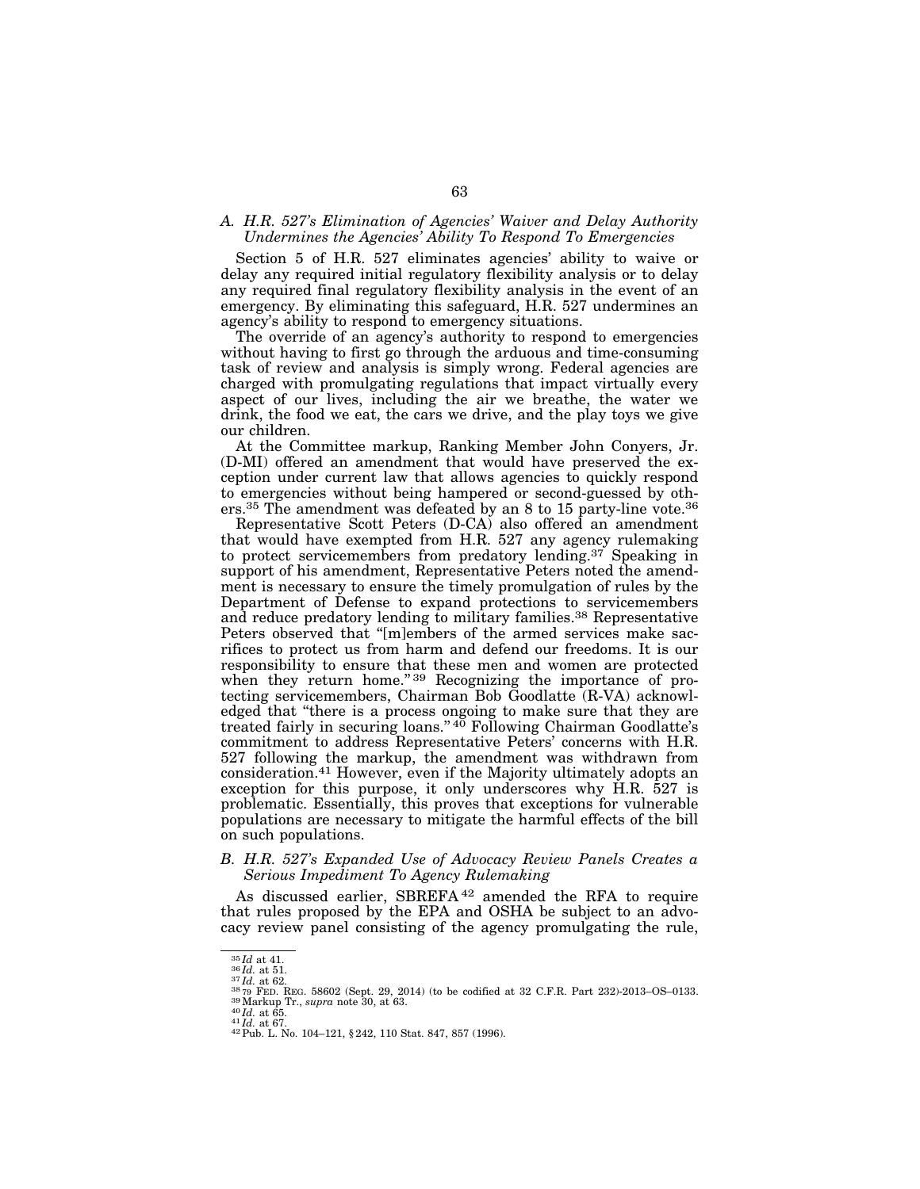### *A. H.R. 527's Elimination of Agencies' Waiver and Delay Authority Undermines the Agencies' Ability To Respond To Emergencies*

Section 5 of H.R. 527 eliminates agencies' ability to waive or delay any required initial regulatory flexibility analysis or to delay any required final regulatory flexibility analysis in the event of an emergency. By eliminating this safeguard, H.R. 527 undermines an agency's ability to respond to emergency situations.

The override of an agency's authority to respond to emergencies without having to first go through the arduous and time-consuming task of review and analysis is simply wrong. Federal agencies are charged with promulgating regulations that impact virtually every aspect of our lives, including the air we breathe, the water we drink, the food we eat, the cars we drive, and the play toys we give our children.

At the Committee markup, Ranking Member John Conyers, Jr. (D-MI) offered an amendment that would have preserved the exception under current law that allows agencies to quickly respond to emergencies without being hampered or second-guessed by others.[35] The amendment was defeated by an 8 to 15 party-line vote.[36]

Representative Scott Peters (D-CA) also offered an amendment that would have exempted from H.R. 527 any agency rulemaking to protect servicemembers from predatory lending.[37] Speaking in support of his amendment, Representative Peters noted the amendment is necessary to ensure the timely promulgation of rules by the Department of Defense to expand protections to servicemembers and reduce predatory lending to military families.[38] Representative Peters observed that "[m]embers of the armed services make sacrifices to protect us from harm and defend our freedoms. It is our responsibility to ensure that these men and women are protected when they return home."[39] Recognizing the importance of protecting servicemembers, Chairman Bob Goodlatte (R-VA) acknowledged that "there is a process ongoing to make sure that they are treated fairly in securing loans."[40] Following Chairman Goodlatte's commitment to address Representative Peters' concerns with H.R. 527 following the markup, the amendment was withdrawn from consideration.[41] However, even if the Majority ultimately adopts an exception for this purpose, it only underscores why H.R. 527 is problematic. Essentially, this proves that exceptions for vulnerable populations are necessary to mitigate the harmful effects of the bill on such populations.

### *B. H.R. 527's Expanded Use of Advocacy Review Panels Creates a Serious Impediment To Agency Rulemaking*

As discussed earlier, SBREFA[42] amended the RFA to require that rules proposed by the EPA and OSHA be subject to an advocacy review panel consisting of the agency promulgating the rule,

---

[35] *Id* at 41.
[36] *Id.* at 51.
[37] *Id.* at 62.
[38] 79 FED. REG. 58602 (Sept. 29, 2014) (to be codified at 32 C.F.R. Part 232)-2013–OS–0133.
[39] Markup Tr., *supra* note 30, at 63.
[40] *Id.* at 65.
[41] *Id.* at 67.
[42] Pub. L. No. 104–121, § 242, 110 Stat. 847, 857 (1996).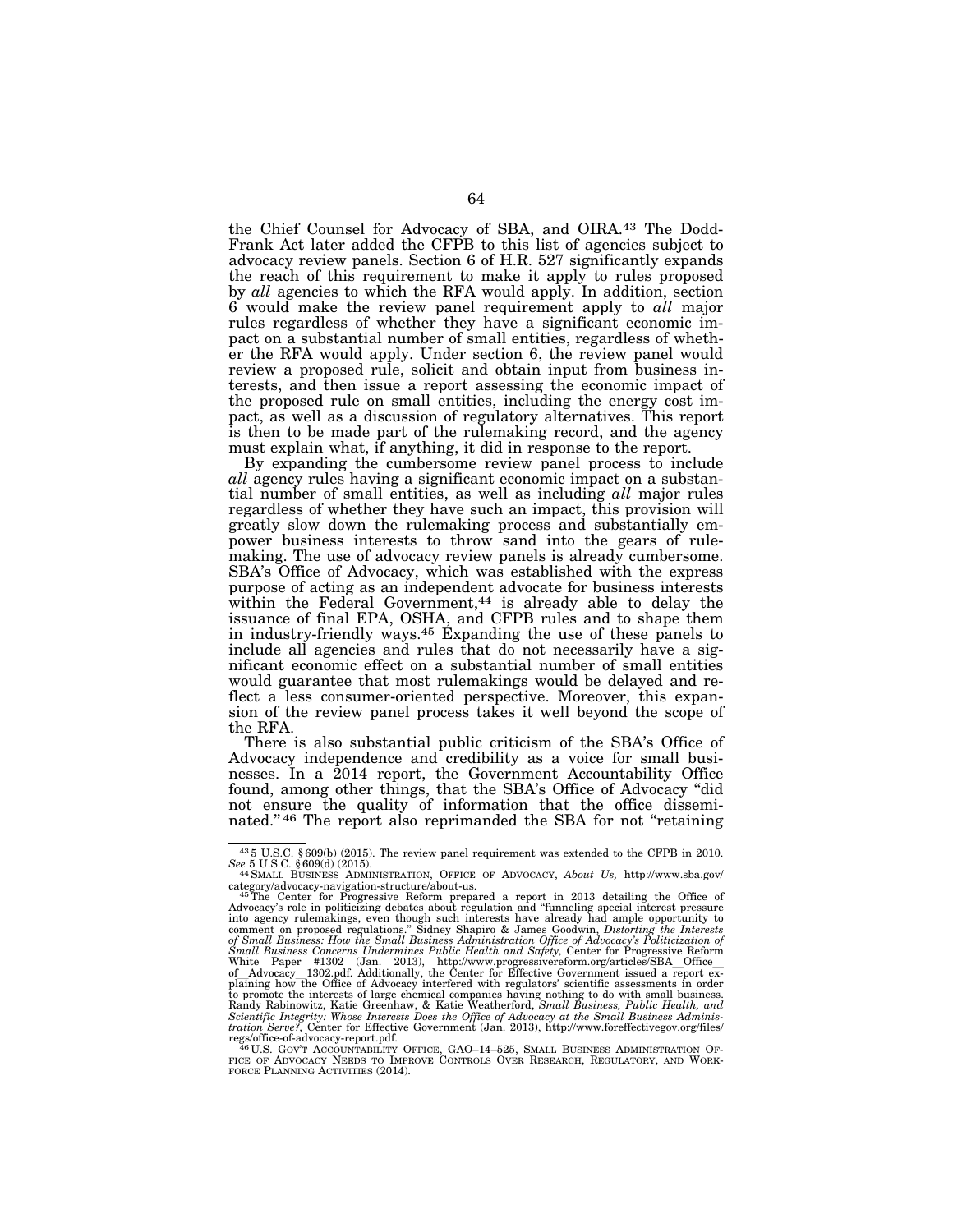the Chief Counsel for Advocacy of SBA, and OIRA.[43] The Dodd-Frank Act later added the CFPB to this list of agencies subject to advocacy review panels. Section 6 of H.R. 527 significantly expands the reach of this requirement to make it apply to rules proposed by *all* agencies to which the RFA would apply. In addition, section 6 would make the review panel requirement apply to *all* major rules regardless of whether they have a significant economic impact on a substantial number of small entities, regardless of whether the RFA would apply. Under section 6, the review panel would review a proposed rule, solicit and obtain input from business interests, and then issue a report assessing the economic impact of the proposed rule on small entities, including the energy cost impact, as well as a discussion of regulatory alternatives. This report is then to be made part of the rulemaking record, and the agency must explain what, if anything, it did in response to the report.

By expanding the cumbersome review panel process to include *all* agency rules having a significant economic impact on a substantial number of small entities, as well as including *all* major rules regardless of whether they have such an impact, this provision will greatly slow down the rulemaking process and substantially empower business interests to throw sand into the gears of rulemaking. The use of advocacy review panels is already cumbersome. SBA's Office of Advocacy, which was established with the express purpose of acting as an independent advocate for business interests within the Federal Government,[44] is already able to delay the issuance of final EPA, OSHA, and CFPB rules and to shape them in industry-friendly ways.[45] Expanding the use of these panels to include all agencies and rules that do not necessarily have a significant economic effect on a substantial number of small entities would guarantee that most rulemakings would be delayed and reflect a less consumer-oriented perspective. Moreover, this expansion of the review panel process takes it well beyond the scope of the RFA.

There is also substantial public criticism of the SBA's Office of Advocacy independence and credibility as a voice for small businesses. In a 2014 report, the Government Accountability Office found, among other things, that the SBA's Office of Advocacy "did not ensure the quality of information that the office disseminated."[46] The report also reprimanded the SBA for not "retaining

---

[43] 5 U.S.C. § 609(b) (2015). The review panel requirement was extended to the CFPB in 2010. *See* 5 U.S.C. § 609(d) (2015).

[44] SMALL BUSINESS ADMINISTRATION, OFFICE OF ADVOCACY, *About Us,* http://www.sba.gov/category/advocacy-navigation-structure/about-us.

[45] The Center for Progressive Reform prepared a report in 2013 detailing the Office of Advocacy's role in politicizing debates about regulation and "funneling special interest pressure into agency rulemakings, even though such interests have already had ample opportunity to comment on proposed regulations." Sidney Shapiro & James Goodwin, *Distorting the Interests of Small Business: How the Small Business Administration Office of Advocacy's Politicization of Small Business Concerns Undermines Public Health and Safety,* Center for Progressive Reform White Paper #1302 (Jan. 2013), http://www.progressivereform.org/articles/SBA_Office_of_Advocacy_1302.pdf. Additionally, the Center for Effective Government issued a report explaining how the Office of Advocacy interfered with regulators' scientific assessments in order to promote the interests of large chemical companies having nothing to do with small business. Randy Rabinowitz, Katie Greenhaw, & Katie Weatherford, *Small Business, Public Health, and Scientific Integrity: Whose Interests Does the Office of Advocacy at the Small Business Administration Serve?,* Center for Effective Government (Jan. 2013), http://www.foreffectivegov.org/files/regs/office-of-advocacy-report.pdf.

[46] U.S. GOV'T ACCOUNTABILITY OFFICE, GAO–14–525, SMALL BUSINESS ADMINISTRATION OFFICE OF ADVOCACY NEEDS TO IMPROVE CONTROLS OVER RESEARCH, REGULATORY, AND WORKFORCE PLANNING ACTIVITIES (2014).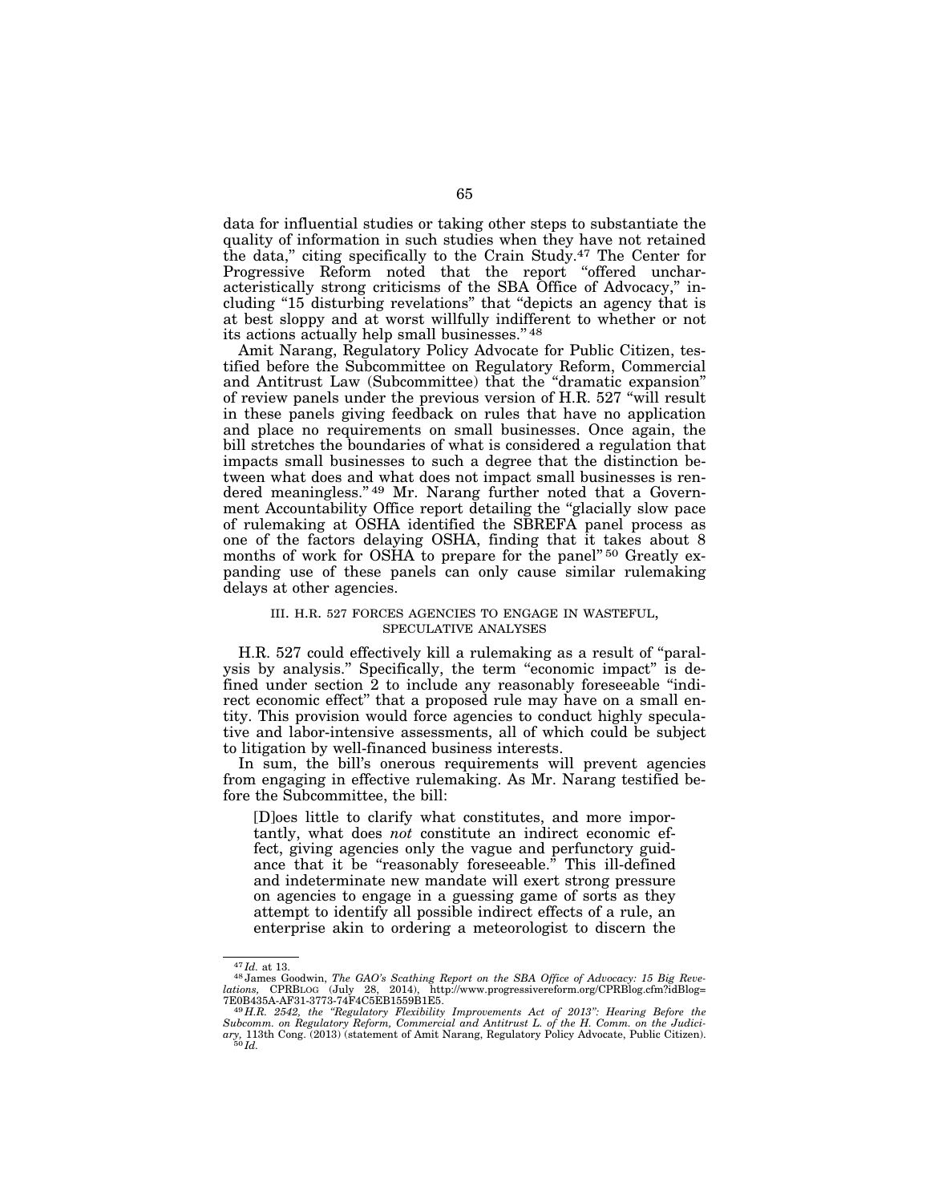data for influential studies or taking other steps to substantiate the quality of information in such studies when they have not retained the data," citing specifically to the Crain Study.[47] The Center for Progressive Reform noted that the report "offered uncharacteristically strong criticisms of the SBA Office of Advocacy," including "15 disturbing revelations" that "depicts an agency that is at best sloppy and at worst willfully indifferent to whether or not its actions actually help small businesses."[48]

Amit Narang, Regulatory Policy Advocate for Public Citizen, testified before the Subcommittee on Regulatory Reform, Commercial and Antitrust Law (Subcommittee) that the "dramatic expansion" of review panels under the previous version of H.R. 527 "will result in these panels giving feedback on rules that have no application and place no requirements on small businesses. Once again, the bill stretches the boundaries of what is considered a regulation that impacts small businesses to such a degree that the distinction between what does and what does not impact small businesses is rendered meaningless."[49] Mr. Narang further noted that a Government Accountability Office report detailing the "glacially slow pace of rulemaking at OSHA identified the SBREFA panel process as one of the factors delaying OSHA, finding that it takes about 8 months of work for OSHA to prepare for the panel"[50] Greatly expanding use of these panels can only cause similar rulemaking delays at other agencies.

### III. H.R. 527 FORCES AGENCIES TO ENGAGE IN WASTEFUL, SPECULATIVE ANALYSES

H.R. 527 could effectively kill a rulemaking as a result of "paralysis by analysis." Specifically, the term "economic impact" is defined under section 2 to include any reasonably foreseeable "indirect economic effect" that a proposed rule may have on a small entity. This provision would force agencies to conduct highly speculative and labor-intensive assessments, all of which could be subject to litigation by well-financed business interests.

In sum, the bill's onerous requirements will prevent agencies from engaging in effective rulemaking. As Mr. Narang testified before the Subcommittee, the bill:

> [D]oes little to clarify what constitutes, and more importantly, what does *not* constitute an indirect economic effect, giving agencies only the vague and perfunctory guidance that it be "reasonably foreseeable." This ill-defined and indeterminate new mandate will exert strong pressure on agencies to engage in a guessing game of sorts as they attempt to identify all possible indirect effects of a rule, an enterprise akin to ordering a meteorologist to discern the

---

[47] *Id.* at 13.

[48] James Goodwin, *The GAO's Scathing Report on the SBA Office of Advocacy: 15 Big Revelations,* CPRBLOG (July 28, 2014), http://www.progressivereform.org/CPRBlog.cfm?idBlog=7E0B435A-AF31-3773-74F4C5EB1559B1E5.

[49] *H.R. 2542, the "Regulatory Flexibility Improvements Act of 2013": Hearing Before the Subcomm. on Regulatory Reform, Commercial and Antitrust L. of the H. Comm. on the Judiciary,* 113th Cong. (2013) (statement of Amit Narang, Regulatory Policy Advocate, Public Citizen).

[50] *Id.*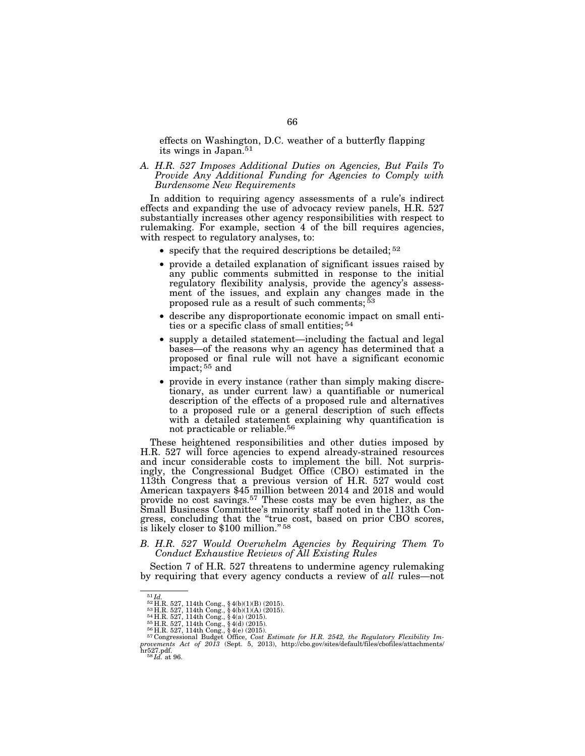effects on Washington, D.C. weather of a butterfly flapping its wings in Japan.[51]

*A. H.R. 527 Imposes Additional Duties on Agencies, But Fails To Provide Any Additional Funding for Agencies to Comply with Burdensome New Requirements*

In addition to requiring agency assessments of a rule's indirect effects and expanding the use of advocacy review panels, H.R. 527 substantially increases other agency responsibilities with respect to rulemaking. For example, section 4 of the bill requires agencies, with respect to regulatory analyses, to:

- specify that the required descriptions be detailed;[52]
- provide a detailed explanation of significant issues raised by any public comments submitted in response to the initial regulatory flexibility analysis, provide the agency's assessment of the issues, and explain any changes made in the proposed rule as a result of such comments;[53]
- describe any disproportionate economic impact on small entities or a specific class of small entities;[54]
- supply a detailed statement—including the factual and legal bases—of the reasons why an agency has determined that a proposed or final rule will not have a significant economic impact;[55] and
- provide in every instance (rather than simply making discretionary, as under current law) a quantifiable or numerical description of the effects of a proposed rule and alternatives to a proposed rule or a general description of such effects with a detailed statement explaining why quantification is not practicable or reliable.[56]

These heightened responsibilities and other duties imposed by H.R. 527 will force agencies to expend already-strained resources and incur considerable costs to implement the bill. Not surprisingly, the Congressional Budget Office (CBO) estimated in the 113th Congress that a previous version of H.R. 527 would cost American taxpayers $45 million between 2014 and 2018 and would provide no cost savings.[57] These costs may be even higher, as the Small Business Committee's minority staff noted in the 113th Congress, concluding that the "true cost, based on prior CBO scores, is likely closer to $100 million."[58]

*B. H.R. 527 Would Overwhelm Agencies by Requiring Them To Conduct Exhaustive Reviews of All Existing Rules*

Section 7 of H.R. 527 threatens to undermine agency rulemaking by requiring that every agency conducts a review of *all* rules—not

---

[51] *Id.*
[52] H.R. 527, 114th Cong., § 4(b)(1)(B) (2015).
[53] H.R. 527, 114th Cong., § 4(b)(1)(A) (2015).
[54] H.R. 527, 114th Cong., § 4(a) (2015).
[55] H.R. 527, 114th Cong., § 4(d) (2015).
[56] H.R. 527, 114th Cong., § 4(e) (2015).
[57] Congressional Budget Office, *Cost Estimate for H.R. 2542, the Regulatory Flexibility Improvements Act of 2013* (Sept. 5, 2013), http://cbo.gov/sites/default/files/cbofiles/attachments/hr527.pdf.
[58] *Id.* at 96.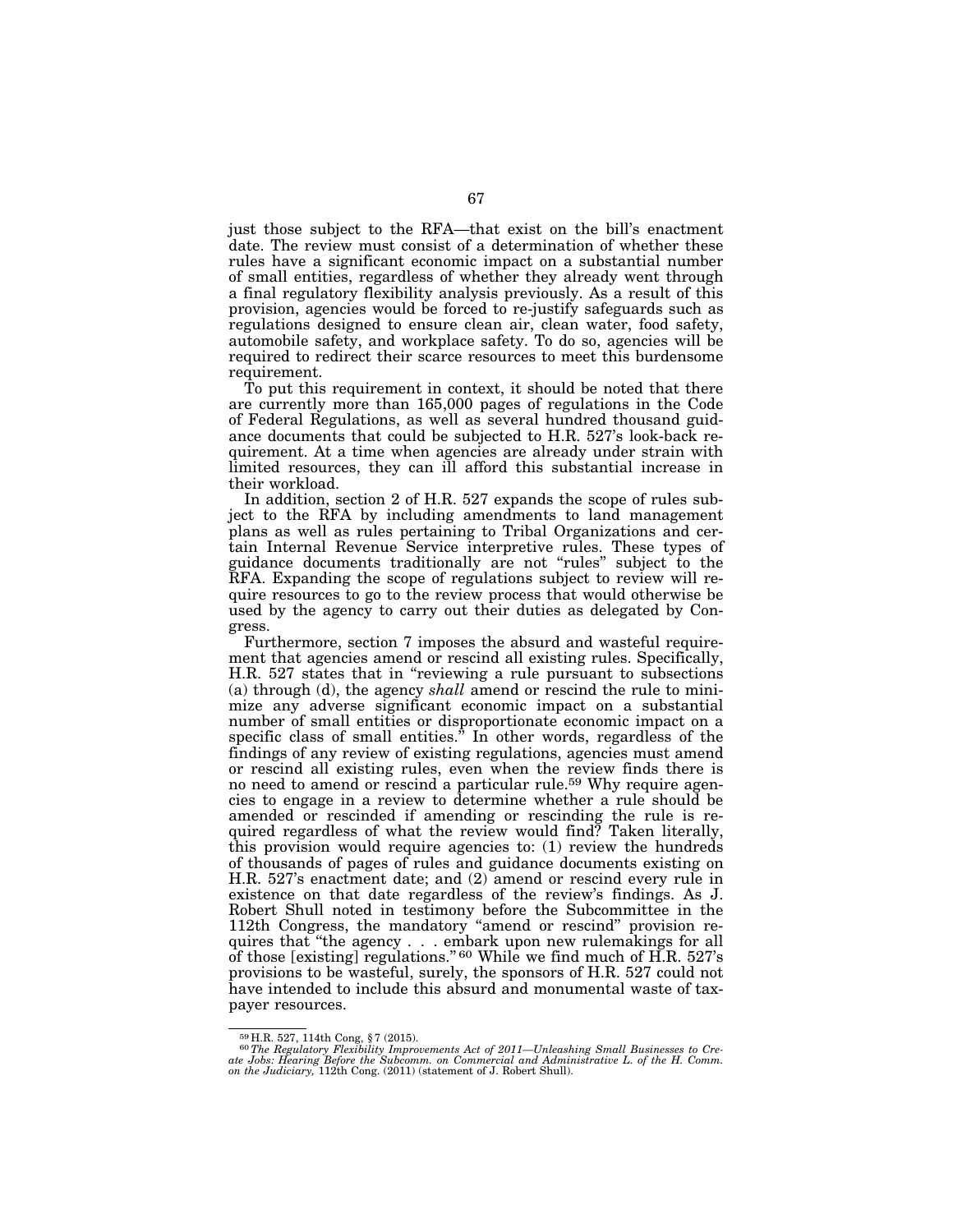just those subject to the RFA—that exist on the bill's enactment date. The review must consist of a determination of whether these rules have a significant economic impact on a substantial number of small entities, regardless of whether they already went through a final regulatory flexibility analysis previously. As a result of this provision, agencies would be forced to re-justify safeguards such as regulations designed to ensure clean air, clean water, food safety, automobile safety, and workplace safety. To do so, agencies will be required to redirect their scarce resources to meet this burdensome requirement.

To put this requirement in context, it should be noted that there are currently more than 165,000 pages of regulations in the Code of Federal Regulations, as well as several hundred thousand guidance documents that could be subjected to H.R. 527's look-back requirement. At a time when agencies are already under strain with limited resources, they can ill afford this substantial increase in their workload.

In addition, section 2 of H.R. 527 expands the scope of rules subject to the RFA by including amendments to land management plans as well as rules pertaining to Tribal Organizations and certain Internal Revenue Service interpretive rules. These types of guidance documents traditionally are not "rules" subject to the RFA. Expanding the scope of regulations subject to review will require resources to go to the review process that would otherwise be used by the agency to carry out their duties as delegated by Congress.

Furthermore, section 7 imposes the absurd and wasteful requirement that agencies amend or rescind all existing rules. Specifically, H.R. 527 states that in "reviewing a rule pursuant to subsections (a) through (d), the agency *shall* amend or rescind the rule to minimize any adverse significant economic impact on a substantial number of small entities or disproportionate economic impact on a specific class of small entities." In other words, regardless of the findings of any review of existing regulations, agencies must amend or rescind all existing rules, even when the review finds there is no need to amend or rescind a particular rule.[59] Why require agencies to engage in a review to determine whether a rule should be amended or rescinded if amending or rescinding the rule is required regardless of what the review would find? Taken literally, this provision would require agencies to: (1) review the hundreds of thousands of pages of rules and guidance documents existing on H.R. 527's enactment date; and (2) amend or rescind every rule in existence on that date regardless of the review's findings. As J. Robert Shull noted in testimony before the Subcommittee in the 112th Congress, the mandatory "amend or rescind" provision requires that "the agency . . . embark upon new rulemakings for all of those [existing] regulations."[60] While we find much of H.R. 527's provisions to be wasteful, surely, the sponsors of H.R. 527 could not have intended to include this absurd and monumental waste of taxpayer resources.

---

[59] H.R. 527, 114th Cong, §7 (2015).

[60] *The Regulatory Flexibility Improvements Act of 2011—Unleashing Small Businesses to Create Jobs: Hearing Before the Subcomm. on Commercial and Administrative L. of the H. Comm. on the Judiciary,* 112th Cong. (2011) (statement of J. Robert Shull).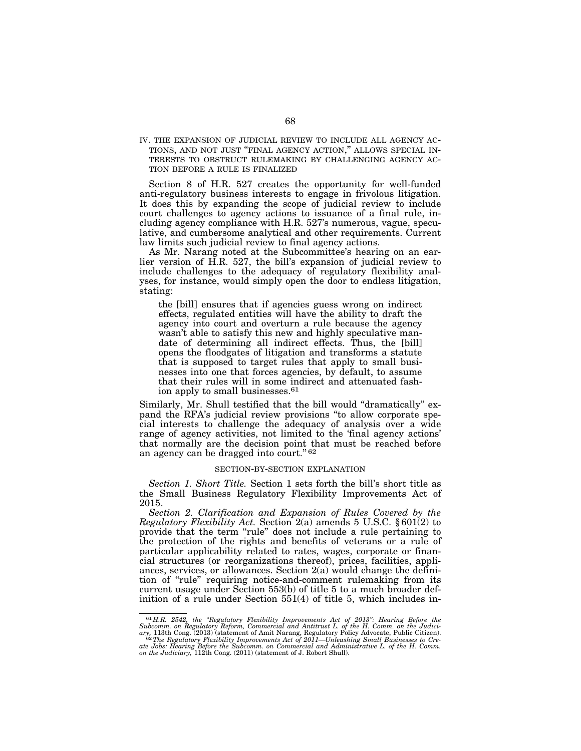## IV. THE EXPANSION OF JUDICIAL REVIEW TO INCLUDE ALL AGENCY ACTIONS, AND NOT JUST "FINAL AGENCY ACTION," ALLOWS SPECIAL INTERESTS TO OBSTRUCT RULEMAKING BY CHALLENGING AGENCY ACTION BEFORE A RULE IS FINALIZED

Section 8 of H.R. 527 creates the opportunity for well-funded anti-regulatory business interests to engage in frivolous litigation. It does this by expanding the scope of judicial review to include court challenges to agency actions to issuance of a final rule, including agency compliance with H.R. 527's numerous, vague, speculative, and cumbersome analytical and other requirements. Current law limits such judicial review to final agency actions.

As Mr. Narang noted at the Subcommittee's hearing on an earlier version of H.R. 527, the bill's expansion of judicial review to include challenges to the adequacy of regulatory flexibility analyses, for instance, would simply open the door to endless litigation, stating:

> the [bill] ensures that if agencies guess wrong on indirect effects, regulated entities will have the ability to draft the agency into court and overturn a rule because the agency wasn't able to satisfy this new and highly speculative mandate of determining all indirect effects. Thus, the [bill] opens the floodgates of litigation and transforms a statute that is supposed to target rules that apply to small businesses into one that forces agencies, by default, to assume that their rules will in some indirect and attenuated fashion apply to small businesses.[61]

Similarly, Mr. Shull testified that the bill would "dramatically" expand the RFA's judicial review provisions "to allow corporate special interests to challenge the adequacy of analysis over a wide range of agency activities, not limited to the 'final agency actions' that normally are the decision point that must be reached before an agency can be dragged into court."[62]

## SECTION-BY-SECTION EXPLANATION

*Section 1. Short Title.* Section 1 sets forth the bill's short title as the Small Business Regulatory Flexibility Improvements Act of 2015.

*Section 2. Clarification and Expansion of Rules Covered by the Regulatory Flexibility Act.* Section 2(a) amends 5 U.S.C. § 601(2) to provide that the term "rule" does not include a rule pertaining to the protection of the rights and benefits of veterans or a rule of particular applicability related to rates, wages, corporate or financial structures (or reorganizations thereof), prices, facilities, appliances, services, or allowances. Section 2(a) would change the definition of "rule" requiring notice-and-comment rulemaking from its current usage under Section 553(b) of title 5 to a much broader definition of a rule under Section 551(4) of title 5, which includes in-

---

[61] *H.R. 2542, the "Regulatory Flexibility Improvements Act of 2013": Hearing Before the Subcomm. on Regulatory Reform, Commercial and Antitrust L. of the H. Comm. on the Judiciary,* 113th Cong. (2013) (statement of Amit Narang, Regulatory Policy Advocate, Public Citizen).

[62] *The Regulatory Flexibility Improvements Act of 2011—Unleashing Small Businesses to Create Jobs: Hearing Before the Subcomm. on Commercial and Administrative L. of the H. Comm. on the Judiciary,* 112th Cong. (2011) (statement of J. Robert Shull).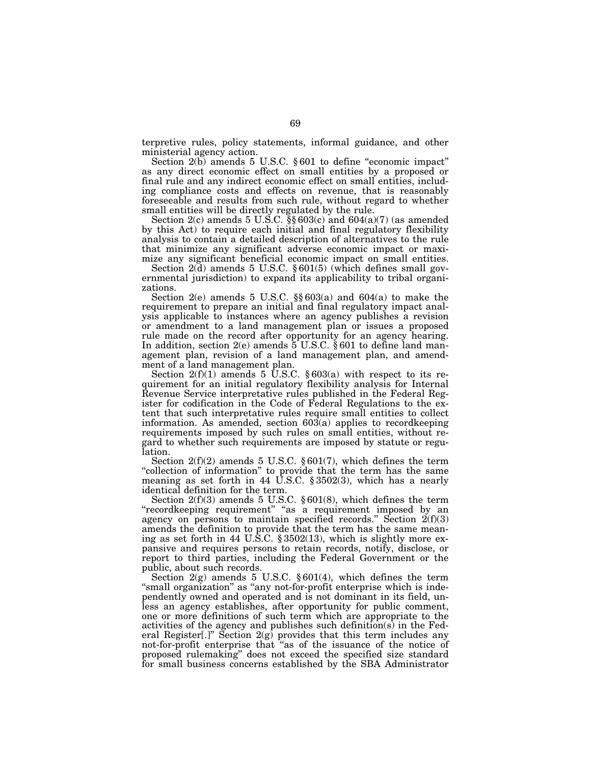terpretive rules, policy statements, informal guidance, and other ministerial agency action.

Section 2(b) amends 5 U.S.C. § 601 to define "economic impact" as any direct economic effect on small entities by a proposed or final rule and any indirect economic effect on small entities, including compliance costs and effects on revenue, that is reasonably foreseeable and results from such rule, without regard to whether small entities will be directly regulated by the rule.

Section 2(c) amends 5 U.S.C. §§ 603(c) and 604(a)(7) (as amended by this Act) to require each initial and final regulatory flexibility analysis to contain a detailed description of alternatives to the rule that minimize any significant adverse economic impact or maximize any significant beneficial economic impact on small entities.

Section 2(d) amends 5 U.S.C. § 601(5) (which defines small governmental jurisdiction) to expand its applicability to tribal organizations.

Section 2(e) amends 5 U.S.C. §§ 603(a) and 604(a) to make the requirement to prepare an initial and final regulatory impact analysis applicable to instances where an agency publishes a revision or amendment to a land management plan or issues a proposed rule made on the record after opportunity for an agency hearing. In addition, section 2(e) amends 5 U.S.C. § 601 to define land management plan, revision of a land management plan, and amendment of a land management plan.

Section 2(f)(1) amends 5 U.S.C. § 603(a) with respect to its requirement for an initial regulatory flexibility analysis for Internal Revenue Service interpretative rules published in the Federal Register for codification in the Code of Federal Regulations to the extent that such interpretative rules require small entities to collect information. As amended, section 603(a) applies to recordkeeping requirements imposed by such rules on small entities, without regard to whether such requirements are imposed by statute or regulation.

Section 2(f)(2) amends 5 U.S.C. § 601(7), which defines the term "collection of information" to provide that the term has the same meaning as set forth in 44 U.S.C. § 3502(3), which has a nearly identical definition for the term.

Section 2(f)(3) amends 5 U.S.C. § 601(8), which defines the term "recordkeeping requirement" "as a requirement imposed by an agency on persons to maintain specified records." Section 2(f)(3) amends the definition to provide that the term has the same meaning as set forth in 44 U.S.C. § 3502(13), which is slightly more expansive and requires persons to retain records, notify, disclose, or report to third parties, including the Federal Government or the public, about such records.

Section 2(g) amends 5 U.S.C. § 601(4), which defines the term "small organization" as "any not-for-profit enterprise which is independently owned and operated and is not dominant in its field, unless an agency establishes, after opportunity for public comment, one or more definitions of such term which are appropriate to the activities of the agency and publishes such definition(s) in the Federal Register[.]" Section 2(g) provides that this term includes any not-for-profit enterprise that "as of the issuance of the notice of proposed rulemaking" does not exceed the specified size standard for small business concerns established by the SBA Administrator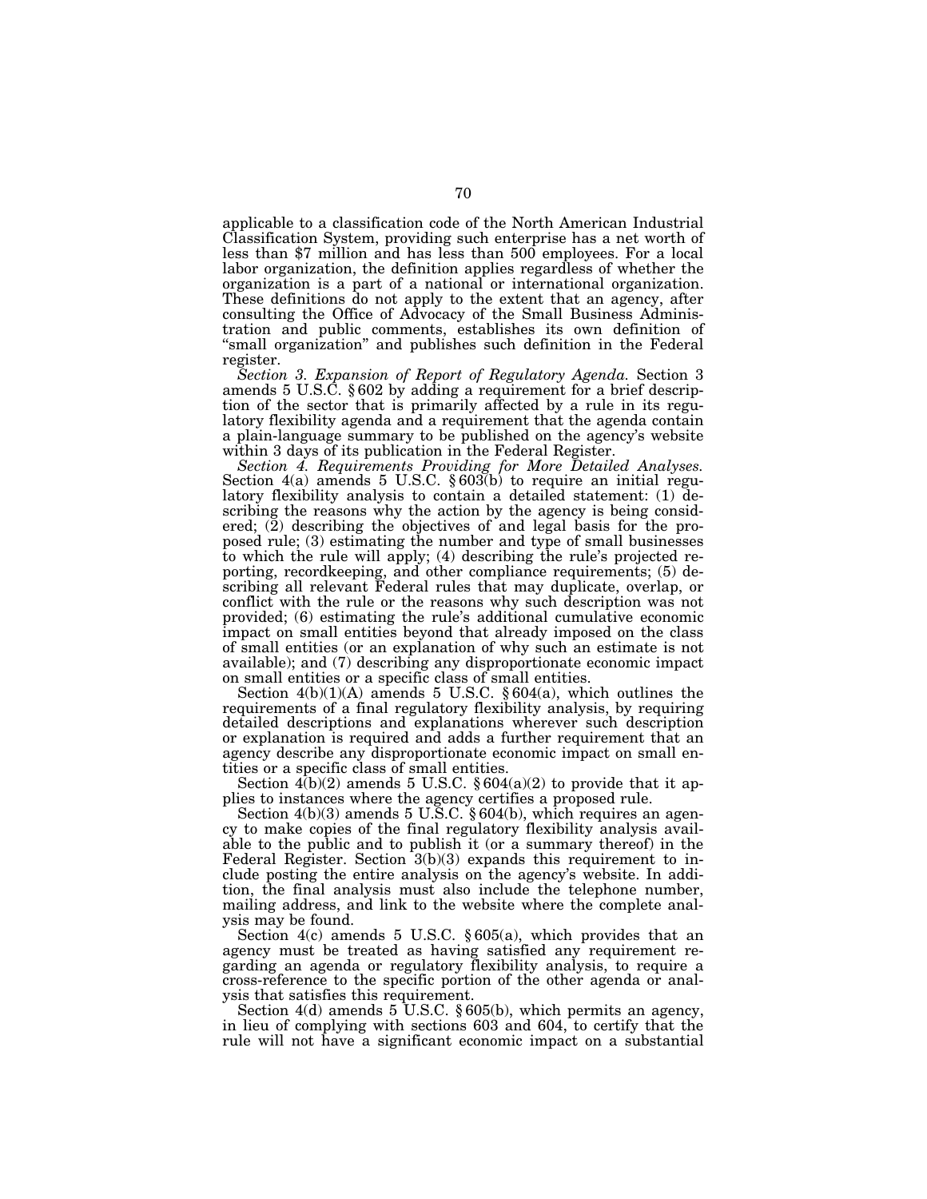applicable to a classification code of the North American Industrial Classification System, providing such enterprise has a net worth of less than $7 million and has less than 500 employees. For a local labor organization, the definition applies regardless of whether the organization is a part of a national or international organization. These definitions do not apply to the extent that an agency, after consulting the Office of Advocacy of the Small Business Administration and public comments, establishes its own definition of "small organization" and publishes such definition in the Federal register.

*Section 3. Expansion of Report of Regulatory Agenda.* Section 3 amends 5 U.S.C. § 602 by adding a requirement for a brief description of the sector that is primarily affected by a rule in its regulatory flexibility agenda and a requirement that the agenda contain a plain-language summary to be published on the agency's website within 3 days of its publication in the Federal Register.

*Section 4. Requirements Providing for More Detailed Analyses.* Section 4(a) amends 5 U.S.C. § 603(b) to require an initial regulatory flexibility analysis to contain a detailed statement: (1) describing the reasons why the action by the agency is being considered; (2) describing the objectives of and legal basis for the proposed rule; (3) estimating the number and type of small businesses to which the rule will apply; (4) describing the rule's projected reporting, recordkeeping, and other compliance requirements; (5) describing all relevant Federal rules that may duplicate, overlap, or conflict with the rule or the reasons why such description was not provided; (6) estimating the rule's additional cumulative economic impact on small entities beyond that already imposed on the class of small entities (or an explanation of why such an estimate is not available); and (7) describing any disproportionate economic impact on small entities or a specific class of small entities.

Section 4(b)(1)(A) amends 5 U.S.C. § 604(a), which outlines the requirements of a final regulatory flexibility analysis, by requiring detailed descriptions and explanations wherever such description or explanation is required and adds a further requirement that an agency describe any disproportionate economic impact on small entities or a specific class of small entities.

Section 4(b)(2) amends 5 U.S.C. § 604(a)(2) to provide that it applies to instances where the agency certifies a proposed rule.

Section 4(b)(3) amends 5 U.S.C. § 604(b), which requires an agency to make copies of the final regulatory flexibility analysis available to the public and to publish it (or a summary thereof) in the Federal Register. Section 3(b)(3) expands this requirement to include posting the entire analysis on the agency's website. In addition, the final analysis must also include the telephone number, mailing address, and link to the website where the complete analysis may be found.

Section 4(c) amends 5 U.S.C. § 605(a), which provides that an agency must be treated as having satisfied any requirement regarding an agenda or regulatory flexibility analysis, to require a cross-reference to the specific portion of the other agenda or analysis that satisfies this requirement.

Section 4(d) amends 5 U.S.C. § 605(b), which permits an agency, in lieu of complying with sections 603 and 604, to certify that the rule will not have a significant economic impact on a substantial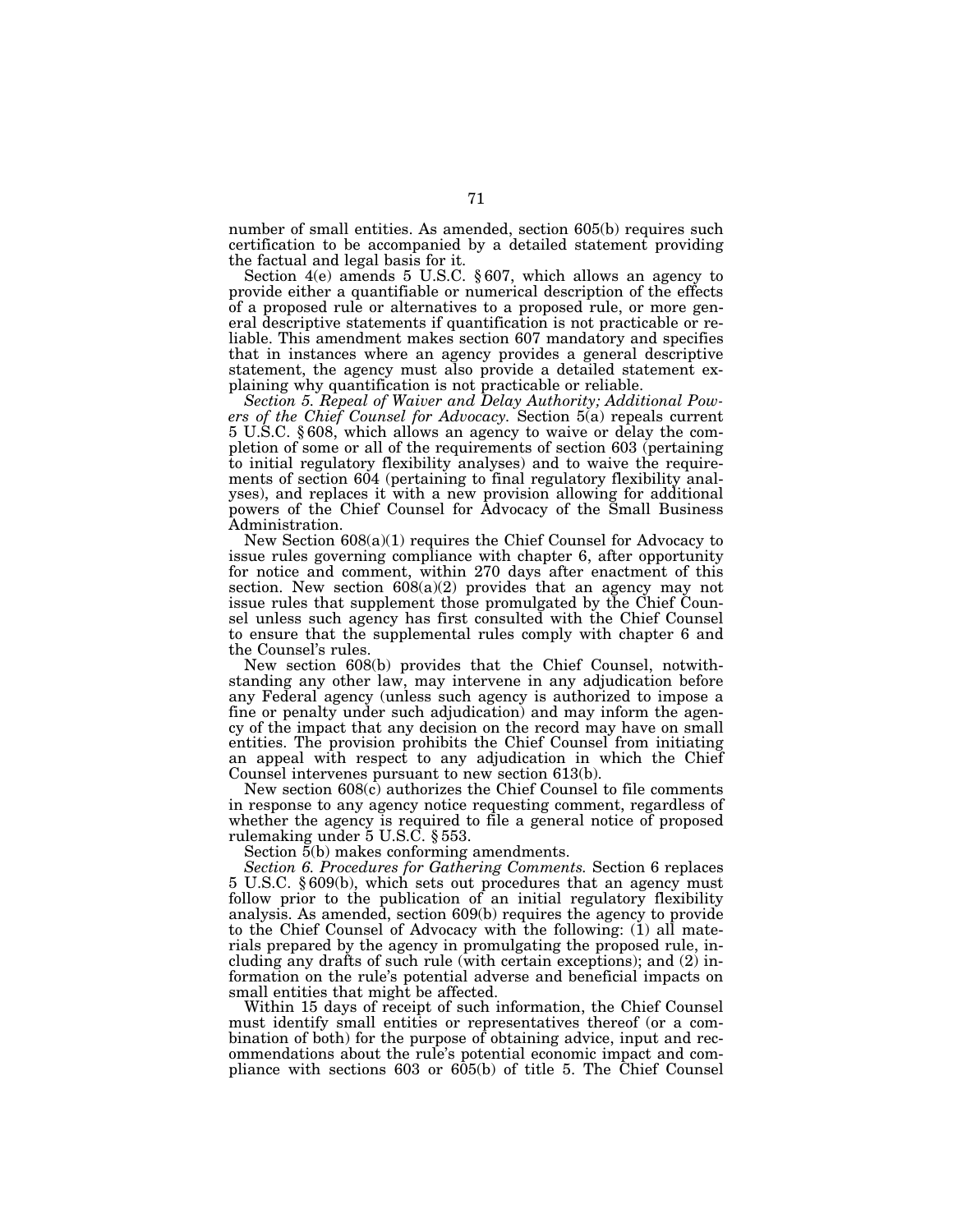number of small entities. As amended, section 605(b) requires such certification to be accompanied by a detailed statement providing the factual and legal basis for it.

Section 4(e) amends 5 U.S.C. § 607, which allows an agency to provide either a quantifiable or numerical description of the effects of a proposed rule or alternatives to a proposed rule, or more general descriptive statements if quantification is not practicable or reliable. This amendment makes section 607 mandatory and specifies that in instances where an agency provides a general descriptive statement, the agency must also provide a detailed statement explaining why quantification is not practicable or reliable.

*Section 5. Repeal of Waiver and Delay Authority; Additional Powers of the Chief Counsel for Advocacy.* Section 5(a) repeals current 5 U.S.C. § 608, which allows an agency to waive or delay the completion of some or all of the requirements of section 603 (pertaining to initial regulatory flexibility analyses) and to waive the requirements of section 604 (pertaining to final regulatory flexibility analyses), and replaces it with a new provision allowing for additional powers of the Chief Counsel for Advocacy of the Small Business Administration.

New Section 608(a)(1) requires the Chief Counsel for Advocacy to issue rules governing compliance with chapter 6, after opportunity for notice and comment, within 270 days after enactment of this section. New section 608(a)(2) provides that an agency may not issue rules that supplement those promulgated by the Chief Counsel unless such agency has first consulted with the Chief Counsel to ensure that the supplemental rules comply with chapter 6 and the Counsel's rules.

New section 608(b) provides that the Chief Counsel, notwithstanding any other law, may intervene in any adjudication before any Federal agency (unless such agency is authorized to impose a fine or penalty under such adjudication) and may inform the agency of the impact that any decision on the record may have on small entities. The provision prohibits the Chief Counsel from initiating an appeal with respect to any adjudication in which the Chief Counsel intervenes pursuant to new section 613(b).

New section 608(c) authorizes the Chief Counsel to file comments in response to any agency notice requesting comment, regardless of whether the agency is required to file a general notice of proposed rulemaking under 5 U.S.C. § 553.

Section 5(b) makes conforming amendments.

*Section 6. Procedures for Gathering Comments.* Section 6 replaces 5 U.S.C. § 609(b), which sets out procedures that an agency must follow prior to the publication of an initial regulatory flexibility analysis. As amended, section 609(b) requires the agency to provide to the Chief Counsel of Advocacy with the following: (1) all materials prepared by the agency in promulgating the proposed rule, including any drafts of such rule (with certain exceptions); and (2) information on the rule's potential adverse and beneficial impacts on small entities that might be affected.

Within 15 days of receipt of such information, the Chief Counsel must identify small entities or representatives thereof (or a combination of both) for the purpose of obtaining advice, input and recommendations about the rule's potential economic impact and compliance with sections 603 or 605(b) of title 5. The Chief Counsel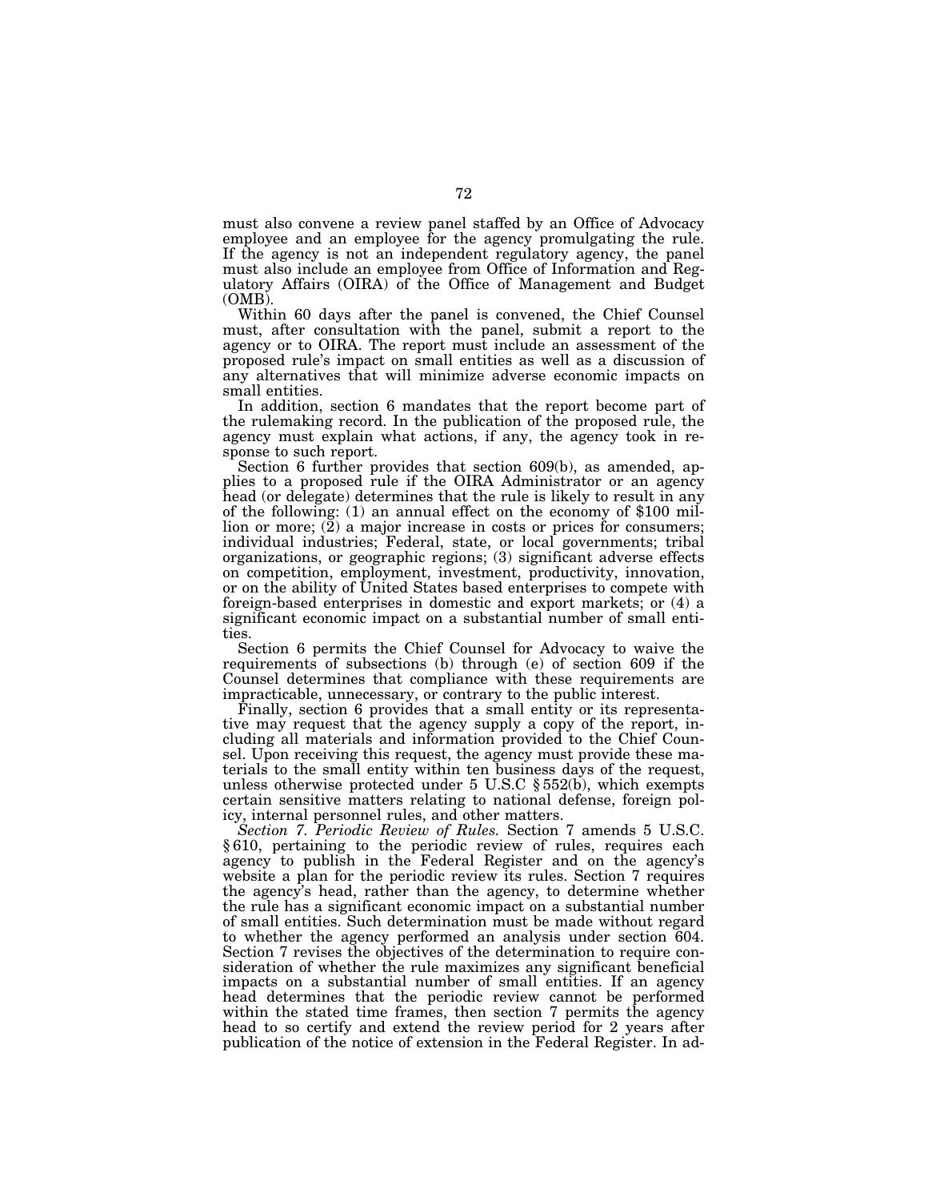must also convene a review panel staffed by an Office of Advocacy employee and an employee for the agency promulgating the rule. If the agency is not an independent regulatory agency, the panel must also include an employee from Office of Information and Regulatory Affairs (OIRA) of the Office of Management and Budget (OMB).

Within 60 days after the panel is convened, the Chief Counsel must, after consultation with the panel, submit a report to the agency or to OIRA. The report must include an assessment of the proposed rule's impact on small entities as well as a discussion of any alternatives that will minimize adverse economic impacts on small entities.

In addition, section 6 mandates that the report become part of the rulemaking record. In the publication of the proposed rule, the agency must explain what actions, if any, the agency took in response to such report.

Section 6 further provides that section 609(b), as amended, applies to a proposed rule if the OIRA Administrator or an agency head (or delegate) determines that the rule is likely to result in any of the following: (1) an annual effect on the economy of $100 million or more; (2) a major increase in costs or prices for consumers; individual industries; Federal, state, or local governments; tribal organizations, or geographic regions; (3) significant adverse effects on competition, employment, investment, productivity, innovation, or on the ability of United States based enterprises to compete with foreign-based enterprises in domestic and export markets; or (4) a significant economic impact on a substantial number of small entities.

Section 6 permits the Chief Counsel for Advocacy to waive the requirements of subsections (b) through (e) of section 609 if the Counsel determines that compliance with these requirements are impracticable, unnecessary, or contrary to the public interest.

Finally, section 6 provides that a small entity or its representative may request that the agency supply a copy of the report, including all materials and information provided to the Chief Counsel. Upon receiving this request, the agency must provide these materials to the small entity within ten business days of the request, unless otherwise protected under 5 U.S.C § 552(b), which exempts certain sensitive matters relating to national defense, foreign policy, internal personnel rules, and other matters.

*Section 7. Periodic Review of Rules.* Section 7 amends 5 U.S.C. § 610, pertaining to the periodic review of rules, requires each agency to publish in the Federal Register and on the agency's website a plan for the periodic review its rules. Section 7 requires the agency's head, rather than the agency, to determine whether the rule has a significant economic impact on a substantial number of small entities. Such determination must be made without regard to whether the agency performed an analysis under section 604. Section 7 revises the objectives of the determination to require consideration of whether the rule maximizes any significant beneficial impacts on a substantial number of small entities. If an agency head determines that the periodic review cannot be performed within the stated time frames, then section 7 permits the agency head to so certify and extend the review period for 2 years after publication of the notice of extension in the Federal Register. In ad-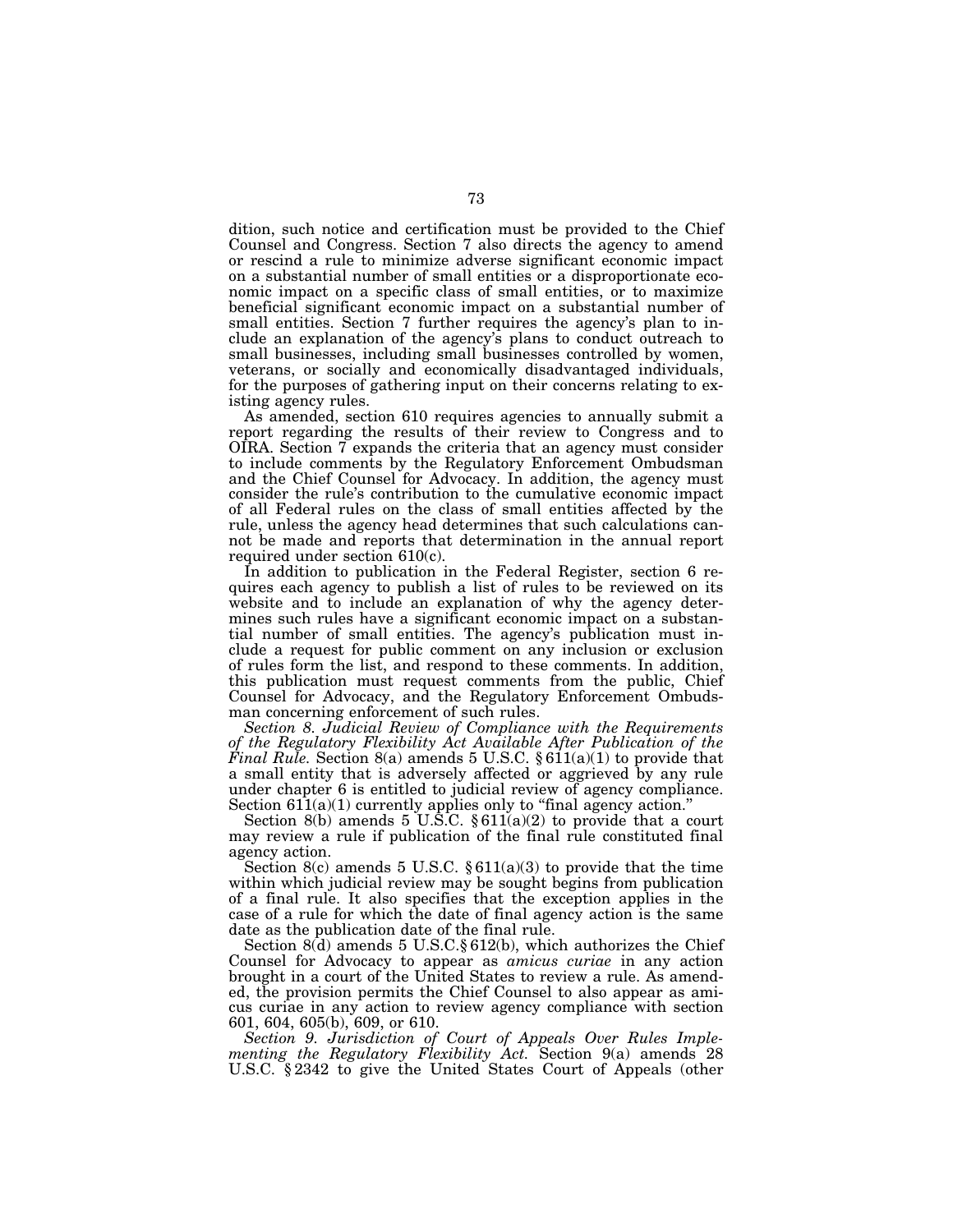dition, such notice and certification must be provided to the Chief Counsel and Congress. Section 7 also directs the agency to amend or rescind a rule to minimize adverse significant economic impact on a substantial number of small entities or a disproportionate economic impact on a specific class of small entities, or to maximize beneficial significant economic impact on a substantial number of small entities. Section 7 further requires the agency's plan to include an explanation of the agency's plans to conduct outreach to small businesses, including small businesses controlled by women, veterans, or socially and economically disadvantaged individuals, for the purposes of gathering input on their concerns relating to existing agency rules.

As amended, section 610 requires agencies to annually submit a report regarding the results of their review to Congress and to OIRA. Section 7 expands the criteria that an agency must consider to include comments by the Regulatory Enforcement Ombudsman and the Chief Counsel for Advocacy. In addition, the agency must consider the rule's contribution to the cumulative economic impact of all Federal rules on the class of small entities affected by the rule, unless the agency head determines that such calculations cannot be made and reports that determination in the annual report required under section 610(c).

In addition to publication in the Federal Register, section 6 requires each agency to publish a list of rules to be reviewed on its website and to include an explanation of why the agency determines such rules have a significant economic impact on a substantial number of small entities. The agency's publication must include a request for public comment on any inclusion or exclusion of rules form the list, and respond to these comments. In addition, this publication must request comments from the public, Chief Counsel for Advocacy, and the Regulatory Enforcement Ombudsman concerning enforcement of such rules.

*Section 8. Judicial Review of Compliance with the Requirements of the Regulatory Flexibility Act Available After Publication of the Final Rule.* Section 8(a) amends 5 U.S.C. § 611(a)(1) to provide that a small entity that is adversely affected or aggrieved by any rule under chapter 6 is entitled to judicial review of agency compliance. Section 611(a)(1) currently applies only to "final agency action."

Section 8(b) amends 5 U.S.C. § 611(a)(2) to provide that a court may review a rule if publication of the final rule constituted final agency action.

Section 8(c) amends 5 U.S.C. § 611(a)(3) to provide that the time within which judicial review may be sought begins from publication of a final rule. It also specifies that the exception applies in the case of a rule for which the date of final agency action is the same date as the publication date of the final rule.

Section 8(d) amends 5 U.S.C.§ 612(b), which authorizes the Chief Counsel for Advocacy to appear as *amicus curiae* in any action brought in a court of the United States to review a rule. As amended, the provision permits the Chief Counsel to also appear as amicus curiae in any action to review agency compliance with section 601, 604, 605(b), 609, or 610.

*Section 9. Jurisdiction of Court of Appeals Over Rules Implementing the Regulatory Flexibility Act.* Section 9(a) amends 28 U.S.C. § 2342 to give the United States Court of Appeals (other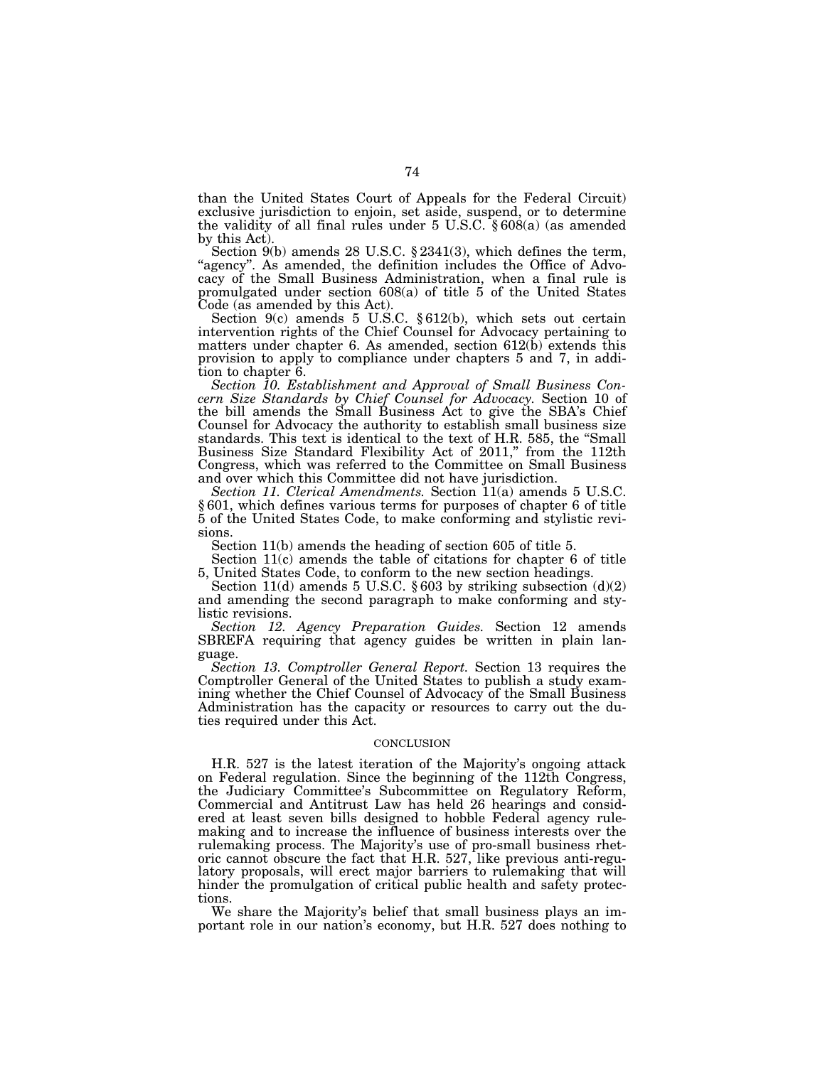than the United States Court of Appeals for the Federal Circuit) exclusive jurisdiction to enjoin, set aside, suspend, or to determine the validity of all final rules under 5 U.S.C. § 608(a) (as amended by this Act).

Section 9(b) amends 28 U.S.C. § 2341(3), which defines the term, "agency". As amended, the definition includes the Office of Advocacy of the Small Business Administration, when a final rule is promulgated under section 608(a) of title 5 of the United States Code (as amended by this Act).

Section 9(c) amends 5 U.S.C. § 612(b), which sets out certain intervention rights of the Chief Counsel for Advocacy pertaining to matters under chapter 6. As amended, section 612(b) extends this provision to apply to compliance under chapters 5 and 7, in addition to chapter 6.

*Section 10. Establishment and Approval of Small Business Concern Size Standards by Chief Counsel for Advocacy.* Section 10 of the bill amends the Small Business Act to give the SBA's Chief Counsel for Advocacy the authority to establish small business size standards. This text is identical to the text of H.R. 585, the "Small Business Size Standard Flexibility Act of 2011," from the 112th Congress, which was referred to the Committee on Small Business and over which this Committee did not have jurisdiction.

*Section 11. Clerical Amendments.* Section 11(a) amends 5 U.S.C. § 601, which defines various terms for purposes of chapter 6 of title 5 of the United States Code, to make conforming and stylistic revisions.

Section 11(b) amends the heading of section 605 of title 5.

Section 11(c) amends the table of citations for chapter 6 of title 5, United States Code, to conform to the new section headings.

Section 11(d) amends 5 U.S.C. § 603 by striking subsection (d)(2) and amending the second paragraph to make conforming and stylistic revisions.

*Section 12. Agency Preparation Guides.* Section 12 amends SBREFA requiring that agency guides be written in plain language.

*Section 13. Comptroller General Report.* Section 13 requires the Comptroller General of the United States to publish a study examining whether the Chief Counsel of Advocacy of the Small Business Administration has the capacity or resources to carry out the duties required under this Act.

## CONCLUSION

H.R. 527 is the latest iteration of the Majority's ongoing attack on Federal regulation. Since the beginning of the 112th Congress, the Judiciary Committee's Subcommittee on Regulatory Reform, Commercial and Antitrust Law has held 26 hearings and considered at least seven bills designed to hobble Federal agency rulemaking and to increase the influence of business interests over the rulemaking process. The Majority's use of pro-small business rhetoric cannot obscure the fact that H.R. 527, like previous anti-regulatory proposals, will erect major barriers to rulemaking that will hinder the promulgation of critical public health and safety protections.

We share the Majority's belief that small business plays an important role in our nation's economy, but H.R. 527 does nothing to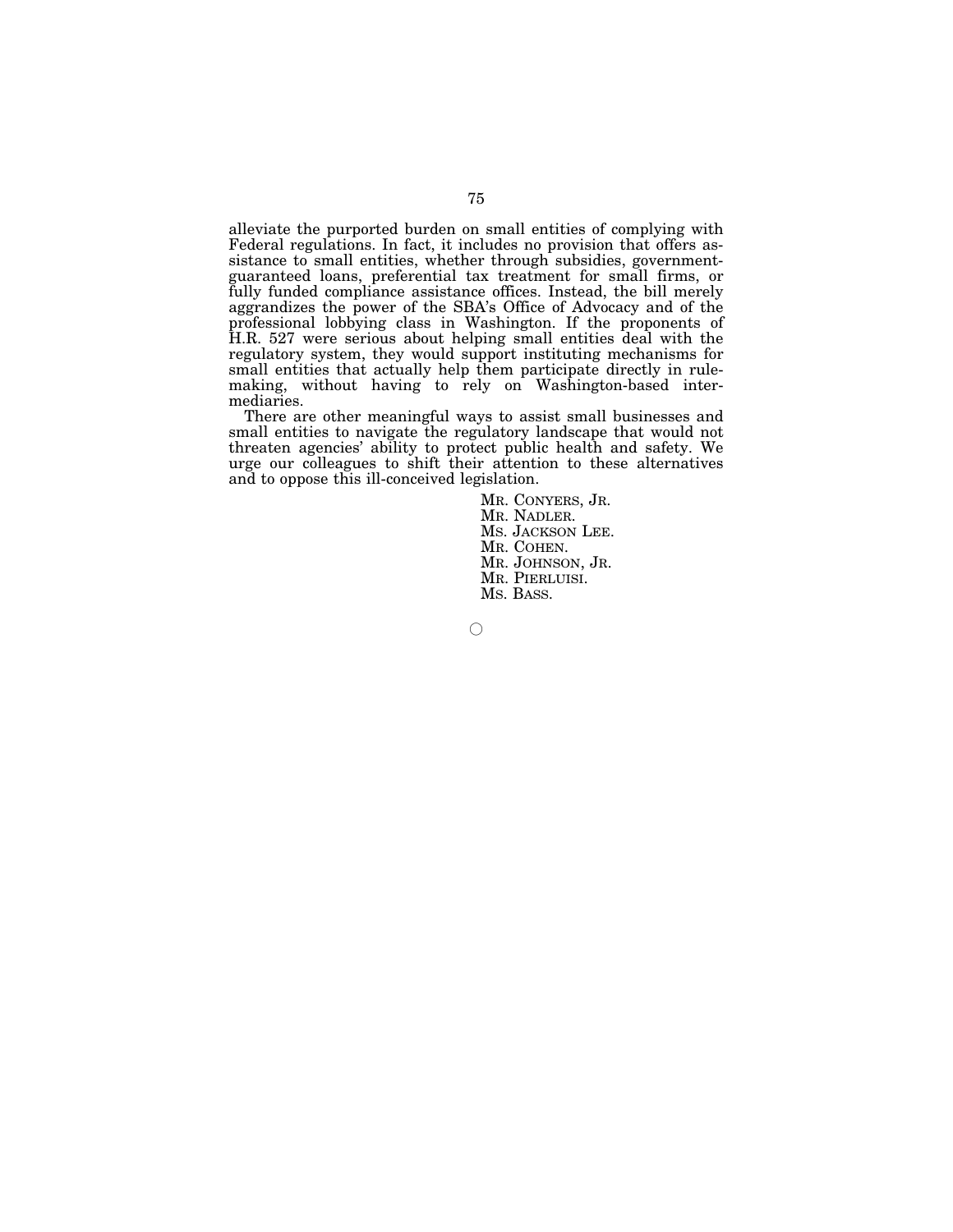alleviate the purported burden on small entities of complying with Federal regulations. In fact, it includes no provision that offers assistance to small entities, whether through subsidies, government-guaranteed loans, preferential tax treatment for small firms, or fully funded compliance assistance offices. Instead, the bill merely aggrandizes the power of the SBA's Office of Advocacy and of the professional lobbying class in Washington. If the proponents of H.R. 527 were serious about helping small entities deal with the regulatory system, they would support instituting mechanisms for small entities that actually help them participate directly in rule-making, without having to rely on Washington-based intermediaries.

There are other meaningful ways to assist small businesses and small entities to navigate the regulatory landscape that would not threaten agencies' ability to protect public health and safety. We urge our colleagues to shift their attention to these alternatives and to oppose this ill-conceived legislation.

MR. CONYERS, JR.
MR. NADLER.
MS. JACKSON LEE.
MR. COHEN.
MR. JOHNSON, JR.
MR. PIERLUISI.
MS. BASS.

○